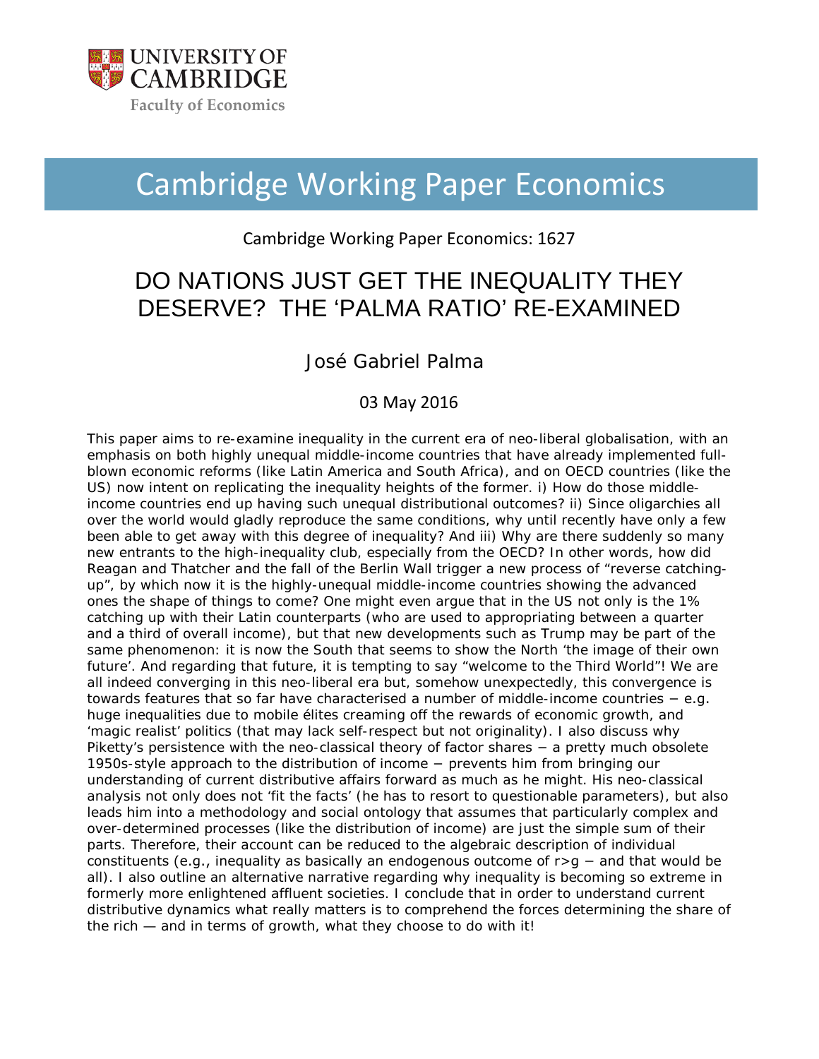UNIVERSITY OF CAMBRIDGE

Faculty of Economics

# Cambridge Working Paper Economics

Cambridge Working Paper Economics: 1627

## DO NATIONS JUST GET THE INEQUALITY THEY DESERVE? THE 'PALMA RATIO' RE-EXAMINED

José Gabriel Palma

03 May 2016

This paper aims to re-examine inequality in the current era of neo-liberal globalisation, with an emphasis on both highly unequal middle-income countries that have already implemented full-blown economic reforms (like Latin America and South Africa), and on OECD countries (like the US) now intent on replicating the inequality heights of the former. i) How do those middle-income countries end up having such unequal distributional outcomes? ii) Since oligarchies all over the world would gladly reproduce the same conditions, why until recently have only a few been able to get away with this degree of inequality? And iii) Why are there suddenly so many new entrants to the high-inequality club, especially from the OECD? In other words, how did Reagan and Thatcher and the fall of the Berlin Wall trigger a new process of "reverse catching-up", by which now it is the highly-unequal middle-income countries showing the advanced ones the shape of things to come? One might even argue that in the US not only is the 1% catching up with their Latin counterparts (who are used to appropriating between a quarter and a third of overall income), but that new developments such as Trump may be part of the same phenomenon: it is now the South that seems to show the North 'the image of their own future'. And regarding that future, it is tempting to say "welcome to the Third World"! We are all indeed converging in this neo-liberal era but, somehow unexpectedly, this convergence is towards features that so far have characterised a number of middle-income countries − e.g. huge inequalities due to mobile élites creaming off the rewards of economic growth, and 'magic realist' politics (that may lack self-respect but not originality). I also discuss why Piketty's persistence with the neo-classical theory of factor shares − a pretty much obsolete 1950s-style approach to the distribution of income − prevents him from bringing our understanding of current distributive affairs forward as much as he might. His neo-classical analysis not only does not 'fit the facts' (he has to resort to questionable parameters), but also leads him into a methodology and social ontology that assumes that particularly complex and over-determined processes (like the distribution of income) are just the simple sum of their parts. Therefore, their account can be reduced to the algebraic description of individual constituents (e.g., inequality as basically an endogenous outcome of $r>g$ − and that would be all). I also outline an alternative narrative regarding why inequality is becoming so extreme in formerly more enlightened affluent societies. I conclude that in order to understand current distributive dynamics what really matters is to comprehend the forces determining the share of the rich — and in terms of growth, what they choose to do with it!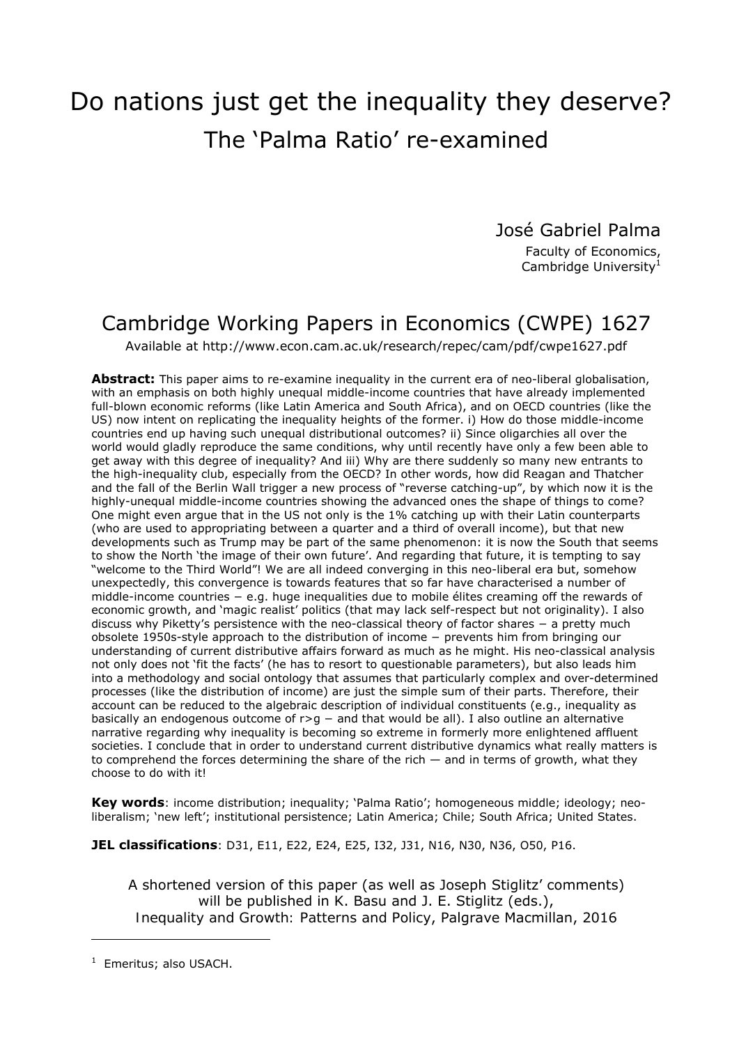# Do nations just get the inequality they deserve?

## The 'Palma Ratio' re-examined

José Gabriel Palma

Faculty of Economics,
Cambridge University[1]

## Cambridge Working Papers in Economics (CWPE) 1627

Available at http://www.econ.cam.ac.uk/research/repec/cam/pdf/cwpe1627.pdf

**Abstract:** This paper aims to re-examine inequality in the current era of neo-liberal globalisation, with an emphasis on both highly unequal middle-income countries that have already implemented full-blown economic reforms (like Latin America and South Africa), and on OECD countries (like the US) now intent on replicating the inequality heights of the former. i) How do those middle-income countries end up having such unequal distributional outcomes? ii) Since oligarchies all over the world would gladly reproduce the same conditions, why until recently have only a few been able to get away with this degree of inequality? And iii) Why are there suddenly so many new entrants to the high-inequality club, especially from the OECD? In other words, how did Reagan and Thatcher and the fall of the Berlin Wall trigger a new process of "reverse catching-up", by which now it is the highly-unequal middle-income countries showing the advanced ones the shape of things to come? One might even argue that in the US not only is the 1% catching up with their Latin counterparts (who are used to appropriating between a quarter and a third of overall income), but that new developments such as Trump may be part of the same phenomenon: it is now the South that seems to show the North 'the image of their own future'. And regarding that future, it is tempting to say "welcome to the Third World"! We are all indeed converging in this neo-liberal era but, somehow unexpectedly, this convergence is towards features that so far have characterised a number of middle-income countries − e.g. huge inequalities due to mobile élites creaming off the rewards of economic growth, and 'magic realist' politics (that may lack self-respect but not originality). I also discuss why Piketty's persistence with the neo-classical theory of factor shares − a pretty much obsolete 1950s-style approach to the distribution of income − prevents him from bringing our understanding of current distributive affairs forward as much as he might. His neo-classical analysis not only does not 'fit the facts' (he has to resort to questionable parameters), but also leads him into a methodology and social ontology that assumes that particularly complex and over-determined processes (like the distribution of income) are just the simple sum of their parts. Therefore, their account can be reduced to the algebraic description of individual constituents (e.g., inequality as basically an endogenous outcome of $r>g$ − and that would be all). I also outline an alternative narrative regarding why inequality is becoming so extreme in formerly more enlightened affluent societies. I conclude that in order to understand current distributive dynamics what really matters is to comprehend the forces determining the share of the rich — and in terms of growth, what they choose to do with it!

**Key words**: income distribution; inequality; 'Palma Ratio'; homogeneous middle; ideology; neo-liberalism; 'new left'; institutional persistence; Latin America; Chile; South Africa; United States.

**JEL classifications**: D31, E11, E22, E24, E25, I32, J31, N16, N30, N36, O50, P16.

A shortened version of this paper (as well as Joseph Stiglitz' comments) will be published in K. Basu and J. E. Stiglitz (eds.), Inequality and Growth: Patterns and Policy, Palgrave Macmillan, 2016

[1] Emeritus; also USACH.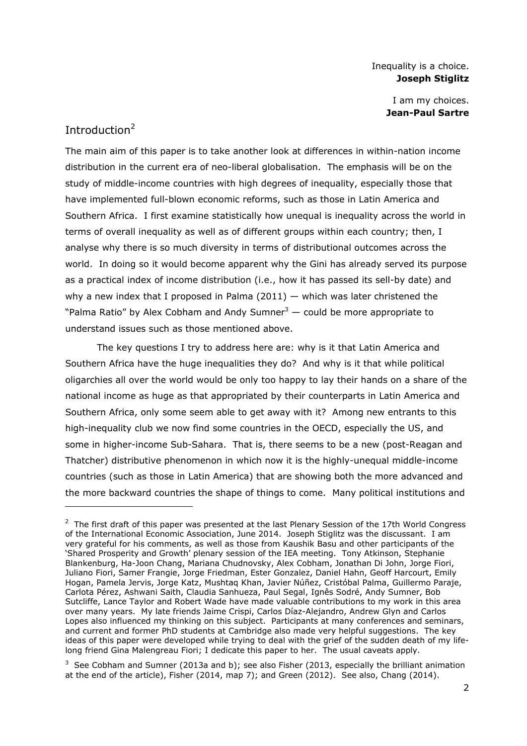Inequality is a choice.
**Joseph Stiglitz**

I am my choices.
**Jean-Paul Sartre**

## Introduction[2]

The main aim of this paper is to take another look at differences in within-nation income distribution in the current era of neo-liberal globalisation. The emphasis will be on the study of middle-income countries with high degrees of inequality, especially those that have implemented full-blown economic reforms, such as those in Latin America and Southern Africa. I first examine statistically how unequal is inequality across the world in terms of overall inequality as well as of different groups within each country; then, I analyse why there is so much diversity in terms of distributional outcomes across the world. In doing so it would become apparent why the Gini has already served its purpose as a practical index of income distribution (i.e., how it has passed its sell-by date) and why a new index that I proposed in Palma (2011) — which was later christened the "Palma Ratio" by Alex Cobham and Andy Sumner[3] — could be more appropriate to understand issues such as those mentioned above.

The key questions I try to address here are: why is it that Latin America and Southern Africa have the huge inequalities they do? And why is it that while political oligarchies all over the world would be only too happy to lay their hands on a share of the national income as huge as that appropriated by their counterparts in Latin America and Southern Africa, only some seem able to get away with it? Among new entrants to this high-inequality club we now find some countries in the OECD, especially the US, and some in higher-income Sub-Sahara. That is, there seems to be a new (post-Reagan and Thatcher) distributive phenomenon in which now it is the highly-unequal middle-income countries (such as those in Latin America) that are showing both the more advanced and the more backward countries the shape of things to come. Many political institutions and

---

[2] The first draft of this paper was presented at the last Plenary Session of the 17th World Congress of the International Economic Association, June 2014. Joseph Stiglitz was the discussant. I am very grateful for his comments, as well as those from Kaushik Basu and other participants of the 'Shared Prosperity and Growth' plenary session of the IEA meeting. Tony Atkinson, Stephanie Blankenburg, Ha-Joon Chang, Mariana Chudnovsky, Alex Cobham, Jonathan Di John, Jorge Fiori, Juliano Fiori, Samer Frangie, Jorge Friedman, Ester Gonzalez, Daniel Hahn, Geoff Harcourt, Emily Hogan, Pamela Jervis, Jorge Katz, Mushtaq Khan, Javier Núñez, Cristóbal Palma, Guillermo Paraje, Carlota Pérez, Ashwani Saith, Claudia Sanhueza, Paul Segal, Ignês Sodré, Andy Sumner, Bob Sutcliffe, Lance Taylor and Robert Wade have made valuable contributions to my work in this area over many years. My late friends Jaime Crispi, Carlos Díaz-Alejandro, Andrew Glyn and Carlos Lopes also influenced my thinking on this subject. Participants at many conferences and seminars, and current and former PhD students at Cambridge also made very helpful suggestions. The key ideas of this paper were developed while trying to deal with the grief of the sudden death of my life-long friend Gina Malengreau Fiori; I dedicate this paper to her. The usual caveats apply.

[3] See Cobham and Sumner (2013a and b); see also Fisher (2013, especially the brilliant animation at the end of the article), Fisher (2014, map 7); and Green (2012). See also, Chang (2014).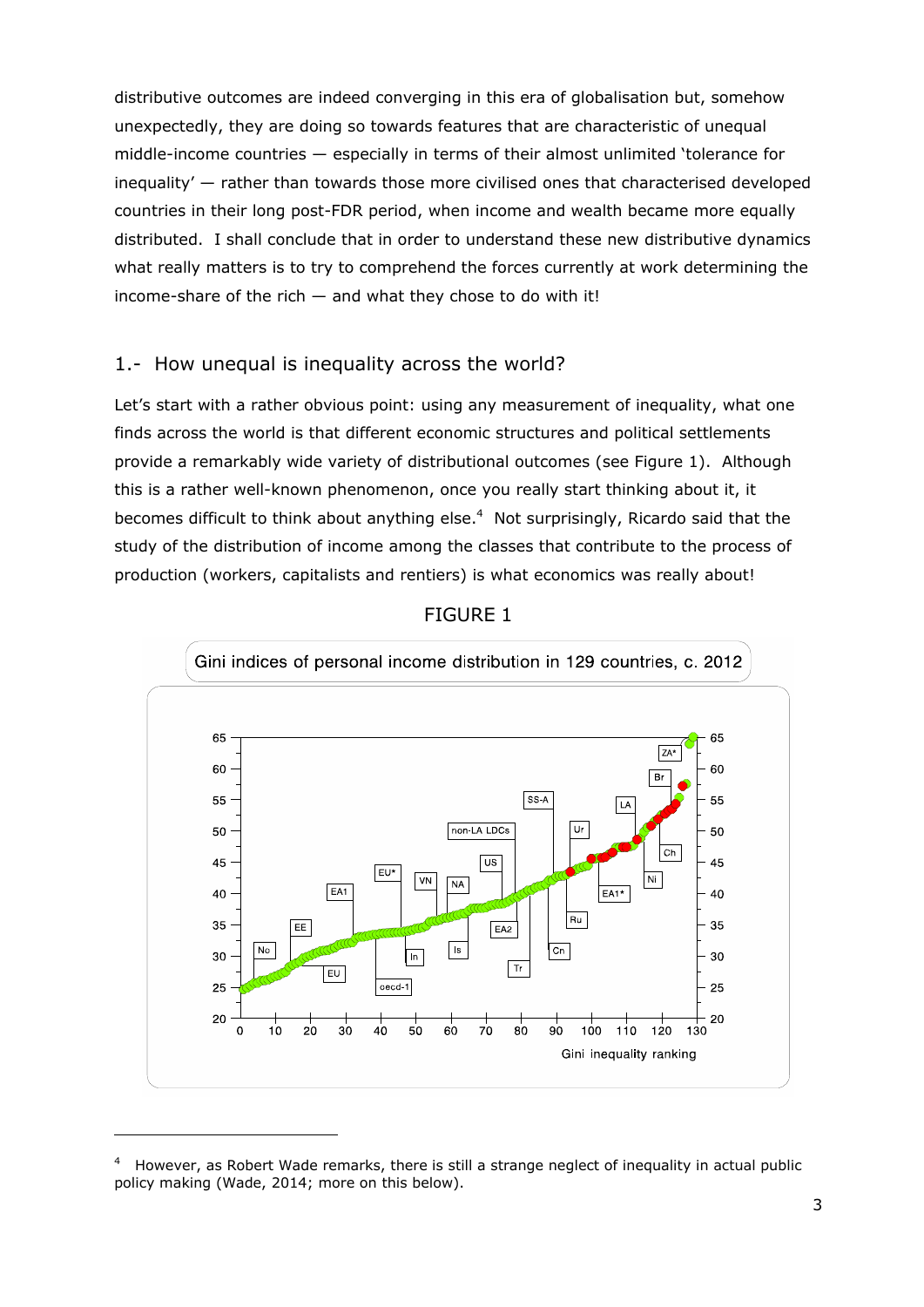distributive outcomes are indeed converging in this era of globalisation but, somehow unexpectedly, they are doing so towards features that are characteristic of unequal middle-income countries — especially in terms of their almost unlimited 'tolerance for inequality' — rather than towards those more civilised ones that characterised developed countries in their long post-FDR period, when income and wealth became more equally distributed. I shall conclude that in order to understand these new distributive dynamics what really matters is to try to comprehend the forces currently at work determining the income-share of the rich — and what they chose to do with it!

## 1.- How unequal is inequality across the world?

Let's start with a rather obvious point: using any measurement of inequality, what one finds across the world is that different economic structures and political settlements provide a remarkably wide variety of distributional outcomes (see Figure 1). Although this is a rather well-known phenomenon, once you really start thinking about it, it becomes difficult to think about anything else.[4] Not surprisingly, Ricardo said that the study of the distribution of income among the classes that contribute to the process of production (workers, capitalists and rentiers) is what economics was really about!

FIGURE 1

Gini indices of personal income distribution in 129 countries, c. 2012

[4] However, as Robert Wade remarks, there is still a strange neglect of inequality in actual public policy making (Wade, 2014; more on this below).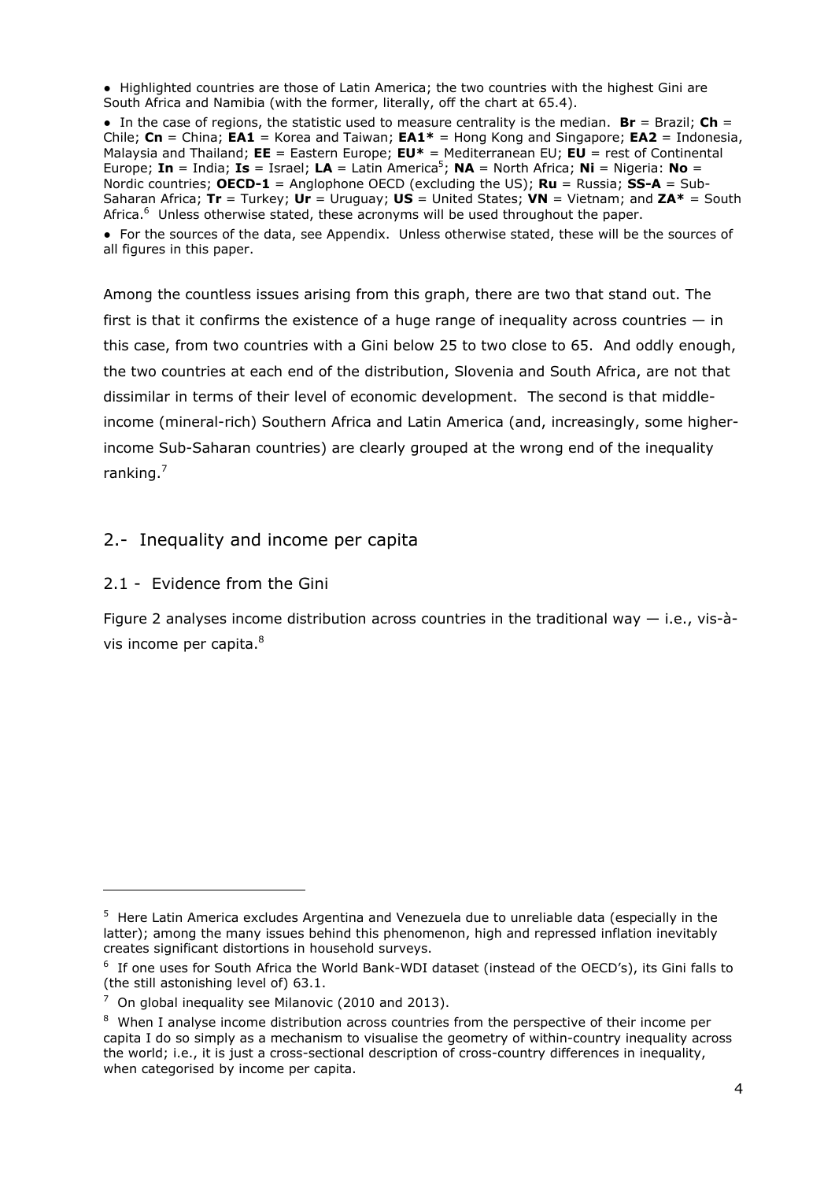● Highlighted countries are those of Latin America; the two countries with the highest Gini are South Africa and Namibia (with the former, literally, off the chart at 65.4).

● In the case of regions, the statistic used to measure centrality is the median. **Br** = Brazil; **Ch** = Chile; **Cn** = China; **EA1** = Korea and Taiwan; **EA1*** = Hong Kong and Singapore; **EA2** = Indonesia, Malaysia and Thailand; **EE** = Eastern Europe; **EU*** = Mediterranean EU; **EU** = rest of Continental Europe; **In** = India; **Is** = Israel; **LA** = Latin America[5]; **NA** = North Africa; **Ni** = Nigeria: **No** = Nordic countries; **OECD-1** = Anglophone OECD (excluding the US); **Ru** = Russia; **SS-A** = Sub-Saharan Africa; **Tr** = Turkey; **Ur** = Uruguay; **US** = United States; **VN** = Vietnam; and **ZA*** = South Africa.[6] Unless otherwise stated, these acronyms will be used throughout the paper.

● For the sources of the data, see Appendix. Unless otherwise stated, these will be the sources of all figures in this paper.

Among the countless issues arising from this graph, there are two that stand out. The first is that it confirms the existence of a huge range of inequality across countries — in this case, from two countries with a Gini below 25 to two close to 65. And oddly enough, the two countries at each end of the distribution, Slovenia and South Africa, are not that dissimilar in terms of their level of economic development. The second is that middle-income (mineral-rich) Southern Africa and Latin America (and, increasingly, some higher-income Sub-Saharan countries) are clearly grouped at the wrong end of the inequality ranking.[7]

## 2.- Inequality and income per capita

### 2.1 - Evidence from the Gini

Figure 2 analyses income distribution across countries in the traditional way — i.e., vis-à-vis income per capita.[8]

---

[5] Here Latin America excludes Argentina and Venezuela due to unreliable data (especially in the latter); among the many issues behind this phenomenon, high and repressed inflation inevitably creates significant distortions in household surveys.

[6] If one uses for South Africa the World Bank-WDI dataset (instead of the OECD's), its Gini falls to (the still astonishing level of) 63.1.

[7] On global inequality see Milanovic (2010 and 2013).

[8] When I analyse income distribution across countries from the perspective of their income per capita I do so simply as a mechanism to visualise the geometry of within-country inequality across the world; i.e., it is just a cross-sectional description of cross-country differences in inequality, when categorised by income per capita.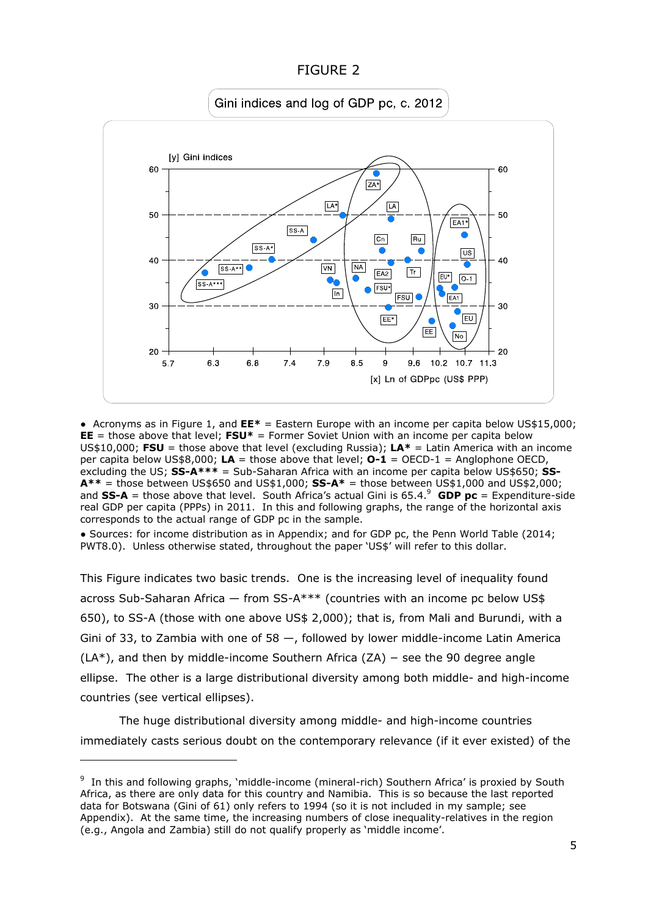FIGURE 2

Gini indices and log of GDP pc, c. 2012

• Acronyms as in Figure 1, and **EE*** = Eastern Europe with an income per capita below US$15,000; **EE** = those above that level; **FSU*** = Former Soviet Union with an income per capita below US$10,000; **FSU** = those above that level (excluding Russia); **LA*** = Latin America with an income per capita below US$8,000; **LA** = those above that level; **O-1** = OECD-1 = Anglophone OECD, excluding the US; **SS-A***** = Sub-Saharan Africa with an income per capita below US$650; **SS-A**** = those between US$650 and US$1,000; **SS-A*** = those between US$1,000 and US$2,000; and **SS-A** = those above that level. South Africa's actual Gini is 65.4.[9] **GDP pc** = Expenditure-side real GDP per capita (PPPs) in 2011. In this and following graphs, the range of the horizontal axis corresponds to the actual range of GDP pc in the sample.

• Sources: for income distribution as in Appendix; and for GDP pc, the Penn World Table (2014; PWT8.0). Unless otherwise stated, throughout the paper 'US$' will refer to this dollar.

This Figure indicates two basic trends. One is the increasing level of inequality found across Sub-Saharan Africa — from SS-A*** (countries with an income pc below US$ 650), to SS-A (those with one above US$ 2,000); that is, from Mali and Burundi, with a Gini of 33, to Zambia with one of 58 —, followed by lower middle-income Latin America (LA*), and then by middle-income Southern Africa (ZA) – see the 90 degree angle ellipse. The other is a large distributional diversity among both middle- and high-income countries (see vertical ellipses).

The huge distributional diversity among middle- and high-income countries immediately casts serious doubt on the contemporary relevance (if it ever existed) of the

[9] In this and following graphs, 'middle-income (mineral-rich) Southern Africa' is proxied by South Africa, as there are only data for this country and Namibia. This is so because the last reported data for Botswana (Gini of 61) only refers to 1994 (so it is not included in my sample; see Appendix). At the same time, the increasing numbers of close inequality-relatives in the region (e.g., Angola and Zambia) still do not qualify properly as 'middle income'.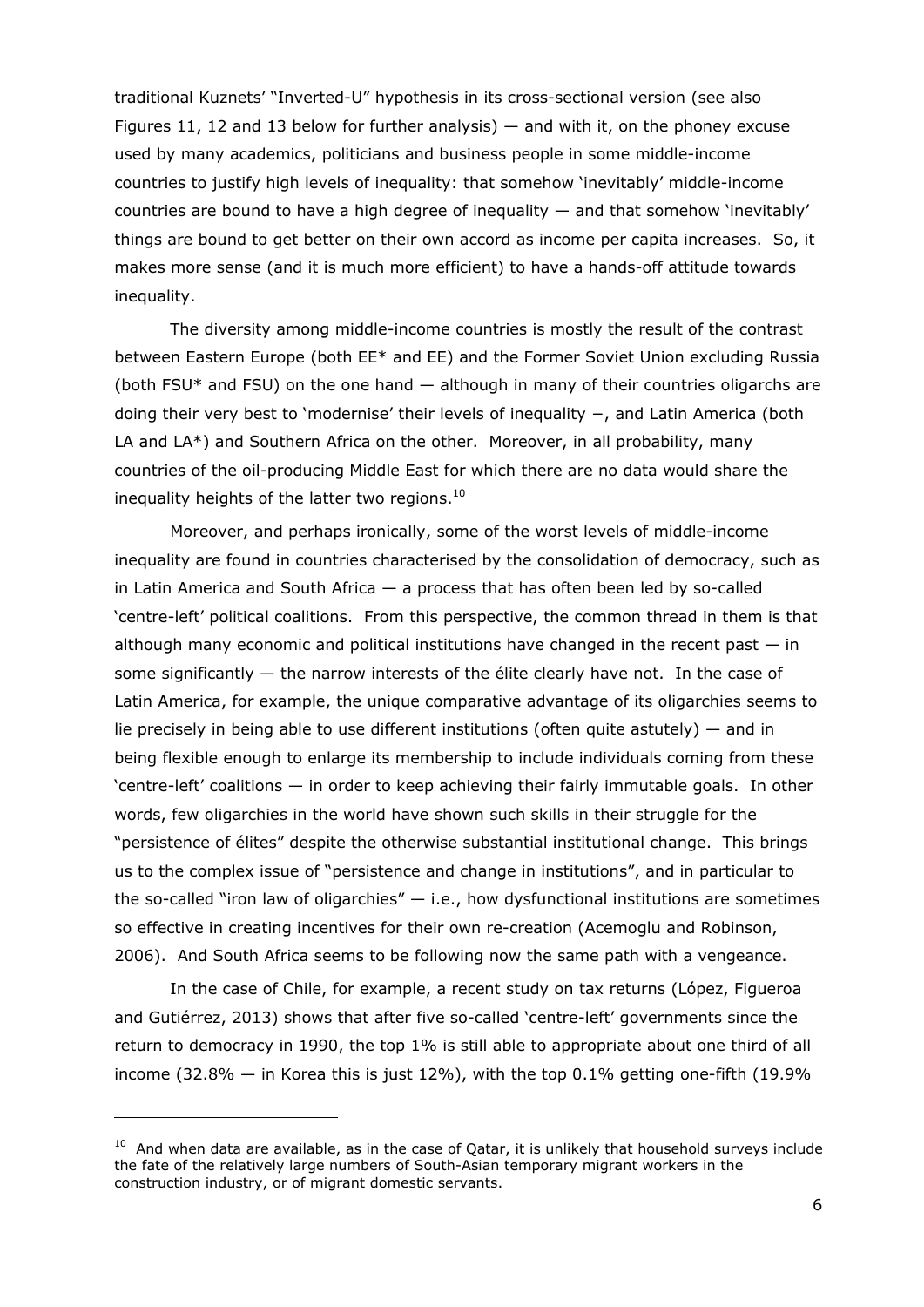traditional Kuznets' "Inverted-U" hypothesis in its cross-sectional version (see also Figures 11, 12 and 13 below for further analysis) — and with it, on the phoney excuse used by many academics, politicians and business people in some middle-income countries to justify high levels of inequality: that somehow 'inevitably' middle-income countries are bound to have a high degree of inequality — and that somehow 'inevitably' things are bound to get better on their own accord as income per capita increases. So, it makes more sense (and it is much more efficient) to have a hands-off attitude towards inequality.

The diversity among middle-income countries is mostly the result of the contrast between Eastern Europe (both EE* and EE) and the Former Soviet Union excluding Russia (both FSU* and FSU) on the one hand — although in many of their countries oligarchs are doing their very best to 'modernise' their levels of inequality −, and Latin America (both LA and LA*) and Southern Africa on the other. Moreover, in all probability, many countries of the oil-producing Middle East for which there are no data would share the inequality heights of the latter two regions.[10]

Moreover, and perhaps ironically, some of the worst levels of middle-income inequality are found in countries characterised by the consolidation of democracy, such as in Latin America and South Africa — a process that has often been led by so-called 'centre-left' political coalitions. From this perspective, the common thread in them is that although many economic and political institutions have changed in the recent past — in some significantly — the narrow interests of the élite clearly have not. In the case of Latin America, for example, the unique comparative advantage of its oligarchies seems to lie precisely in being able to use different institutions (often quite astutely) — and in being flexible enough to enlarge its membership to include individuals coming from these 'centre-left' coalitions — in order to keep achieving their fairly immutable goals. In other words, few oligarchies in the world have shown such skills in their struggle for the "persistence of élites" despite the otherwise substantial institutional change. This brings us to the complex issue of "persistence and change in institutions", and in particular to the so-called "iron law of oligarchies" — i.e., how dysfunctional institutions are sometimes so effective in creating incentives for their own re-creation (Acemoglu and Robinson, 2006). And South Africa seems to be following now the same path with a vengeance.

In the case of Chile, for example, a recent study on tax returns (López, Figueroa and Gutiérrez, 2013) shows that after five so-called 'centre-left' governments since the return to democracy in 1990, the top 1% is still able to appropriate about one third of all income (32.8% — in Korea this is just 12%), with the top 0.1% getting one-fifth (19.9%

---

[10] And when data are available, as in the case of Qatar, it is unlikely that household surveys include the fate of the relatively large numbers of South-Asian temporary migrant workers in the construction industry, or of migrant domestic servants.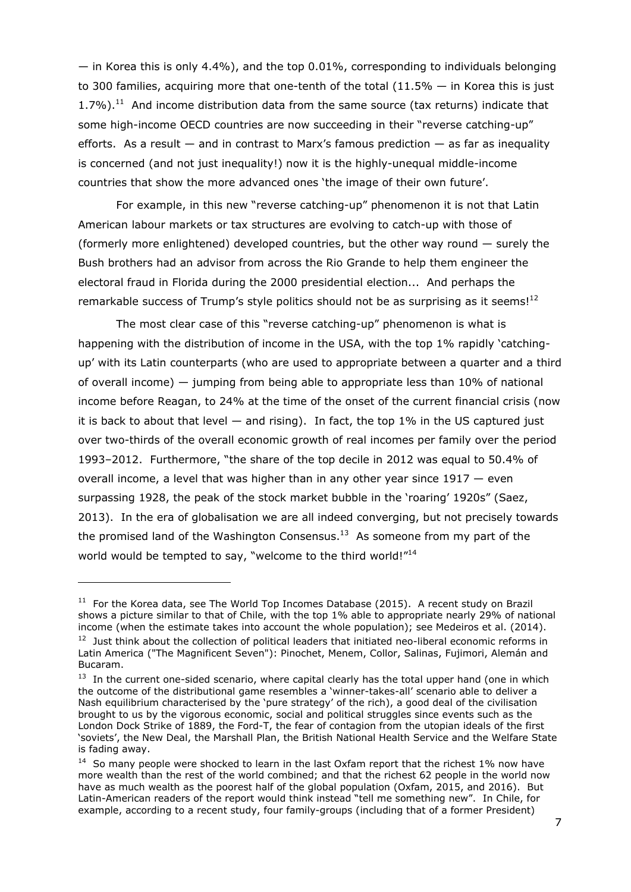— in Korea this is only 4.4%), and the top 0.01%, corresponding to individuals belonging to 300 families, acquiring more that one-tenth of the total (11.5% — in Korea this is just 1.7%).[11] And income distribution data from the same source (tax returns) indicate that some high-income OECD countries are now succeeding in their "reverse catching-up" efforts. As a result — and in contrast to Marx's famous prediction — as far as inequality is concerned (and not just inequality!) now it is the highly-unequal middle-income countries that show the more advanced ones 'the image of their own future'.

For example, in this new "reverse catching-up" phenomenon it is not that Latin American labour markets or tax structures are evolving to catch-up with those of (formerly more enlightened) developed countries, but the other way round — surely the Bush brothers had an advisor from across the Rio Grande to help them engineer the electoral fraud in Florida during the 2000 presidential election... And perhaps the remarkable success of Trump's style politics should not be as surprising as it seems![12]

The most clear case of this "reverse catching-up" phenomenon is what is happening with the distribution of income in the USA, with the top 1% rapidly 'catching-up' with its Latin counterparts (who are used to appropriate between a quarter and a third of overall income) — jumping from being able to appropriate less than 10% of national income before Reagan, to 24% at the time of the onset of the current financial crisis (now it is back to about that level — and rising). In fact, the top 1% in the US captured just over two-thirds of the overall economic growth of real incomes per family over the period 1993–2012. Furthermore, "the share of the top decile in 2012 was equal to 50.4% of overall income, a level that was higher than in any other year since 1917 — even surpassing 1928, the peak of the stock market bubble in the 'roaring' 1920s" (Saez, 2013). In the era of globalisation we are all indeed converging, but not precisely towards the promised land of the Washington Consensus.[13] As someone from my part of the world would be tempted to say, "welcome to the third world!"[14]

---

[11] For the Korea data, see The World Top Incomes Database (2015). A recent study on Brazil shows a picture similar to that of Chile, with the top 1% able to appropriate nearly 29% of national income (when the estimate takes into account the whole population); see Medeiros et al. (2014).

[12] Just think about the collection of political leaders that initiated neo-liberal economic reforms in Latin America ("The Magnificent Seven"): Pinochet, Menem, Collor, Salinas, Fujimori, Alemán and Bucaram.

[13] In the current one-sided scenario, where capital clearly has the total upper hand (one in which the outcome of the distributional game resembles a 'winner-takes-all' scenario able to deliver a Nash equilibrium characterised by the 'pure strategy' of the rich), a good deal of the civilisation brought to us by the vigorous economic, social and political struggles since events such as the London Dock Strike of 1889, the Ford-T, the fear of contagion from the utopian ideals of the first 'soviets', the New Deal, the Marshall Plan, the British National Health Service and the Welfare State is fading away.

[14] So many people were shocked to learn in the last Oxfam report that the richest 1% now have more wealth than the rest of the world combined; and that the richest 62 people in the world now have as much wealth as the poorest half of the global population (Oxfam, 2015, and 2016). But Latin-American readers of the report would think instead "tell me something new". In Chile, for example, according to a recent study, four family-groups (including that of a former President)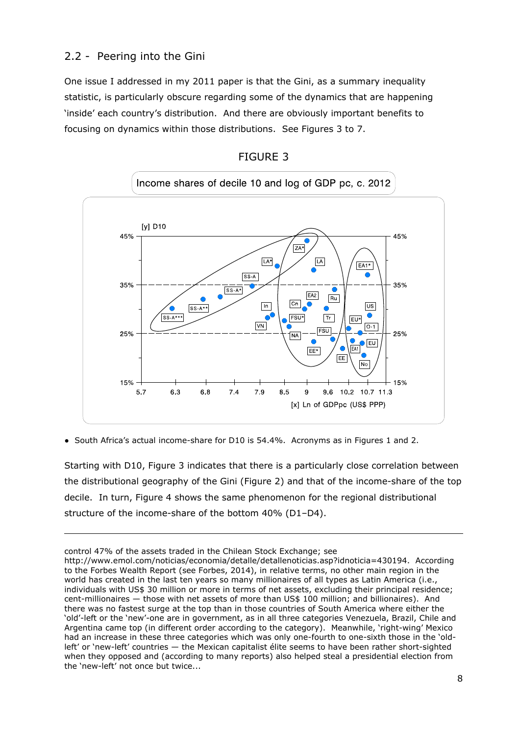## 2.2 - Peering into the Gini

One issue I addressed in my 2011 paper is that the Gini, as a summary inequality statistic, is particularly obscure regarding some of the dynamics that are happening 'inside' each country's distribution. And there are obviously important benefits to focusing on dynamics within those distributions. See Figures 3 to 7.

FIGURE 3

Income shares of decile 10 and log of GDP pc, c. 2012

• South Africa's actual income-share for D10 is 54.4%. Acronyms as in Figures 1 and 2.

Starting with D10, Figure 3 indicates that there is a particularly close correlation between the distributional geography of the Gini (Figure 2) and that of the income-share of the top decile. In turn, Figure 4 shows the same phenomenon for the regional distributional structure of the income-share of the bottom 40% (D1–D4).

---

control 47% of the assets traded in the Chilean Stock Exchange; see http://www.emol.com/noticias/economia/detalle/detallenoticias.asp?idnoticia=430194. According to the Forbes Wealth Report (see Forbes, 2014), in relative terms, no other main region in the world has created in the last ten years so many millionaires of all types as Latin America (i.e., individuals with US$ 30 million or more in terms of net assets, excluding their principal residence; cent-millionaires — those with net assets of more than US$ 100 million; and billionaires). And there was no fastest surge at the top than in those countries of South America where either the 'old'-left or the 'new'-one are in government, as in all three categories Venezuela, Brazil, Chile and Argentina came top (in different order according to the category). Meanwhile, 'right-wing' Mexico had an increase in these three categories which was only one-fourth to one-sixth those in the 'old-left' or 'new-left' countries — the Mexican capitalist élite seems to have been rather short-sighted when they opposed and (according to many reports) also helped steal a presidential election from the 'new-left' not once but twice...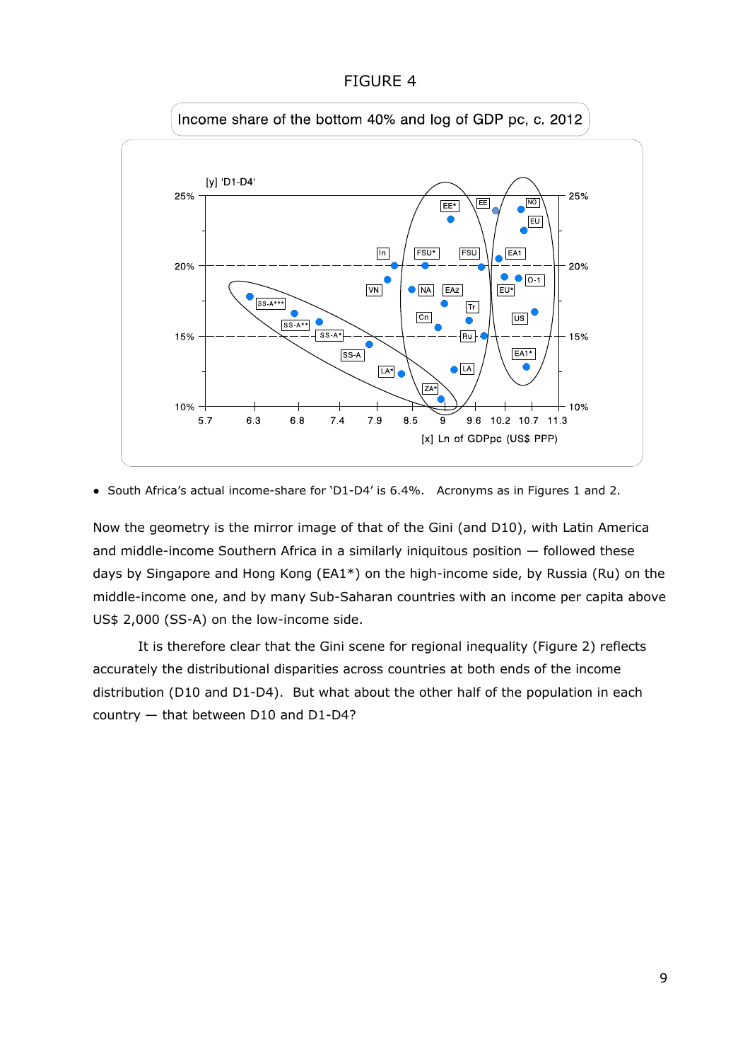FIGURE 4

Income share of the bottom 40% and log of GDP pc, c. 2012

- South Africa's actual income-share for 'D1-D4' is 6.4%. Acronyms as in Figures 1 and 2.

Now the geometry is the mirror image of that of the Gini (and D10), with Latin America and middle-income Southern Africa in a similarly iniquitous position — followed these days by Singapore and Hong Kong (EA1*) on the high-income side, by Russia (Ru) on the middle-income one, and by many Sub-Saharan countries with an income per capita above US$ 2,000 (SS-A) on the low-income side.

It is therefore clear that the Gini scene for regional inequality (Figure 2) reflects accurately the distributional disparities across countries at both ends of the income distribution (D10 and D1-D4). But what about the other half of the population in each country — that between D10 and D1-D4?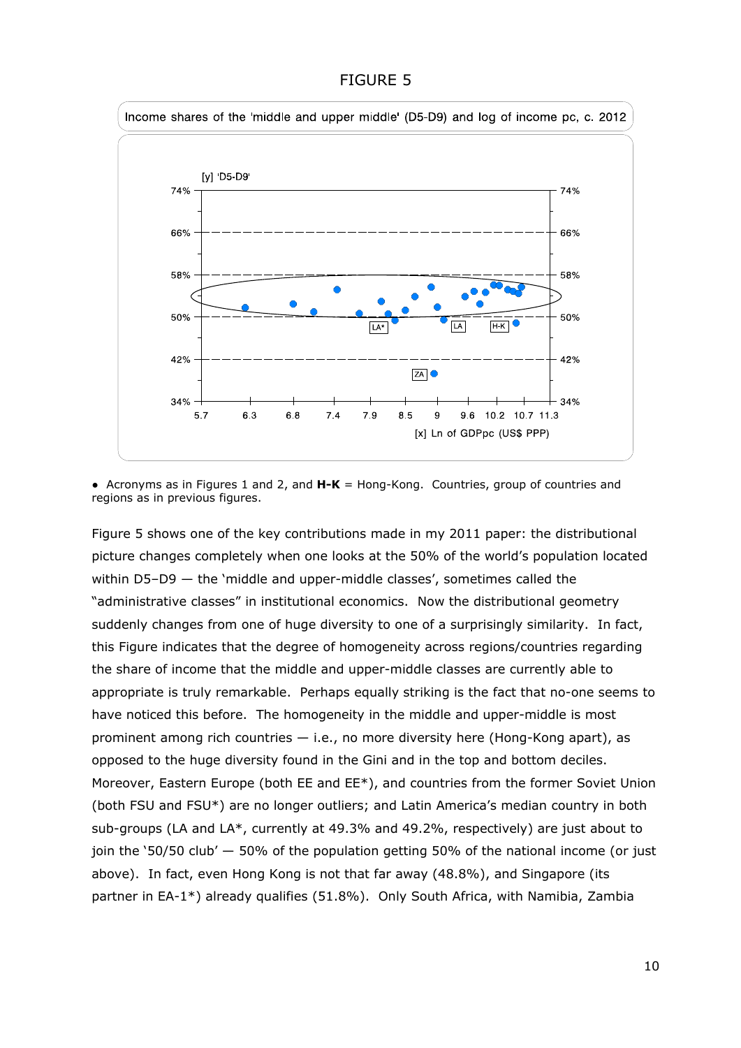FIGURE 5

Income shares of the 'middle and upper middle' (D5-D9) and log of income pc, c. 2012

[y] 'D5-D9'

[x] Ln of GDPpc (US$ PPP)

• Acronyms as in Figures 1 and 2, and **H-K** = Hong-Kong. Countries, group of countries and regions as in previous figures.

Figure 5 shows one of the key contributions made in my 2011 paper: the distributional picture changes completely when one looks at the 50% of the world's population located within D5–D9 — the 'middle and upper-middle classes', sometimes called the "administrative classes" in institutional economics. Now the distributional geometry suddenly changes from one of huge diversity to one of a surprisingly similarity. In fact, this Figure indicates that the degree of homogeneity across regions/countries regarding the share of income that the middle and upper-middle classes are currently able to appropriate is truly remarkable. Perhaps equally striking is the fact that no-one seems to have noticed this before. The homogeneity in the middle and upper-middle is most prominent among rich countries — i.e., no more diversity here (Hong-Kong apart), as opposed to the huge diversity found in the Gini and in the top and bottom deciles. Moreover, Eastern Europe (both EE and EE*), and countries from the former Soviet Union (both FSU and FSU*) are no longer outliers; and Latin America's median country in both sub-groups (LA and LA*, currently at 49.3% and 49.2%, respectively) are just about to join the '50/50 club' — 50% of the population getting 50% of the national income (or just above). In fact, even Hong Kong is not that far away (48.8%), and Singapore (its partner in EA-1*) already qualifies (51.8%). Only South Africa, with Namibia, Zambia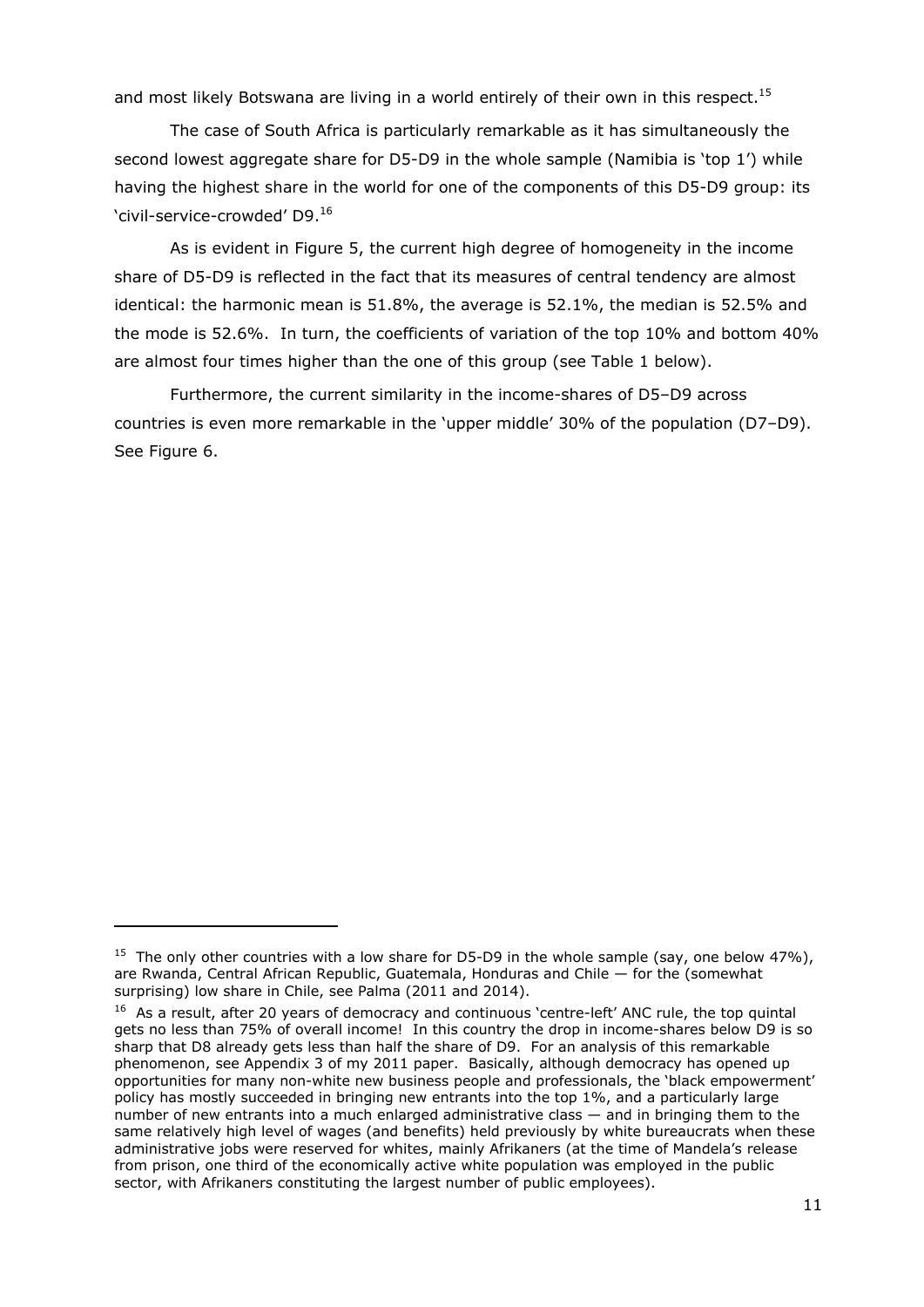and most likely Botswana are living in a world entirely of their own in this respect.[15]

The case of South Africa is particularly remarkable as it has simultaneously the second lowest aggregate share for D5-D9 in the whole sample (Namibia is 'top 1') while having the highest share in the world for one of the components of this D5-D9 group: its 'civil-service-crowded' D9.[16]

As is evident in Figure 5, the current high degree of homogeneity in the income share of D5-D9 is reflected in the fact that its measures of central tendency are almost identical: the harmonic mean is 51.8%, the average is 52.1%, the median is 52.5% and the mode is 52.6%. In turn, the coefficients of variation of the top 10% and bottom 40% are almost four times higher than the one of this group (see Table 1 below).

Furthermore, the current similarity in the income-shares of D5–D9 across countries is even more remarkable in the 'upper middle' 30% of the population (D7–D9). See Figure 6.

---

[15] The only other countries with a low share for D5-D9 in the whole sample (say, one below 47%), are Rwanda, Central African Republic, Guatemala, Honduras and Chile — for the (somewhat surprising) low share in Chile, see Palma (2011 and 2014).

[16] As a result, after 20 years of democracy and continuous 'centre-left' ANC rule, the top quintal gets no less than 75% of overall income! In this country the drop in income-shares below D9 is so sharp that D8 already gets less than half the share of D9. For an analysis of this remarkable phenomenon, see Appendix 3 of my 2011 paper. Basically, although democracy has opened up opportunities for many non-white new business people and professionals, the 'black empowerment' policy has mostly succeeded in bringing new entrants into the top 1%, and a particularly large number of new entrants into a much enlarged administrative class — and in bringing them to the same relatively high level of wages (and benefits) held previously by white bureaucrats when these administrative jobs were reserved for whites, mainly Afrikaners (at the time of Mandela's release from prison, one third of the economically active white population was employed in the public sector, with Afrikaners constituting the largest number of public employees).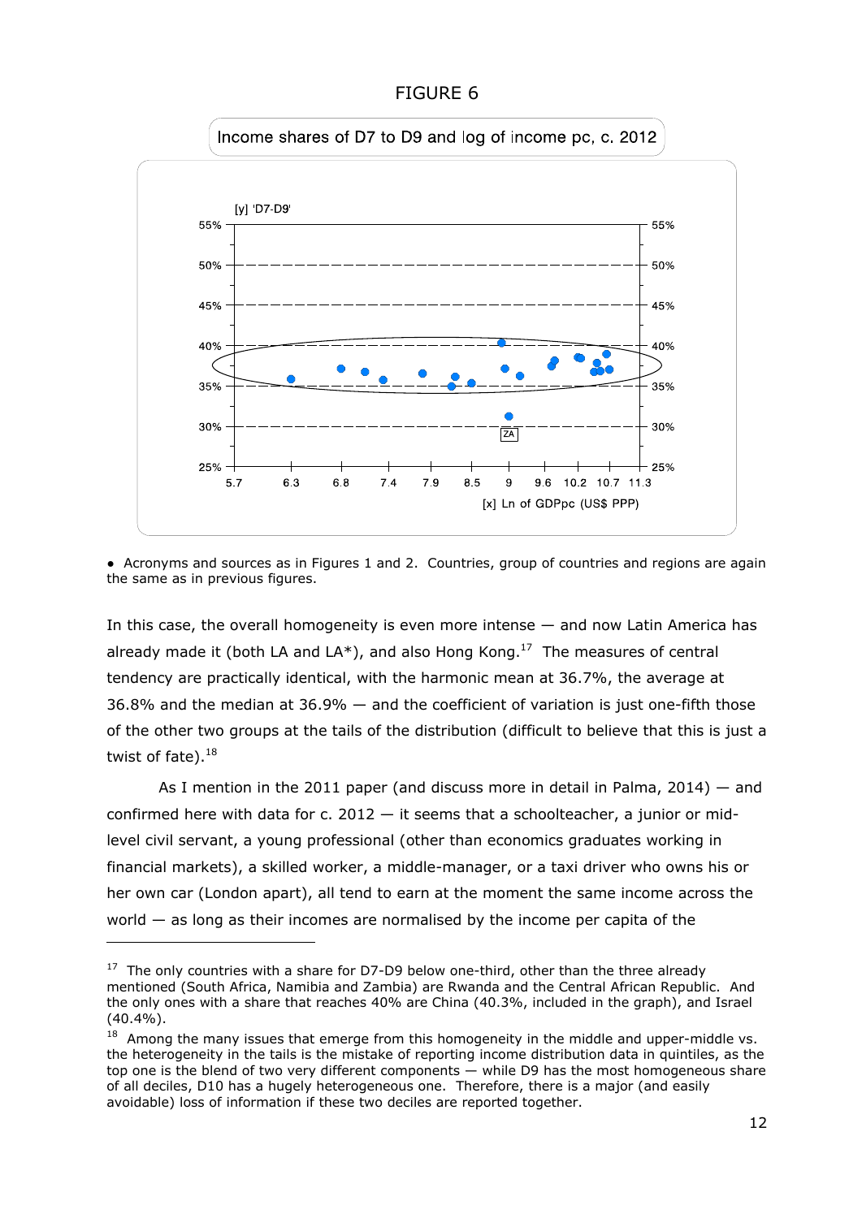FIGURE 6

Income shares of D7 to D9 and log of income pc, c. 2012

[y] 'D7-D9'

[x] Ln of GDPpc (US$ PPP)

● Acronyms and sources as in Figures 1 and 2. Countries, group of countries and regions are again the same as in previous figures.

In this case, the overall homogeneity is even more intense — and now Latin America has already made it (both LA and LA*), and also Hong Kong.[17] The measures of central tendency are practically identical, with the harmonic mean at 36.7%, the average at 36.8% and the median at 36.9% — and the coefficient of variation is just one-fifth those of the other two groups at the tails of the distribution (difficult to believe that this is just a twist of fate).[18]

As I mention in the 2011 paper (and discuss more in detail in Palma, 2014) — and confirmed here with data for c. 2012 — it seems that a schoolteacher, a junior or mid-level civil servant, a young professional (other than economics graduates working in financial markets), a skilled worker, a middle-manager, or a taxi driver who owns his or her own car (London apart), all tend to earn at the moment the same income across the world — as long as their incomes are normalised by the income per capita of the

[17] The only countries with a share for D7-D9 below one-third, other than the three already mentioned (South Africa, Namibia and Zambia) are Rwanda and the Central African Republic. And the only ones with a share that reaches 40% are China (40.3%, included in the graph), and Israel (40.4%).

[18] Among the many issues that emerge from this homogeneity in the middle and upper-middle vs. the heterogeneity in the tails is the mistake of reporting income distribution data in quintiles, as the top one is the blend of two very different components — while D9 has the most homogeneous share of all deciles, D10 has a hugely heterogeneous one. Therefore, there is a major (and easily avoidable) loss of information if these two deciles are reported together.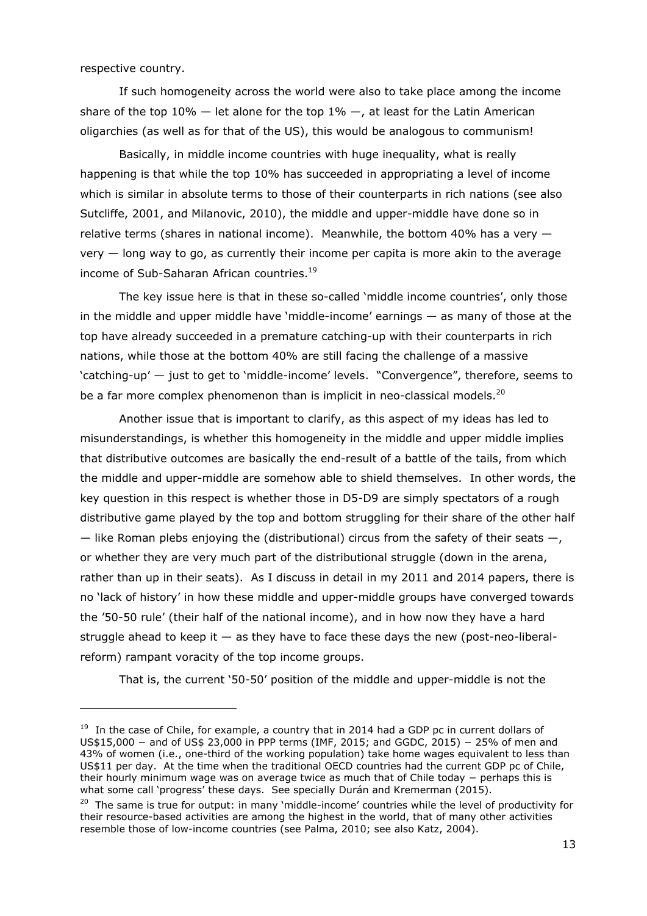respective country.

If such homogeneity across the world were also to take place among the income share of the top 10% — let alone for the top 1% —, at least for the Latin American oligarchies (as well as for that of the US), this would be analogous to communism!

Basically, in middle income countries with huge inequality, what is really happening is that while the top 10% has succeeded in appropriating a level of income which is similar in absolute terms to those of their counterparts in rich nations (see also Sutcliffe, 2001, and Milanovic, 2010), the middle and upper-middle have done so in relative terms (shares in national income). Meanwhile, the bottom 40% has a very — very — long way to go, as currently their income per capita is more akin to the average income of Sub-Saharan African countries.[19]

The key issue here is that in these so-called 'middle income countries', only those in the middle and upper middle have 'middle-income' earnings — as many of those at the top have already succeeded in a premature catching-up with their counterparts in rich nations, while those at the bottom 40% are still facing the challenge of a massive 'catching-up' — just to get to 'middle-income' levels. "Convergence", therefore, seems to be a far more complex phenomenon than is implicit in neo-classical models.[20]

Another issue that is important to clarify, as this aspect of my ideas has led to misunderstandings, is whether this homogeneity in the middle and upper middle implies that distributive outcomes are basically the end-result of a battle of the tails, from which the middle and upper-middle are somehow able to shield themselves. In other words, the key question in this respect is whether those in D5-D9 are simply spectators of a rough distributive game played by the top and bottom struggling for their share of the other half — like Roman plebs enjoying the (distributional) circus from the safety of their seats —, or whether they are very much part of the distributional struggle (down in the arena, rather than up in their seats). As I discuss in detail in my 2011 and 2014 papers, there is no 'lack of history' in how these middle and upper-middle groups have converged towards the '50-50 rule' (their half of the national income), and in how now they have a hard struggle ahead to keep it — as they have to face these days the new (post-neo-liberal-reform) rampant voracity of the top income groups.

That is, the current '50-50' position of the middle and upper-middle is not the

---

[19] In the case of Chile, for example, a country that in 2014 had a GDP pc in current dollars of US$15,000 – and of US$ 23,000 in PPP terms (IMF, 2015; and GGDC, 2015) – 25% of men and 43% of women (i.e., one-third of the working population) take home wages equivalent to less than US$11 per day. At the time when the traditional OECD countries had the current GDP pc of Chile, their hourly minimum wage was on average twice as much that of Chile today – perhaps this is what some call 'progress' these days. See specially Durán and Kremerman (2015).

[20] The same is true for output: in many 'middle-income' countries while the level of productivity for their resource-based activities are among the highest in the world, that of many other activities resemble those of low-income countries (see Palma, 2010; see also Katz, 2004).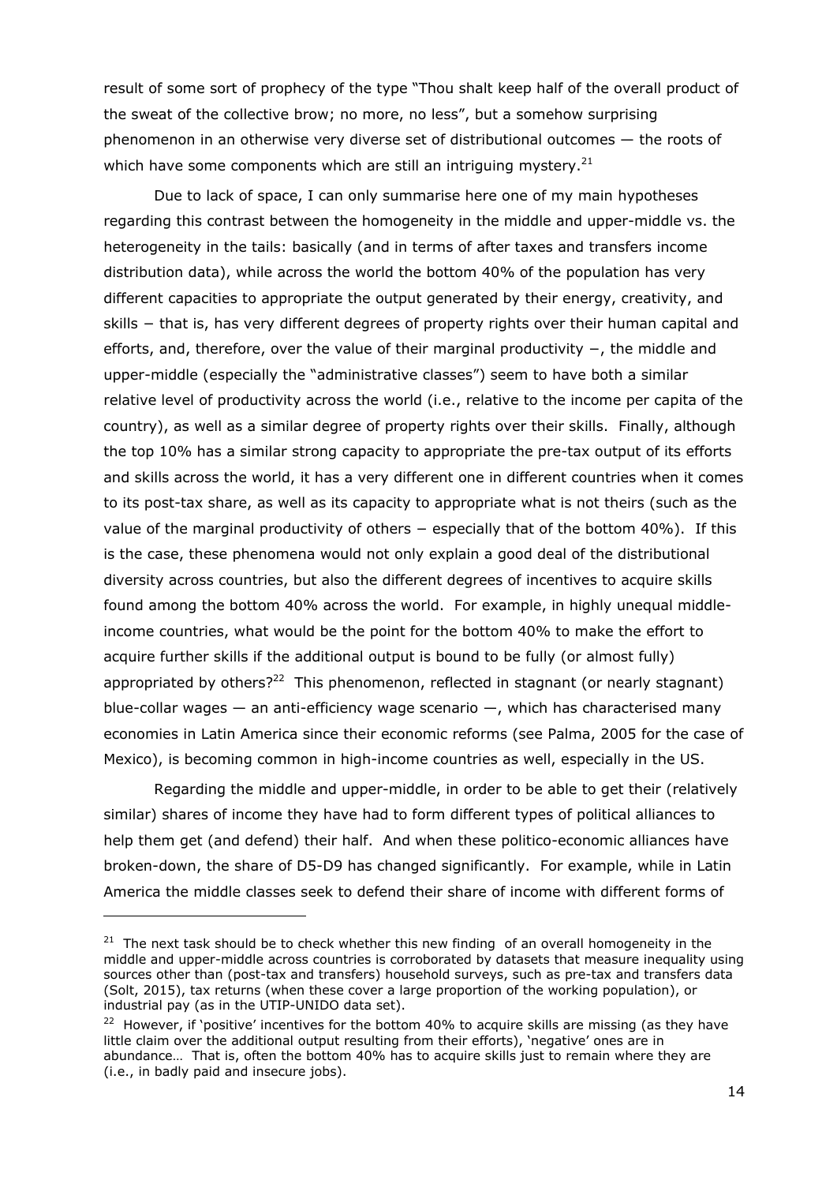result of some sort of prophecy of the type "Thou shalt keep half of the overall product of the sweat of the collective brow; no more, no less", but a somehow surprising phenomenon in an otherwise very diverse set of distributional outcomes — the roots of which have some components which are still an intriguing mystery.[21]

Due to lack of space, I can only summarise here one of my main hypotheses regarding this contrast between the homogeneity in the middle and upper-middle vs. the heterogeneity in the tails: basically (and in terms of after taxes and transfers income distribution data), while across the world the bottom 40% of the population has very different capacities to appropriate the output generated by their energy, creativity, and skills − that is, has very different degrees of property rights over their human capital and efforts, and, therefore, over the value of their marginal productivity −, the middle and upper-middle (especially the "administrative classes") seem to have both a similar relative level of productivity across the world (i.e., relative to the income per capita of the country), as well as a similar degree of property rights over their skills. Finally, although the top 10% has a similar strong capacity to appropriate the pre-tax output of its efforts and skills across the world, it has a very different one in different countries when it comes to its post-tax share, as well as its capacity to appropriate what is not theirs (such as the value of the marginal productivity of others − especially that of the bottom 40%). If this is the case, these phenomena would not only explain a good deal of the distributional diversity across countries, but also the different degrees of incentives to acquire skills found among the bottom 40% across the world. For example, in highly unequal middle-income countries, what would be the point for the bottom 40% to make the effort to acquire further skills if the additional output is bound to be fully (or almost fully) appropriated by others?[22] This phenomenon, reflected in stagnant (or nearly stagnant) blue-collar wages — an anti-efficiency wage scenario —, which has characterised many economies in Latin America since their economic reforms (see Palma, 2005 for the case of Mexico), is becoming common in high-income countries as well, especially in the US.

Regarding the middle and upper-middle, in order to be able to get their (relatively similar) shares of income they have had to form different types of political alliances to help them get (and defend) their half. And when these politico-economic alliances have broken-down, the share of D5-D9 has changed significantly. For example, while in Latin America the middle classes seek to defend their share of income with different forms of

---

[21] The next task should be to check whether this new finding of an overall homogeneity in the middle and upper-middle across countries is corroborated by datasets that measure inequality using sources other than (post-tax and transfers) household surveys, such as pre-tax and transfers data (Solt, 2015), tax returns (when these cover a large proportion of the working population), or industrial pay (as in the UTIP-UNIDO data set).

[22] However, if 'positive' incentives for the bottom 40% to acquire skills are missing (as they have little claim over the additional output resulting from their efforts), 'negative' ones are in abundance… That is, often the bottom 40% has to acquire skills just to remain where they are (i.e., in badly paid and insecure jobs).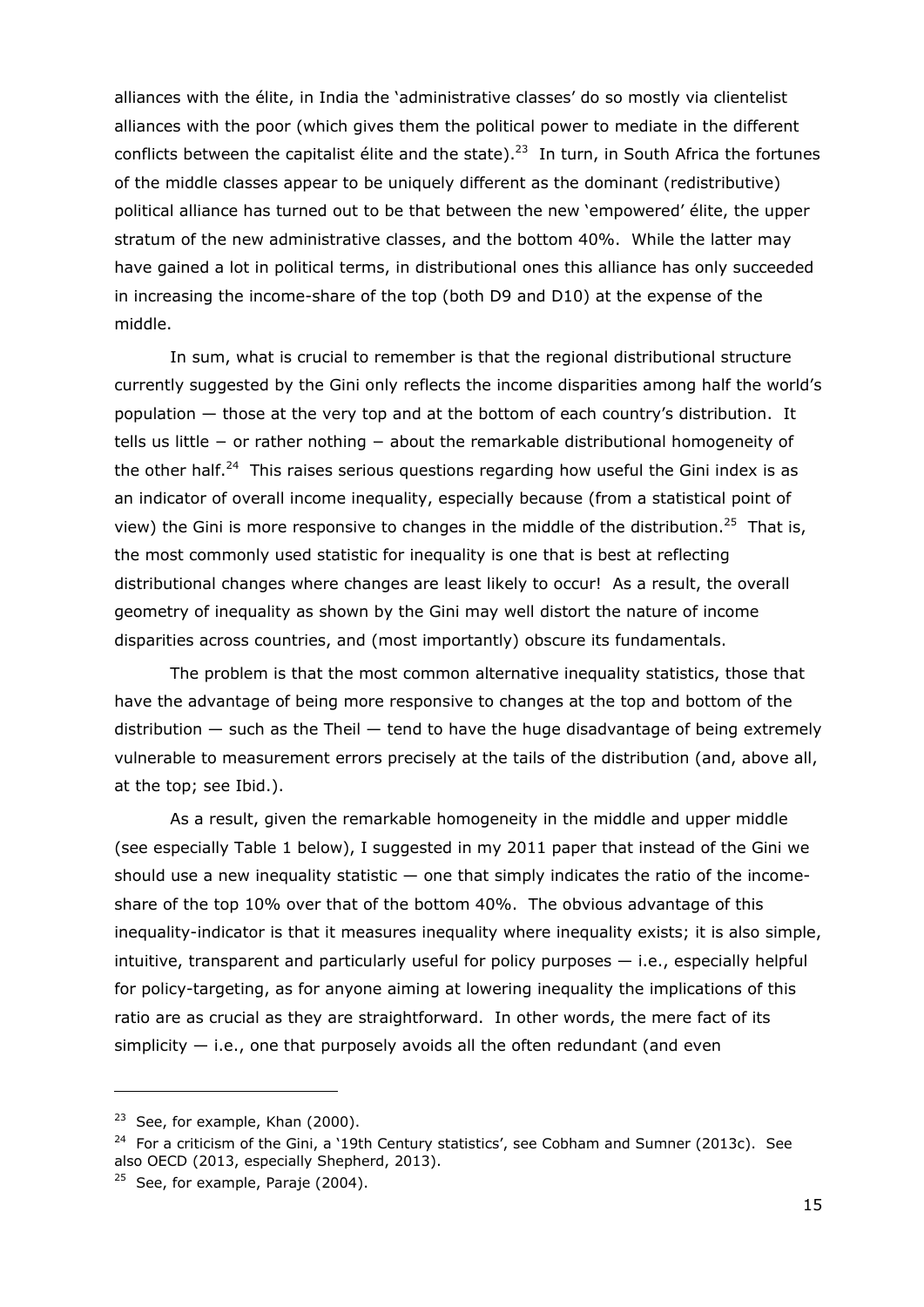alliances with the élite, in India the 'administrative classes' do so mostly via clientelist alliances with the poor (which gives them the political power to mediate in the different conflicts between the capitalist élite and the state).[23] In turn, in South Africa the fortunes of the middle classes appear to be uniquely different as the dominant (redistributive) political alliance has turned out to be that between the new 'empowered' élite, the upper stratum of the new administrative classes, and the bottom 40%. While the latter may have gained a lot in political terms, in distributional ones this alliance has only succeeded in increasing the income-share of the top (both D9 and D10) at the expense of the middle.

In sum, what is crucial to remember is that the regional distributional structure currently suggested by the Gini only reflects the income disparities among half the world's population — those at the very top and at the bottom of each country's distribution. It tells us little − or rather nothing − about the remarkable distributional homogeneity of the other half.[24] This raises serious questions regarding how useful the Gini index is as an indicator of overall income inequality, especially because (from a statistical point of view) the Gini is more responsive to changes in the middle of the distribution.[25] That is, the most commonly used statistic for inequality is one that is best at reflecting distributional changes where changes are least likely to occur! As a result, the overall geometry of inequality as shown by the Gini may well distort the nature of income disparities across countries, and (most importantly) obscure its fundamentals.

The problem is that the most common alternative inequality statistics, those that have the advantage of being more responsive to changes at the top and bottom of the distribution — such as the Theil — tend to have the huge disadvantage of being extremely vulnerable to measurement errors precisely at the tails of the distribution (and, above all, at the top; see Ibid.).

As a result, given the remarkable homogeneity in the middle and upper middle (see especially Table 1 below), I suggested in my 2011 paper that instead of the Gini we should use a new inequality statistic — one that simply indicates the ratio of the income-share of the top 10% over that of the bottom 40%. The obvious advantage of this inequality-indicator is that it measures inequality where inequality exists; it is also simple, intuitive, transparent and particularly useful for policy purposes — i.e., especially helpful for policy-targeting, as for anyone aiming at lowering inequality the implications of this ratio are as crucial as they are straightforward. In other words, the mere fact of its simplicity — i.e., one that purposely avoids all the often redundant (and even

---

[23] See, for example, Khan (2000).

[24] For a criticism of the Gini, a '19th Century statistics', see Cobham and Sumner (2013c). See also OECD (2013, especially Shepherd, 2013).

[25] See, for example, Paraje (2004).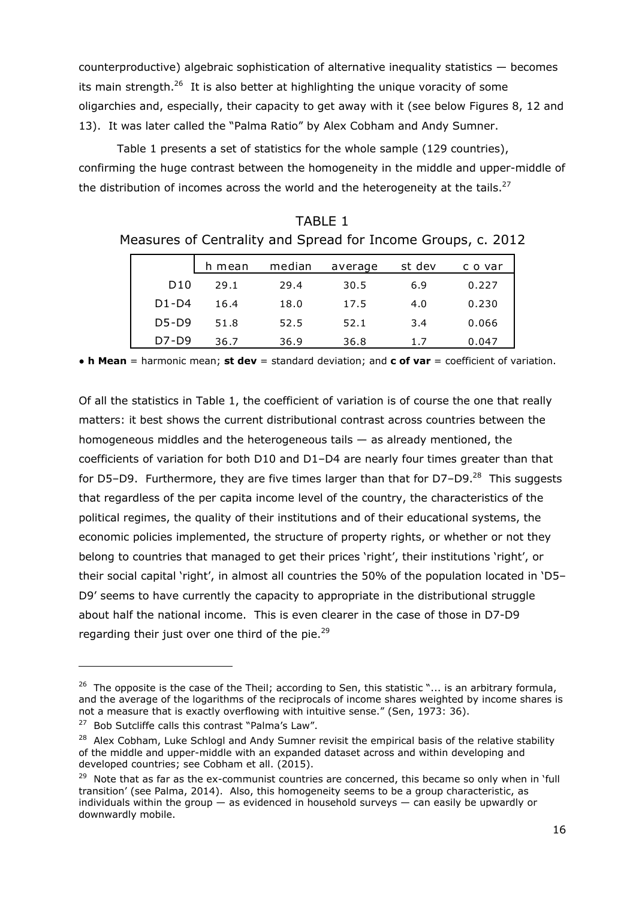counterproductive) algebraic sophistication of alternative inequality statistics — becomes its main strength.[26] It is also better at highlighting the unique voracity of some oligarchies and, especially, their capacity to get away with it (see below Figures 8, 12 and 13). It was later called the "Palma Ratio" by Alex Cobham and Andy Sumner.

Table 1 presents a set of statistics for the whole sample (129 countries), confirming the huge contrast between the homogeneity in the middle and upper-middle of the distribution of incomes across the world and the heterogeneity at the tails.[27]

TABLE 1
Measures of Centrality and Spread for Income Groups, c. 2012

| | h mean | median | average | st dev | c o var |
|---|---|---|---|---|---|
| D10 | 29.1 | 29.4 | 30.5 | 6.9 | 0.227 |
| D1-D4 | 16.4 | 18.0 | 17.5 | 4.0 | 0.230 |
| D5-D9 | 51.8 | 52.5 | 52.1 | 3.4 | 0.066 |
| D7-D9 | 36.7 | 36.9 | 36.8 | 1.7 | 0.047 |

• **h Mean** = harmonic mean; **st dev** = standard deviation; and **c of var** = coefficient of variation.

Of all the statistics in Table 1, the coefficient of variation is of course the one that really matters: it best shows the current distributional contrast across countries between the homogeneous middles and the heterogeneous tails — as already mentioned, the coefficients of variation for both D10 and D1–D4 are nearly four times greater than that for D5–D9. Furthermore, they are five times larger than that for D7–D9.[28] This suggests that regardless of the per capita income level of the country, the characteristics of the political regimes, the quality of their institutions and of their educational systems, the economic policies implemented, the structure of property rights, or whether or not they belong to countries that managed to get their prices 'right', their institutions 'right', or their social capital 'right', in almost all countries the 50% of the population located in 'D5–D9' seems to have currently the capacity to appropriate in the distributional struggle about half the national income. This is even clearer in the case of those in D7-D9 regarding their just over one third of the pie.[29]

---

[26] The opposite is the case of the Theil; according to Sen, this statistic "... is an arbitrary formula, and the average of the logarithms of the reciprocals of income shares weighted by income shares is not a measure that is exactly overflowing with intuitive sense." (Sen, 1973: 36).

[27] Bob Sutcliffe calls this contrast "Palma's Law".

[28] Alex Cobham, Luke Schlogl and Andy Sumner revisit the empirical basis of the relative stability of the middle and upper-middle with an expanded dataset across and within developing and developed countries; see Cobham et all. (2015).

[29] Note that as far as the ex-communist countries are concerned, this became so only when in 'full transition' (see Palma, 2014). Also, this homogeneity seems to be a group characteristic, as individuals within the group — as evidenced in household surveys — can easily be upwardly or downwardly mobile.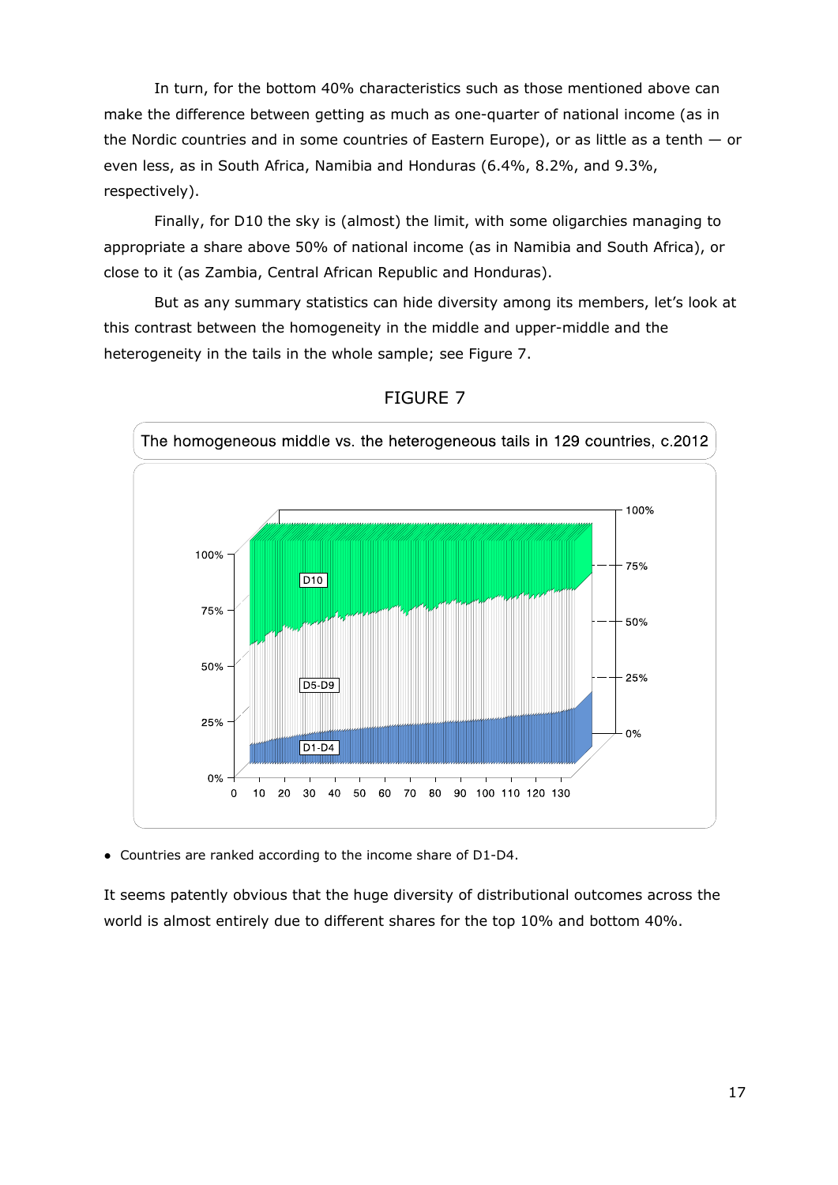In turn, for the bottom 40% characteristics such as those mentioned above can make the difference between getting as much as one-quarter of national income (as in the Nordic countries and in some countries of Eastern Europe), or as little as a tenth — or even less, as in South Africa, Namibia and Honduras (6.4%, 8.2%, and 9.3%, respectively).

Finally, for D10 the sky is (almost) the limit, with some oligarchies managing to appropriate a share above 50% of national income (as in Namibia and South Africa), or close to it (as Zambia, Central African Republic and Honduras).

But as any summary statistics can hide diversity among its members, let's look at this contrast between the homogeneity in the middle and upper-middle and the heterogeneity in the tails in the whole sample; see Figure 7.

FIGURE 7

The homogeneous middle vs. the heterogeneous tails in 129 countries, c.2012

- Countries are ranked according to the income share of D1-D4.

It seems patently obvious that the huge diversity of distributional outcomes across the world is almost entirely due to different shares for the top 10% and bottom 40%.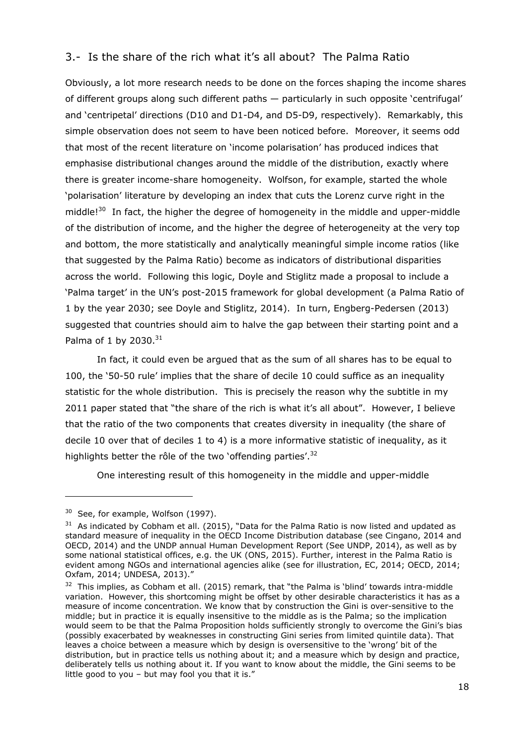## 3.- Is the share of the rich what it's all about? The Palma Ratio

Obviously, a lot more research needs to be done on the forces shaping the income shares of different groups along such different paths — particularly in such opposite 'centrifugal' and 'centripetal' directions (D10 and D1-D4, and D5-D9, respectively). Remarkably, this simple observation does not seem to have been noticed before. Moreover, it seems odd that most of the recent literature on 'income polarisation' has produced indices that emphasise distributional changes around the middle of the distribution, exactly where there is greater income-share homogeneity. Wolfson, for example, started the whole 'polarisation' literature by developing an index that cuts the Lorenz curve right in the middle![30] In fact, the higher the degree of homogeneity in the middle and upper-middle of the distribution of income, and the higher the degree of heterogeneity at the very top and bottom, the more statistically and analytically meaningful simple income ratios (like that suggested by the Palma Ratio) become as indicators of distributional disparities across the world. Following this logic, Doyle and Stiglitz made a proposal to include a 'Palma target' in the UN's post-2015 framework for global development (a Palma Ratio of 1 by the year 2030; see Doyle and Stiglitz, 2014). In turn, Engberg-Pedersen (2013) suggested that countries should aim to halve the gap between their starting point and a Palma of 1 by 2030.[31]

In fact, it could even be argued that as the sum of all shares has to be equal to 100, the '50-50 rule' implies that the share of decile 10 could suffice as an inequality statistic for the whole distribution. This is precisely the reason why the subtitle in my 2011 paper stated that "the share of the rich is what it's all about". However, I believe that the ratio of the two components that creates diversity in inequality (the share of decile 10 over that of deciles 1 to 4) is a more informative statistic of inequality, as it highlights better the rôle of the two 'offending parties'.[32]

One interesting result of this homogeneity in the middle and upper-middle

---

[30] See, for example, Wolfson (1997).

[31] As indicated by Cobham et all. (2015), "Data for the Palma Ratio is now listed and updated as standard measure of inequality in the OECD Income Distribution database (see Cingano, 2014 and OECD, 2014) and the UNDP annual Human Development Report (See UNDP, 2014), as well as by some national statistical offices, e.g. the UK (ONS, 2015). Further, interest in the Palma Ratio is evident among NGOs and international agencies alike (see for illustration, EC, 2014; OECD, 2014; Oxfam, 2014; UNDESA, 2013)."

[32] This implies, as Cobham et all. (2015) remark, that "the Palma is 'blind' towards intra-middle variation. However, this shortcoming might be offset by other desirable characteristics it has as a measure of income concentration. We know that by construction the Gini is over-sensitive to the middle; but in practice it is equally insensitive to the middle as is the Palma; so the implication would seem to be that the Palma Proposition holds sufficiently strongly to overcome the Gini's bias (possibly exacerbated by weaknesses in constructing Gini series from limited quintile data). That leaves a choice between a measure which by design is oversensitive to the 'wrong' bit of the distribution, but in practice tells us nothing about it; and a measure which by design and practice, deliberately tells us nothing about it. If you want to know about the middle, the Gini seems to be little good to you – but may fool you that it is."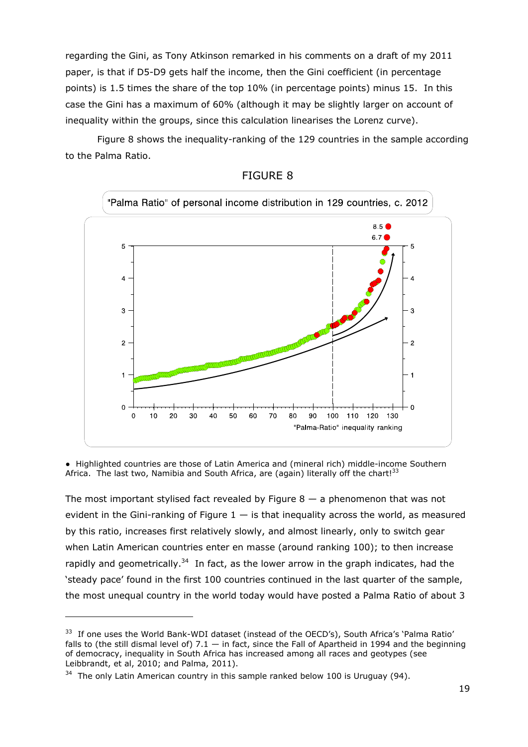regarding the Gini, as Tony Atkinson remarked in his comments on a draft of my 2011 paper, is that if D5-D9 gets half the income, then the Gini coefficient (in percentage points) is 1.5 times the share of the top 10% (in percentage points) minus 15. In this case the Gini has a maximum of 60% (although it may be slightly larger on account of inequality within the groups, since this calculation linearises the Lorenz curve).

Figure 8 shows the inequality-ranking of the 129 countries in the sample according to the Palma Ratio.

FIGURE 8

"Palma Ratio" of personal income distribution in 129 countries, c. 2012

● Highlighted countries are those of Latin America and (mineral rich) middle-income Southern Africa. The last two, Namibia and South Africa, are (again) literally off the chart![33]

The most important stylised fact revealed by Figure 8 — a phenomenon that was not evident in the Gini-ranking of Figure 1 — is that inequality across the world, as measured by this ratio, increases first relatively slowly, and almost linearly, only to switch gear when Latin American countries enter en masse (around ranking 100); to then increase rapidly and geometrically.[34] In fact, as the lower arrow in the graph indicates, had the 'steady pace' found in the first 100 countries continued in the last quarter of the sample, the most unequal country in the world today would have posted a Palma Ratio of about 3

---

[33] If one uses the World Bank-WDI dataset (instead of the OECD's), South Africa's 'Palma Ratio' falls to (the still dismal level of) 7.1 — in fact, since the Fall of Apartheid in 1994 and the beginning of democracy, inequality in South Africa has increased among all races and geotypes (see Leibbrandt, et al, 2010; and Palma, 2011).

[34] The only Latin American country in this sample ranked below 100 is Uruguay (94).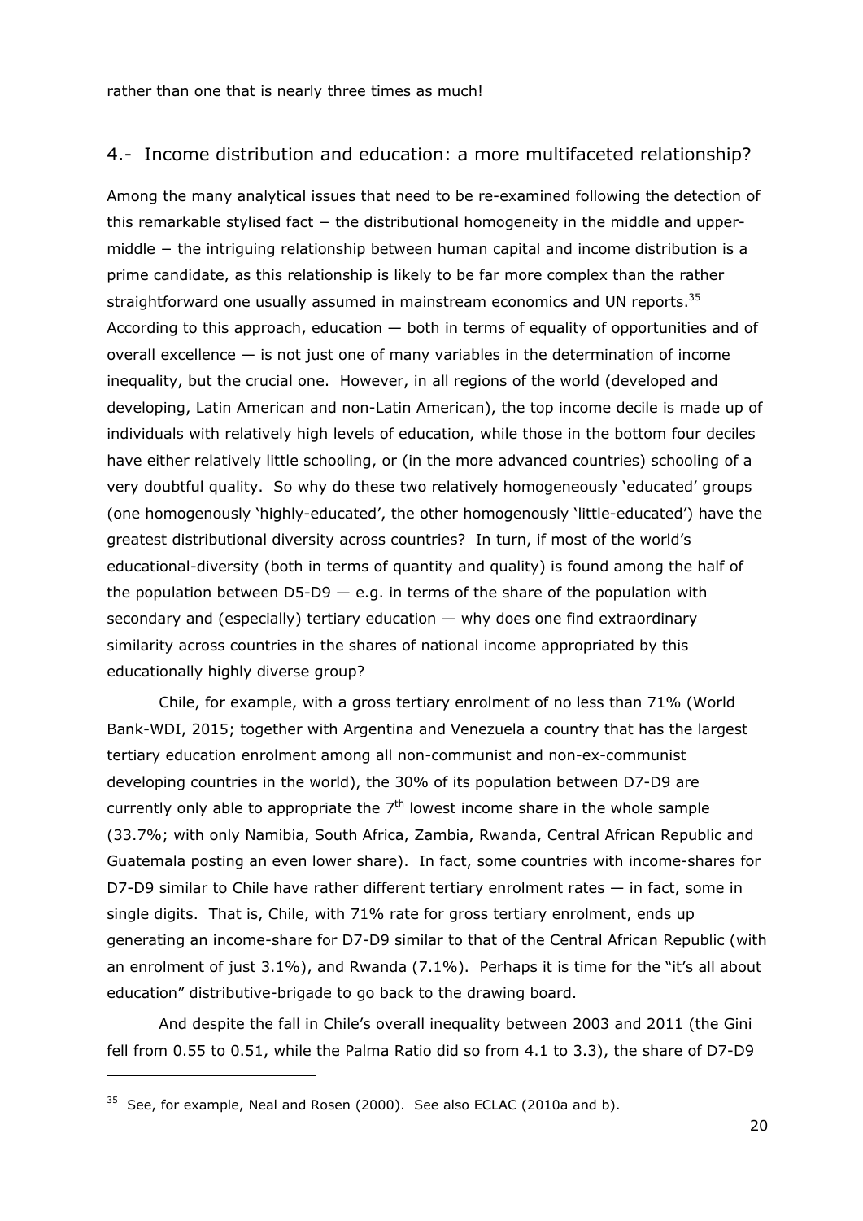rather than one that is nearly three times as much!

## 4.- Income distribution and education: a more multifaceted relationship?

Among the many analytical issues that need to be re-examined following the detection of this remarkable stylised fact − the distributional homogeneity in the middle and upper-middle − the intriguing relationship between human capital and income distribution is a prime candidate, as this relationship is likely to be far more complex than the rather straightforward one usually assumed in mainstream economics and UN reports.[35] According to this approach, education — both in terms of equality of opportunities and of overall excellence — is not just one of many variables in the determination of income inequality, but the crucial one. However, in all regions of the world (developed and developing, Latin American and non-Latin American), the top income decile is made up of individuals with relatively high levels of education, while those in the bottom four deciles have either relatively little schooling, or (in the more advanced countries) schooling of a very doubtful quality. So why do these two relatively homogeneously 'educated' groups (one homogenously 'highly-educated', the other homogenously 'little-educated') have the greatest distributional diversity across countries? In turn, if most of the world's educational-diversity (both in terms of quantity and quality) is found among the half of the population between D5-D9 — e.g. in terms of the share of the population with secondary and (especially) tertiary education — why does one find extraordinary similarity across countries in the shares of national income appropriated by this educationally highly diverse group?

Chile, for example, with a gross tertiary enrolment of no less than 71% (World Bank-WDI, 2015; together with Argentina and Venezuela a country that has the largest tertiary education enrolment among all non-communist and non-ex-communist developing countries in the world), the 30% of its population between D7-D9 are currently only able to appropriate the 7th lowest income share in the whole sample (33.7%; with only Namibia, South Africa, Zambia, Rwanda, Central African Republic and Guatemala posting an even lower share). In fact, some countries with income-shares for D7-D9 similar to Chile have rather different tertiary enrolment rates — in fact, some in single digits. That is, Chile, with 71% rate for gross tertiary enrolment, ends up generating an income-share for D7-D9 similar to that of the Central African Republic (with an enrolment of just 3.1%), and Rwanda (7.1%). Perhaps it is time for the "it's all about education" distributive-brigade to go back to the drawing board.

And despite the fall in Chile's overall inequality between 2003 and 2011 (the Gini fell from 0.55 to 0.51, while the Palma Ratio did so from 4.1 to 3.3), the share of D7-D9

[35] See, for example, Neal and Rosen (2000). See also ECLAC (2010a and b).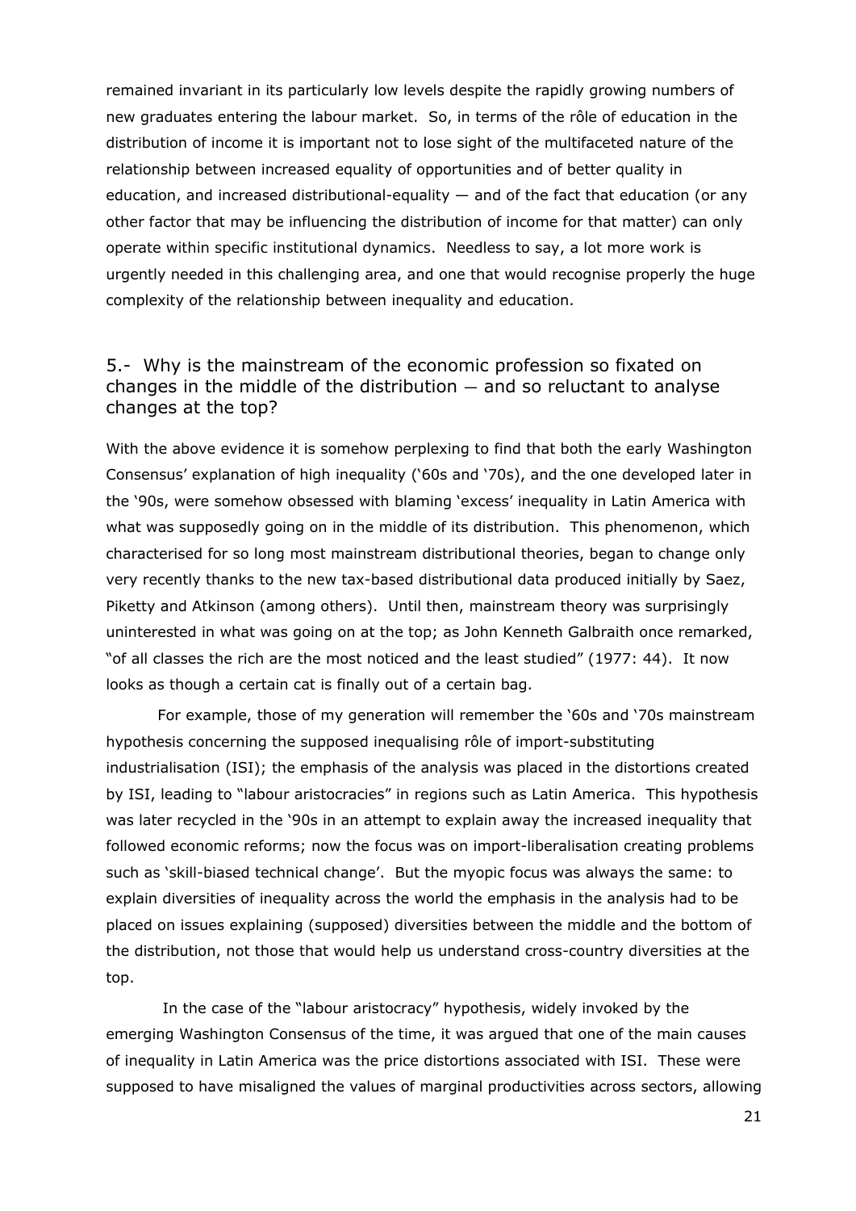remained invariant in its particularly low levels despite the rapidly growing numbers of new graduates entering the labour market. So, in terms of the rôle of education in the distribution of income it is important not to lose sight of the multifaceted nature of the relationship between increased equality of opportunities and of better quality in education, and increased distributional-equality — and of the fact that education (or any other factor that may be influencing the distribution of income for that matter) can only operate within specific institutional dynamics. Needless to say, a lot more work is urgently needed in this challenging area, and one that would recognise properly the huge complexity of the relationship between inequality and education.

## 5.- Why is the mainstream of the economic profession so fixated on changes in the middle of the distribution – and so reluctant to analyse changes at the top?

With the above evidence it is somehow perplexing to find that both the early Washington Consensus' explanation of high inequality ('60s and '70s), and the one developed later in the '90s, were somehow obsessed with blaming 'excess' inequality in Latin America with what was supposedly going on in the middle of its distribution. This phenomenon, which characterised for so long most mainstream distributional theories, began to change only very recently thanks to the new tax-based distributional data produced initially by Saez, Piketty and Atkinson (among others). Until then, mainstream theory was surprisingly uninterested in what was going on at the top; as John Kenneth Galbraith once remarked, "of all classes the rich are the most noticed and the least studied" (1977: 44). It now looks as though a certain cat is finally out of a certain bag.

For example, those of my generation will remember the '60s and '70s mainstream hypothesis concerning the supposed inequalising rôle of import-substituting industrialisation (ISI); the emphasis of the analysis was placed in the distortions created by ISI, leading to "labour aristocracies" in regions such as Latin America. This hypothesis was later recycled in the '90s in an attempt to explain away the increased inequality that followed economic reforms; now the focus was on import-liberalisation creating problems such as 'skill-biased technical change'. But the myopic focus was always the same: to explain diversities of inequality across the world the emphasis in the analysis had to be placed on issues explaining (supposed) diversities between the middle and the bottom of the distribution, not those that would help us understand cross-country diversities at the top.

In the case of the "labour aristocracy" hypothesis, widely invoked by the emerging Washington Consensus of the time, it was argued that one of the main causes of inequality in Latin America was the price distortions associated with ISI. These were supposed to have misaligned the values of marginal productivities across sectors, allowing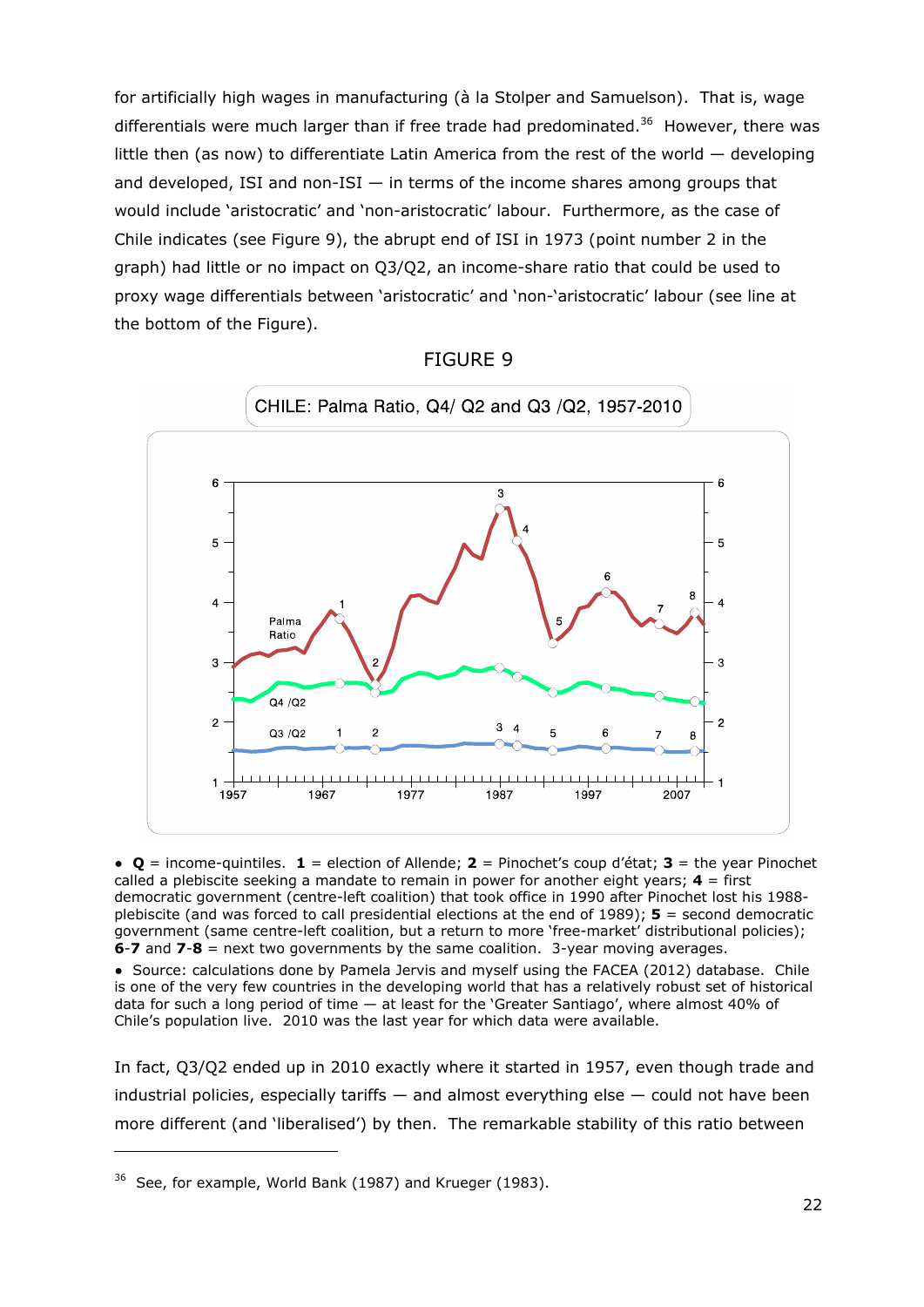for artificially high wages in manufacturing (à la Stolper and Samuelson). That is, wage differentials were much larger than if free trade had predominated.[36] However, there was little then (as now) to differentiate Latin America from the rest of the world — developing and developed, ISI and non-ISI — in terms of the income shares among groups that would include 'aristocratic' and 'non-aristocratic' labour. Furthermore, as the case of Chile indicates (see Figure 9), the abrupt end of ISI in 1973 (point number 2 in the graph) had little or no impact on Q3/Q2, an income-share ratio that could be used to proxy wage differentials between 'aristocratic' and 'non-'aristocratic' labour (see line at the bottom of the Figure).

FIGURE 9

CHILE: Palma Ratio, Q4/ Q2 and Q3 /Q2, 1957-2010

- **Q** = income-quintiles. **1** = election of Allende; **2** = Pinochet's coup d'état; **3** = the year Pinochet called a plebiscite seeking a mandate to remain in power for another eight years; **4** = first democratic government (centre-left coalition) that took office in 1990 after Pinochet lost his 1988-plebiscite (and was forced to call presidential elections at the end of 1989); **5** = second democratic government (same centre-left coalition, but a return to more 'free-market' distributional policies); **6**-**7** and **7**-**8** = next two governments by the same coalition. 3-year moving averages.
- Source: calculations done by Pamela Jervis and myself using the FACEA (2012) database. Chile is one of the very few countries in the developing world that has a relatively robust set of historical data for such a long period of time — at least for the 'Greater Santiago', where almost 40% of Chile's population live. 2010 was the last year for which data were available.

In fact, Q3/Q2 ended up in 2010 exactly where it started in 1957, even though trade and industrial policies, especially tariffs — and almost everything else — could not have been more different (and 'liberalised') by then. The remarkable stability of this ratio between

[36] See, for example, World Bank (1987) and Krueger (1983).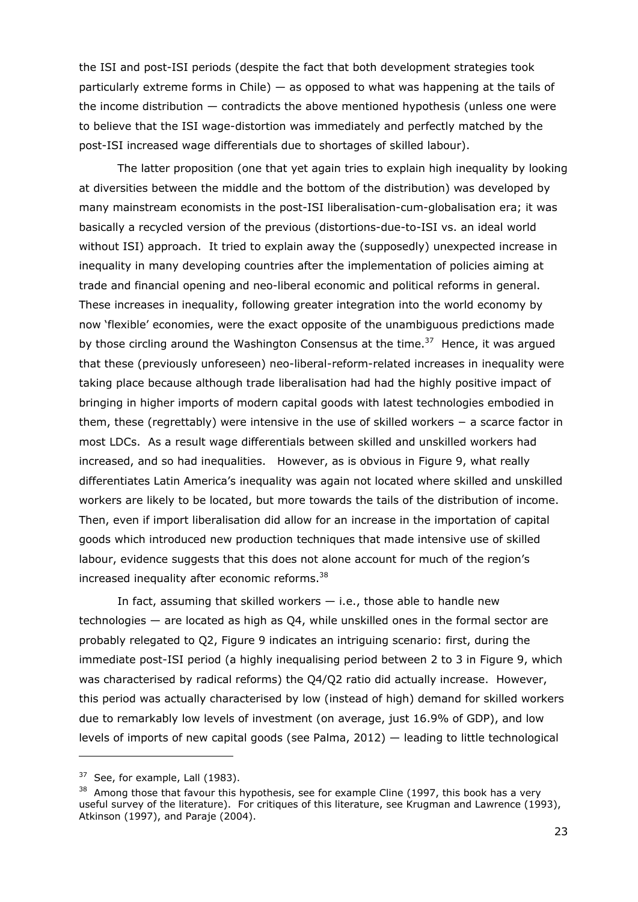the ISI and post-ISI periods (despite the fact that both development strategies took particularly extreme forms in Chile) — as opposed to what was happening at the tails of the income distribution — contradicts the above mentioned hypothesis (unless one were to believe that the ISI wage-distortion was immediately and perfectly matched by the post-ISI increased wage differentials due to shortages of skilled labour).

The latter proposition (one that yet again tries to explain high inequality by looking at diversities between the middle and the bottom of the distribution) was developed by many mainstream economists in the post-ISI liberalisation-cum-globalisation era; it was basically a recycled version of the previous (distortions-due-to-ISI vs. an ideal world without ISI) approach. It tried to explain away the (supposedly) unexpected increase in inequality in many developing countries after the implementation of policies aiming at trade and financial opening and neo-liberal economic and political reforms in general. These increases in inequality, following greater integration into the world economy by now 'flexible' economies, were the exact opposite of the unambiguous predictions made by those circling around the Washington Consensus at the time.[37] Hence, it was argued that these (previously unforeseen) neo-liberal-reform-related increases in inequality were taking place because although trade liberalisation had had the highly positive impact of bringing in higher imports of modern capital goods with latest technologies embodied in them, these (regrettably) were intensive in the use of skilled workers − a scarce factor in most LDCs. As a result wage differentials between skilled and unskilled workers had increased, and so had inequalities. However, as is obvious in Figure 9, what really differentiates Latin America's inequality was again not located where skilled and unskilled workers are likely to be located, but more towards the tails of the distribution of income. Then, even if import liberalisation did allow for an increase in the importation of capital goods which introduced new production techniques that made intensive use of skilled labour, evidence suggests that this does not alone account for much of the region's increased inequality after economic reforms.[38]

In fact, assuming that skilled workers — i.e., those able to handle new technologies — are located as high as Q4, while unskilled ones in the formal sector are probably relegated to Q2, Figure 9 indicates an intriguing scenario: first, during the immediate post-ISI period (a highly inequalising period between 2 to 3 in Figure 9, which was characterised by radical reforms) the Q4/Q2 ratio did actually increase. However, this period was actually characterised by low (instead of high) demand for skilled workers due to remarkably low levels of investment (on average, just 16.9% of GDP), and low levels of imports of new capital goods (see Palma, 2012) — leading to little technological

---

[37] See, for example, Lall (1983).

[38] Among those that favour this hypothesis, see for example Cline (1997, this book has a very useful survey of the literature). For critiques of this literature, see Krugman and Lawrence (1993), Atkinson (1997), and Paraje (2004).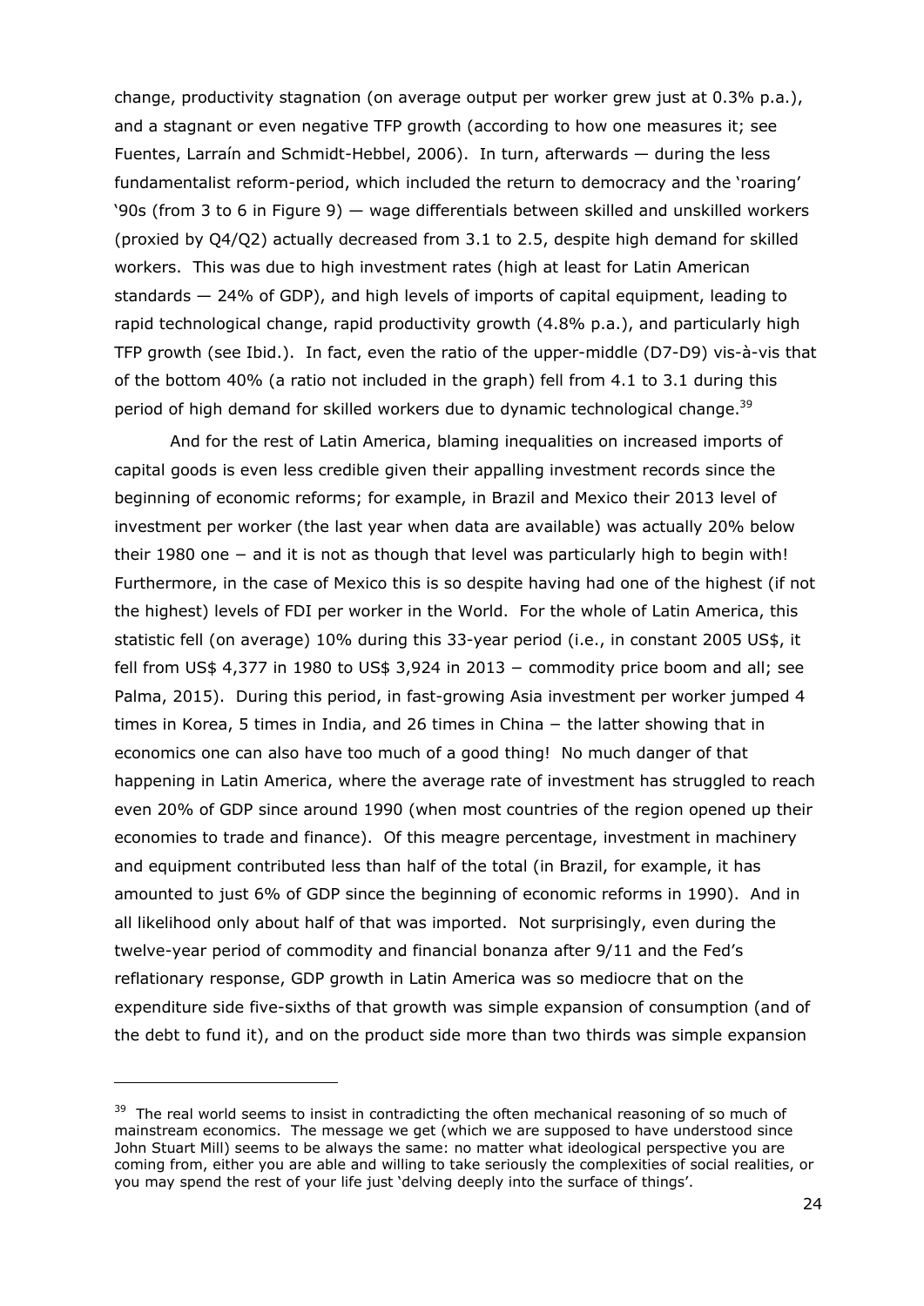change, productivity stagnation (on average output per worker grew just at 0.3% p.a.), and a stagnant or even negative TFP growth (according to how one measures it; see Fuentes, Larraín and Schmidt-Hebbel, 2006). In turn, afterwards — during the less fundamentalist reform-period, which included the return to democracy and the 'roaring' '90s (from 3 to 6 in Figure 9) — wage differentials between skilled and unskilled workers (proxied by Q4/Q2) actually decreased from 3.1 to 2.5, despite high demand for skilled workers. This was due to high investment rates (high at least for Latin American standards — 24% of GDP), and high levels of imports of capital equipment, leading to rapid technological change, rapid productivity growth (4.8% p.a.), and particularly high TFP growth (see Ibid.). In fact, even the ratio of the upper-middle (D7-D9) vis-à-vis that of the bottom 40% (a ratio not included in the graph) fell from 4.1 to 3.1 during this period of high demand for skilled workers due to dynamic technological change.[39]

And for the rest of Latin America, blaming inequalities on increased imports of capital goods is even less credible given their appalling investment records since the beginning of economic reforms; for example, in Brazil and Mexico their 2013 level of investment per worker (the last year when data are available) was actually 20% below their 1980 one − and it is not as though that level was particularly high to begin with! Furthermore, in the case of Mexico this is so despite having had one of the highest (if not the highest) levels of FDI per worker in the World. For the whole of Latin America, this statistic fell (on average) 10% during this 33-year period (i.e., in constant 2005 US$, it fell from US$ 4,377 in 1980 to US$ 3,924 in 2013 − commodity price boom and all; see Palma, 2015). During this period, in fast-growing Asia investment per worker jumped 4 times in Korea, 5 times in India, and 26 times in China − the latter showing that in economics one can also have too much of a good thing! No much danger of that happening in Latin America, where the average rate of investment has struggled to reach even 20% of GDP since around 1990 (when most countries of the region opened up their economies to trade and finance). Of this meagre percentage, investment in machinery and equipment contributed less than half of the total (in Brazil, for example, it has amounted to just 6% of GDP since the beginning of economic reforms in 1990). And in all likelihood only about half of that was imported. Not surprisingly, even during the twelve-year period of commodity and financial bonanza after 9/11 and the Fed's reflationary response, GDP growth in Latin America was so mediocre that on the expenditure side five-sixths of that growth was simple expansion of consumption (and of the debt to fund it), and on the product side more than two thirds was simple expansion

---

[39] The real world seems to insist in contradicting the often mechanical reasoning of so much of mainstream economics. The message we get (which we are supposed to have understood since John Stuart Mill) seems to be always the same: no matter what ideological perspective you are coming from, either you are able and willing to take seriously the complexities of social realities, or you may spend the rest of your life just 'delving deeply into the surface of things'.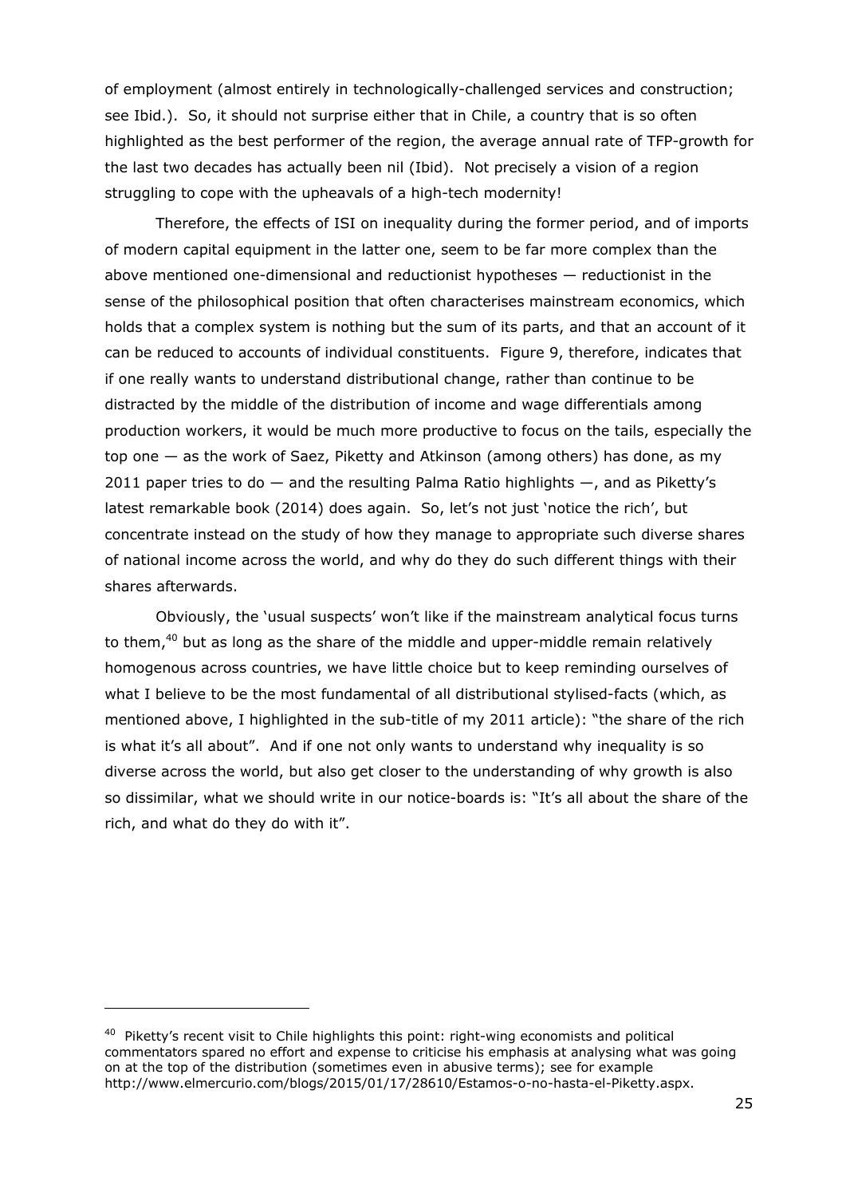of employment (almost entirely in technologically-challenged services and construction; see Ibid.). So, it should not surprise either that in Chile, a country that is so often highlighted as the best performer of the region, the average annual rate of TFP-growth for the last two decades has actually been nil (Ibid). Not precisely a vision of a region struggling to cope with the upheavals of a high-tech modernity!

Therefore, the effects of ISI on inequality during the former period, and of imports of modern capital equipment in the latter one, seem to be far more complex than the above mentioned one-dimensional and reductionist hypotheses — reductionist in the sense of the philosophical position that often characterises mainstream economics, which holds that a complex system is nothing but the sum of its parts, and that an account of it can be reduced to accounts of individual constituents. Figure 9, therefore, indicates that if one really wants to understand distributional change, rather than continue to be distracted by the middle of the distribution of income and wage differentials among production workers, it would be much more productive to focus on the tails, especially the top one — as the work of Saez, Piketty and Atkinson (among others) has done, as my 2011 paper tries to do — and the resulting Palma Ratio highlights —, and as Piketty's latest remarkable book (2014) does again. So, let's not just 'notice the rich', but concentrate instead on the study of how they manage to appropriate such diverse shares of national income across the world, and why do they do such different things with their shares afterwards.

Obviously, the 'usual suspects' won't like if the mainstream analytical focus turns to them,[40] but as long as the share of the middle and upper-middle remain relatively homogenous across countries, we have little choice but to keep reminding ourselves of what I believe to be the most fundamental of all distributional stylised-facts (which, as mentioned above, I highlighted in the sub-title of my 2011 article): "the share of the rich is what it's all about". And if one not only wants to understand why inequality is so diverse across the world, but also get closer to the understanding of why growth is also so dissimilar, what we should write in our notice-boards is: "It's all about the share of the rich, and what do they do with it".

---

[40] Piketty's recent visit to Chile highlights this point: right-wing economists and political commentators spared no effort and expense to criticise his emphasis at analysing what was going on at the top of the distribution (sometimes even in abusive terms); see for example http://www.elmercurio.com/blogs/2015/01/17/28610/Estamos-o-no-hasta-el-Piketty.aspx.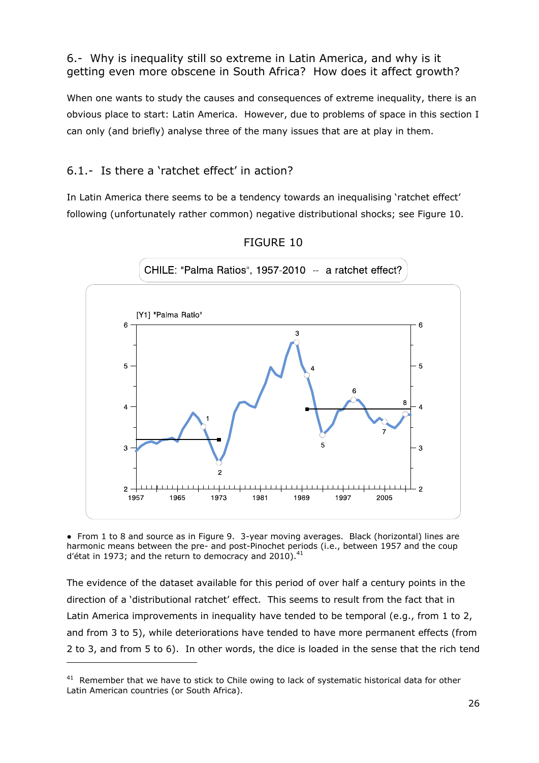## 6.- Why is inequality still so extreme in Latin America, and why is it getting even more obscene in South Africa? How does it affect growth?

When one wants to study the causes and consequences of extreme inequality, there is an obvious place to start: Latin America. However, due to problems of space in this section I can only (and briefly) analyse three of the many issues that are at play in them.

### 6.1.- Is there a 'ratchet effect' in action?

In Latin America there seems to be a tendency towards an inequalising 'ratchet effect' following (unfortunately rather common) negative distributional shocks; see Figure 10.

FIGURE 10

CHILE: "Palma Ratios", 1957-2010 -- a ratchet effect?

● From 1 to 8 and source as in Figure 9. 3-year moving averages. Black (horizontal) lines are harmonic means between the pre- and post-Pinochet periods (i.e., between 1957 and the coup d'état in 1973; and the return to democracy and 2010).[41]

The evidence of the dataset available for this period of over half a century points in the direction of a 'distributional ratchet' effect. This seems to result from the fact that in Latin America improvements in inequality have tended to be temporal (e.g., from 1 to 2, and from 3 to 5), while deteriorations have tended to have more permanent effects (from 2 to 3, and from 5 to 6). In other words, the dice is loaded in the sense that the rich tend

[41] Remember that we have to stick to Chile owing to lack of systematic historical data for other Latin American countries (or South Africa).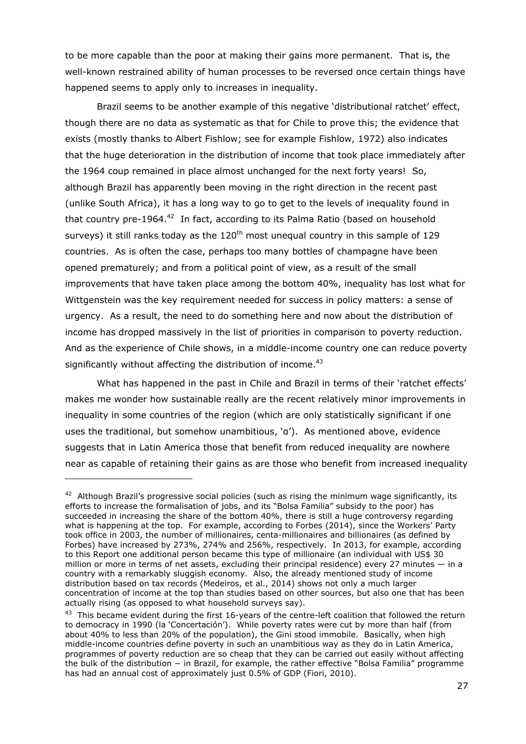to be more capable than the poor at making their gains more permanent. That is, the well-known restrained ability of human processes to be reversed once certain things have happened seems to apply only to increases in inequality.

Brazil seems to be another example of this negative 'distributional ratchet' effect, though there are no data as systematic as that for Chile to prove this; the evidence that exists (mostly thanks to Albert Fishlow; see for example Fishlow, 1972) also indicates that the huge deterioration in the distribution of income that took place immediately after the 1964 coup remained in place almost unchanged for the next forty years! So, although Brazil has apparently been moving in the right direction in the recent past (unlike South Africa), it has a long way to go to get to the levels of inequality found in that country pre-1964.[42] In fact, according to its Palma Ratio (based on household surveys) it still ranks today as the 120th most unequal country in this sample of 129 countries. As is often the case, perhaps too many bottles of champagne have been opened prematurely; and from a political point of view, as a result of the small improvements that have taken place among the bottom 40%, inequality has lost what for Wittgenstein was the key requirement needed for success in policy matters: a sense of urgency. As a result, the need to do something here and now about the distribution of income has dropped massively in the list of priorities in comparison to poverty reduction. And as the experience of Chile shows, in a middle-income country one can reduce poverty significantly without affecting the distribution of income.[43]

What has happened in the past in Chile and Brazil in terms of their 'ratchet effects' makes me wonder how sustainable really are the recent relatively minor improvements in inequality in some countries of the region (which are only statistically significant if one uses the traditional, but somehow unambitious, 'α'). As mentioned above, evidence suggests that in Latin America those that benefit from reduced inequality are nowhere near as capable of retaining their gains as are those who benefit from increased inequality

---

[42] Although Brazil's progressive social policies (such as rising the minimum wage significantly, its efforts to increase the formalisation of jobs, and its "Bolsa Familia" subsidy to the poor) has succeeded in increasing the share of the bottom 40%, there is still a huge controversy regarding what is happening at the top. For example, according to Forbes (2014), since the Workers' Party took office in 2003, the number of millionaires, centa-millionaires and billionaires (as defined by Forbes) have increased by 273%, 274% and 256%, respectively. In 2013, for example, according to this Report one additional person became this type of millionaire (an individual with US$ 30 million or more in terms of net assets, excluding their principal residence) every 27 minutes — in a country with a remarkably sluggish economy. Also, the already mentioned study of income distribution based on tax records (Medeiros, et al., 2014) shows not only a much larger concentration of income at the top than studies based on other sources, but also one that has been actually rising (as opposed to what household surveys say).

[43] This became evident during the first 16-years of the centre-left coalition that followed the return to democracy in 1990 (la 'Concertación'). While poverty rates were cut by more than half (from about 40% to less than 20% of the population), the Gini stood immobile. Basically, when high middle-income countries define poverty in such an unambitious way as they do in Latin America, programmes of poverty reduction are so cheap that they can be carried out easily without affecting the bulk of the distribution – in Brazil, for example, the rather effective "Bolsa Familia" programme has had an annual cost of approximately just 0.5% of GDP (Fiori, 2010).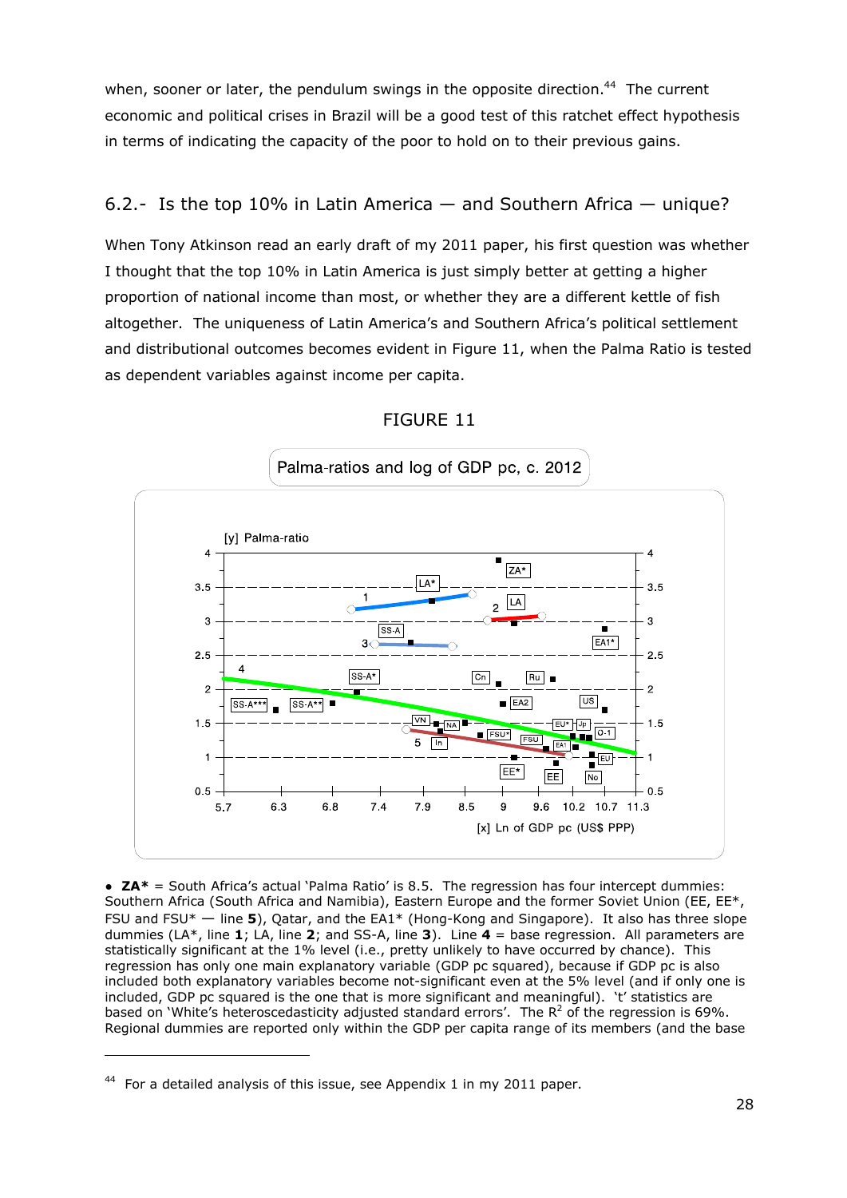when, sooner or later, the pendulum swings in the opposite direction.[44] The current economic and political crises in Brazil will be a good test of this ratchet effect hypothesis in terms of indicating the capacity of the poor to hold on to their previous gains.

## 6.2.- Is the top 10% in Latin America — and Southern Africa — unique?

When Tony Atkinson read an early draft of my 2011 paper, his first question was whether I thought that the top 10% in Latin America is just simply better at getting a higher proportion of national income than most, or whether they are a different kettle of fish altogether. The uniqueness of Latin America's and Southern Africa's political settlement and distributional outcomes becomes evident in Figure 11, when the Palma Ratio is tested as dependent variables against income per capita.

FIGURE 11

Palma-ratios and log of GDP pc, c. 2012

• **ZA*** = South Africa's actual 'Palma Ratio' is 8.5. The regression has four intercept dummies: Southern Africa (South Africa and Namibia), Eastern Europe and the former Soviet Union (EE, EE*, FSU and FSU* — line **5**), Qatar, and the EA1* (Hong-Kong and Singapore). It also has three slope dummies (LA*, line **1**; LA, line **2**; and SS-A, line **3**). Line **4** = base regression. All parameters are statistically significant at the 1% level (i.e., pretty unlikely to have occurred by chance). This regression has only one main explanatory variable (GDP pc squared), because if GDP pc is also included both explanatory variables become not-significant even at the 5% level (and if only one is included, GDP pc squared is the one that is more significant and meaningful). 't' statistics are based on 'White's heteroscedasticity adjusted standard errors'. The $R^2$ of the regression is 69%. Regional dummies are reported only within the GDP per capita range of its members (and the base

[44] For a detailed analysis of this issue, see Appendix 1 in my 2011 paper.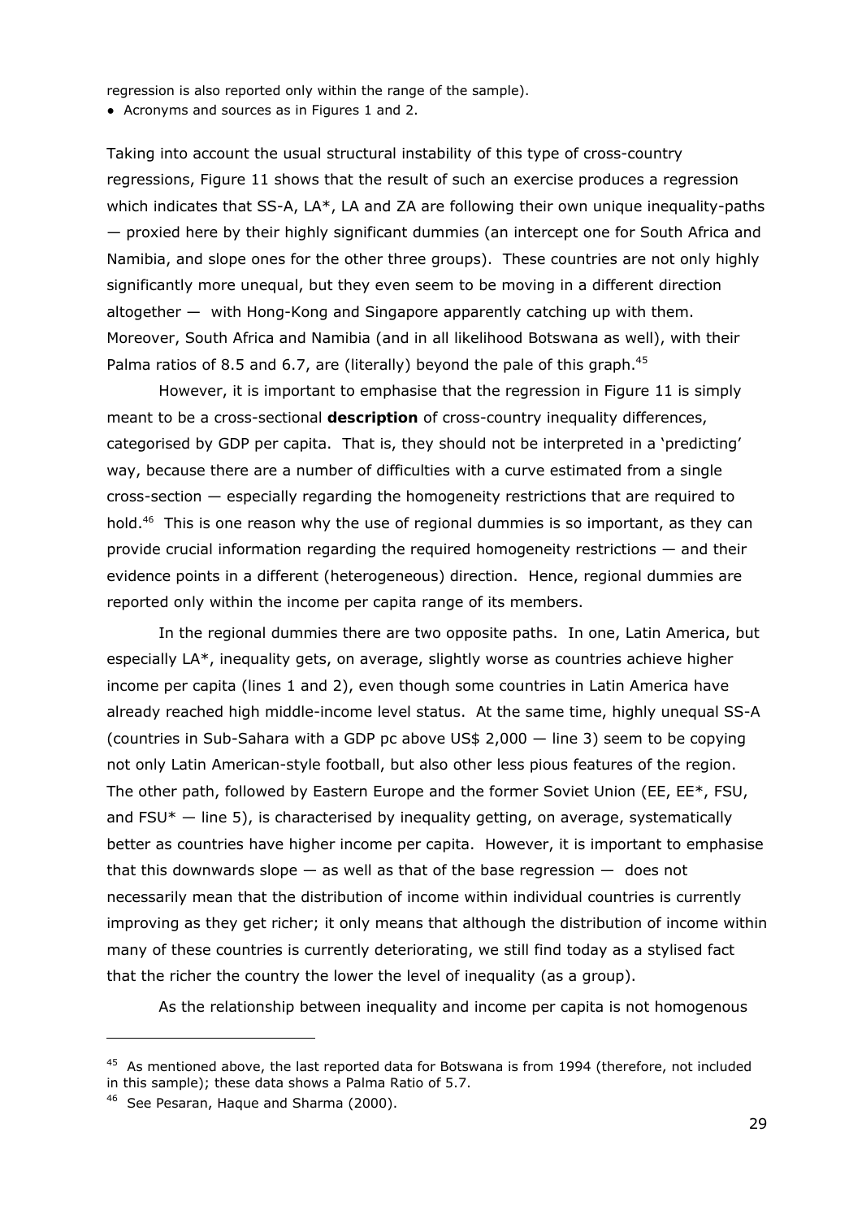regression is also reported only within the range of the sample).

- Acronyms and sources as in Figures 1 and 2.

Taking into account the usual structural instability of this type of cross-country regressions, Figure 11 shows that the result of such an exercise produces a regression which indicates that SS-A, LA*, LA and ZA are following their own unique inequality-paths — proxied here by their highly significant dummies (an intercept one for South Africa and Namibia, and slope ones for the other three groups). These countries are not only highly significantly more unequal, but they even seem to be moving in a different direction altogether — with Hong-Kong and Singapore apparently catching up with them. Moreover, South Africa and Namibia (and in all likelihood Botswana as well), with their Palma ratios of 8.5 and 6.7, are (literally) beyond the pale of this graph.[45]

However, it is important to emphasise that the regression in Figure 11 is simply meant to be a cross-sectional **description** of cross-country inequality differences, categorised by GDP per capita. That is, they should not be interpreted in a 'predicting' way, because there are a number of difficulties with a curve estimated from a single cross-section — especially regarding the homogeneity restrictions that are required to hold.[46] This is one reason why the use of regional dummies is so important, as they can provide crucial information regarding the required homogeneity restrictions — and their evidence points in a different (heterogeneous) direction. Hence, regional dummies are reported only within the income per capita range of its members.

In the regional dummies there are two opposite paths. In one, Latin America, but especially LA*, inequality gets, on average, slightly worse as countries achieve higher income per capita (lines 1 and 2), even though some countries in Latin America have already reached high middle-income level status. At the same time, highly unequal SS-A (countries in Sub-Sahara with a GDP pc above US$ 2,000 — line 3) seem to be copying not only Latin American-style football, but also other less pious features of the region. The other path, followed by Eastern Europe and the former Soviet Union (EE, EE*, FSU, and FSU* — line 5), is characterised by inequality getting, on average, systematically better as countries have higher income per capita. However, it is important to emphasise that this downwards slope — as well as that of the base regression — does not necessarily mean that the distribution of income within individual countries is currently improving as they get richer; it only means that although the distribution of income within many of these countries is currently deteriorating, we still find today as a stylised fact that the richer the country the lower the level of inequality (as a group).

As the relationship between inequality and income per capita is not homogenous

---

[45] As mentioned above, the last reported data for Botswana is from 1994 (therefore, not included in this sample); these data shows a Palma Ratio of 5.7.

[46] See Pesaran, Haque and Sharma (2000).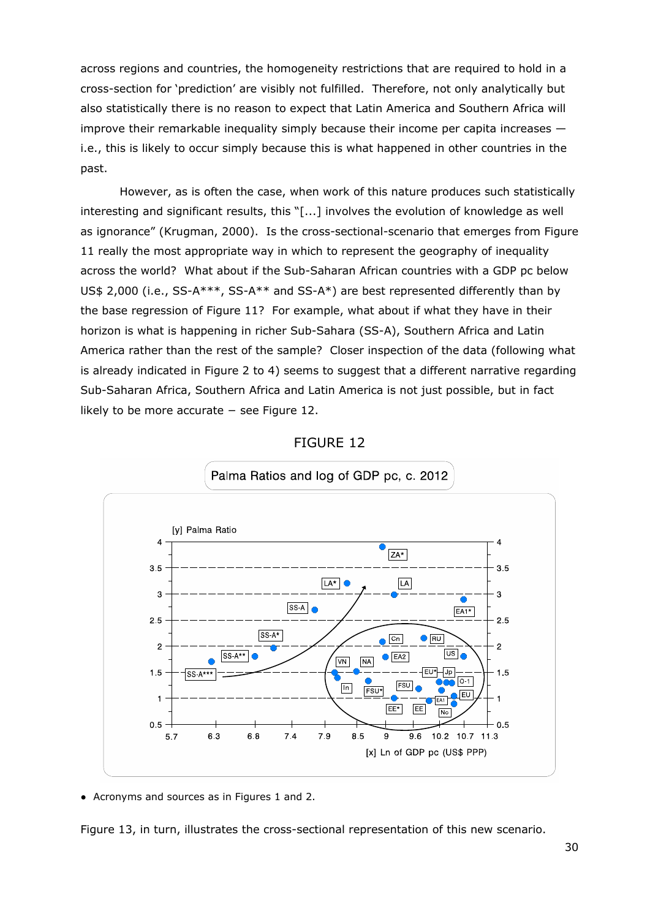across regions and countries, the homogeneity restrictions that are required to hold in a cross-section for 'prediction' are visibly not fulfilled. Therefore, not only analytically but also statistically there is no reason to expect that Latin America and Southern Africa will improve their remarkable inequality simply because their income per capita increases — i.e., this is likely to occur simply because this is what happened in other countries in the past.

However, as is often the case, when work of this nature produces such statistically interesting and significant results, this "[...] involves the evolution of knowledge as well as ignorance" (Krugman, 2000). Is the cross-sectional-scenario that emerges from Figure 11 really the most appropriate way in which to represent the geography of inequality across the world? What about if the Sub-Saharan African countries with a GDP pc below US$ 2,000 (i.e., SS-A***, SS-A** and SS-A*) are best represented differently than by the base regression of Figure 11? For example, what about if what they have in their horizon is what is happening in richer Sub-Sahara (SS-A), Southern Africa and Latin America rather than the rest of the sample? Closer inspection of the data (following what is already indicated in Figure 2 to 4) seems to suggest that a different narrative regarding Sub-Saharan Africa, Southern Africa and Latin America is not just possible, but in fact likely to be more accurate – see Figure 12.

FIGURE 12

Palma Ratios and log of GDP pc, c. 2012

- Acronyms and sources as in Figures 1 and 2.

Figure 13, in turn, illustrates the cross-sectional representation of this new scenario.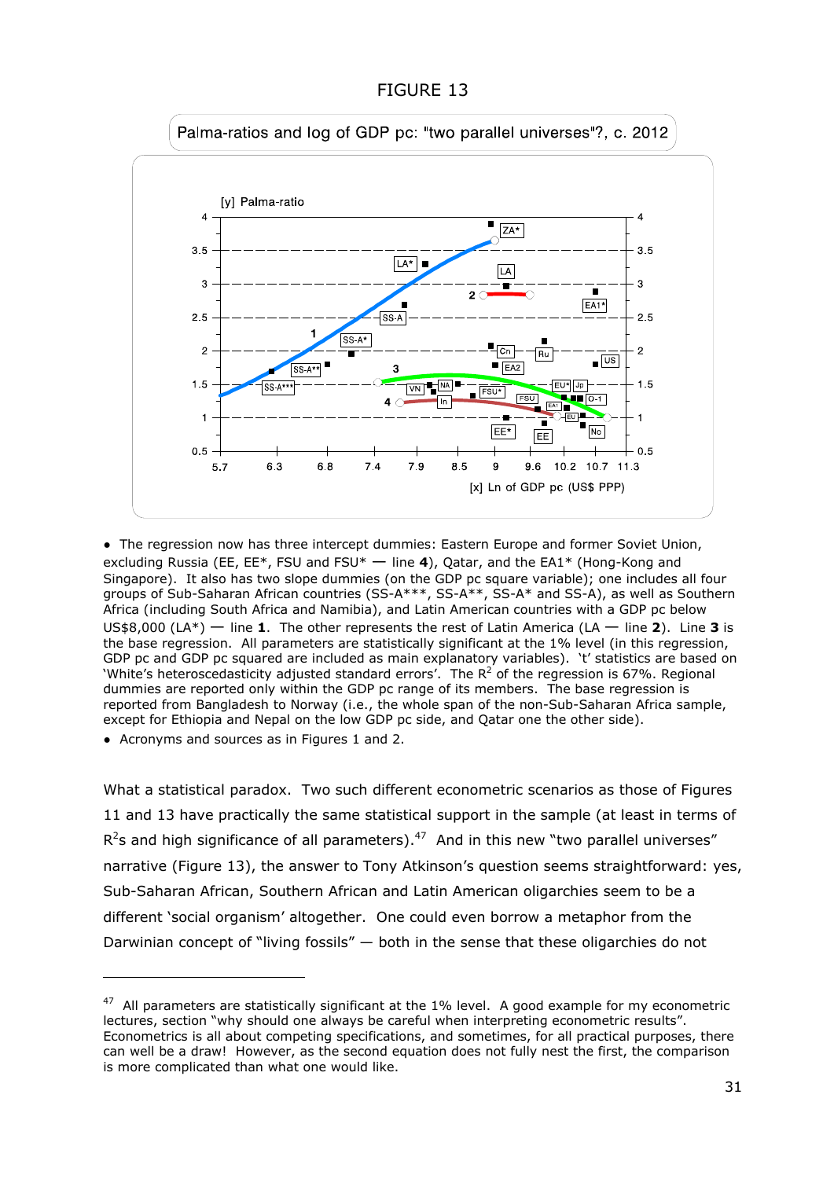FIGURE 13

Palma-ratios and log of GDP pc: "two parallel universes"?, c. 2012

- The regression now has three intercept dummies: Eastern Europe and former Soviet Union, excluding Russia (EE, EE*, FSU and FSU* — line **4**), Qatar, and the EA1* (Hong-Kong and Singapore). It also has two slope dummies (on the GDP pc square variable); one includes all four groups of Sub-Saharan African countries (SS-A***, SS-A**, SS-A* and SS-A), as well as Southern Africa (including South Africa and Namibia), and Latin American countries with a GDP pc below US$8,000 (LA*) — line **1**. The other represents the rest of Latin America (LA — line **2**). Line **3** is the base regression. All parameters are statistically significant at the 1% level (in this regression, GDP pc and GDP pc squared are included as main explanatory variables). 't' statistics are based on 'White's heteroscedasticity adjusted standard errors'. The $R^2$ of the regression is 67%. Regional dummies are reported only within the GDP pc range of its members. The base regression is reported from Bangladesh to Norway (i.e., the whole span of the non-Sub-Saharan Africa sample, except for Ethiopia and Nepal on the low GDP pc side, and Qatar one the other side).
- Acronyms and sources as in Figures 1 and 2.

What a statistical paradox. Two such different econometric scenarios as those of Figures 11 and 13 have practically the same statistical support in the sample (at least in terms of $R^2$s and high significance of all parameters).[47] And in this new "two parallel universes" narrative (Figure 13), the answer to Tony Atkinson's question seems straightforward: yes, Sub-Saharan African, Southern African and Latin American oligarchies seem to be a different 'social organism' altogether. One could even borrow a metaphor from the Darwinian concept of "living fossils" — both in the sense that these oligarchies do not

---

[47] All parameters are statistically significant at the 1% level. A good example for my econometric lectures, section "why should one always be careful when interpreting econometric results". Econometrics is all about competing specifications, and sometimes, for all practical purposes, there can well be a draw! However, as the second equation does not fully nest the first, the comparison is more complicated than what one would like.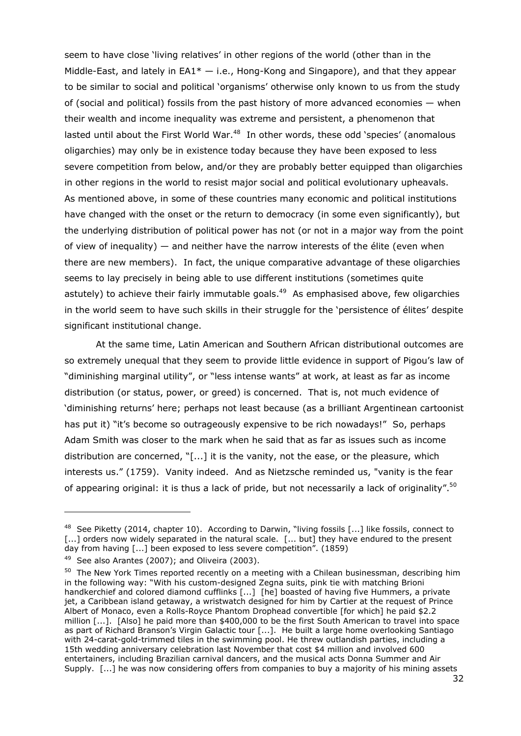seem to have close 'living relatives' in other regions of the world (other than in the Middle-East, and lately in EA1* — i.e., Hong-Kong and Singapore), and that they appear to be similar to social and political 'organisms' otherwise only known to us from the study of (social and political) fossils from the past history of more advanced economies — when their wealth and income inequality was extreme and persistent, a phenomenon that lasted until about the First World War.[48] In other words, these odd 'species' (anomalous oligarchies) may only be in existence today because they have been exposed to less severe competition from below, and/or they are probably better equipped than oligarchies in other regions in the world to resist major social and political evolutionary upheavals. As mentioned above, in some of these countries many economic and political institutions have changed with the onset or the return to democracy (in some even significantly), but the underlying distribution of political power has not (or not in a major way from the point of view of inequality) — and neither have the narrow interests of the élite (even when there are new members). In fact, the unique comparative advantage of these oligarchies seems to lay precisely in being able to use different institutions (sometimes quite astutely) to achieve their fairly immutable goals.[49] As emphasised above, few oligarchies in the world seem to have such skills in their struggle for the 'persistence of élites' despite significant institutional change.

At the same time, Latin American and Southern African distributional outcomes are so extremely unequal that they seem to provide little evidence in support of Pigou's law of "diminishing marginal utility", or "less intense wants" at work, at least as far as income distribution (or status, power, or greed) is concerned. That is, not much evidence of 'diminishing returns' here; perhaps not least because (as a brilliant Argentinean cartoonist has put it) "it's become so outrageously expensive to be rich nowadays!" So, perhaps Adam Smith was closer to the mark when he said that as far as issues such as income distribution are concerned, "[...] it is the vanity, not the ease, or the pleasure, which interests us." (1759). Vanity indeed. And as Nietzsche reminded us, "vanity is the fear of appearing original: it is thus a lack of pride, but not necessarily a lack of originality".[50]

---

[48] See Piketty (2014, chapter 10). According to Darwin, "living fossils [...] like fossils, connect to [...] orders now widely separated in the natural scale. [... but] they have endured to the present day from having [...] been exposed to less severe competition". (1859)

[49] See also Arantes (2007); and Oliveira (2003).

[50] The New York Times reported recently on a meeting with a Chilean businessman, describing him in the following way: "With his custom-designed Zegna suits, pink tie with matching Brioni handkerchief and colored diamond cufflinks [...] [he] boasted of having five Hummers, a private jet, a Caribbean island getaway, a wristwatch designed for him by Cartier at the request of Prince Albert of Monaco, even a Rolls-Royce Phantom Drophead convertible [for which] he paid $2.2 million [...]. [Also] he paid more than $400,000 to be the first South American to travel into space as part of Richard Branson's Virgin Galactic tour [...]. He built a large home overlooking Santiago with 24-carat-gold-trimmed tiles in the swimming pool. He threw outlandish parties, including a 15th wedding anniversary celebration last November that cost $4 million and involved 600 entertainers, including Brazilian carnival dancers, and the musical acts Donna Summer and Air Supply. [...] he was now considering offers from companies to buy a majority of his mining assets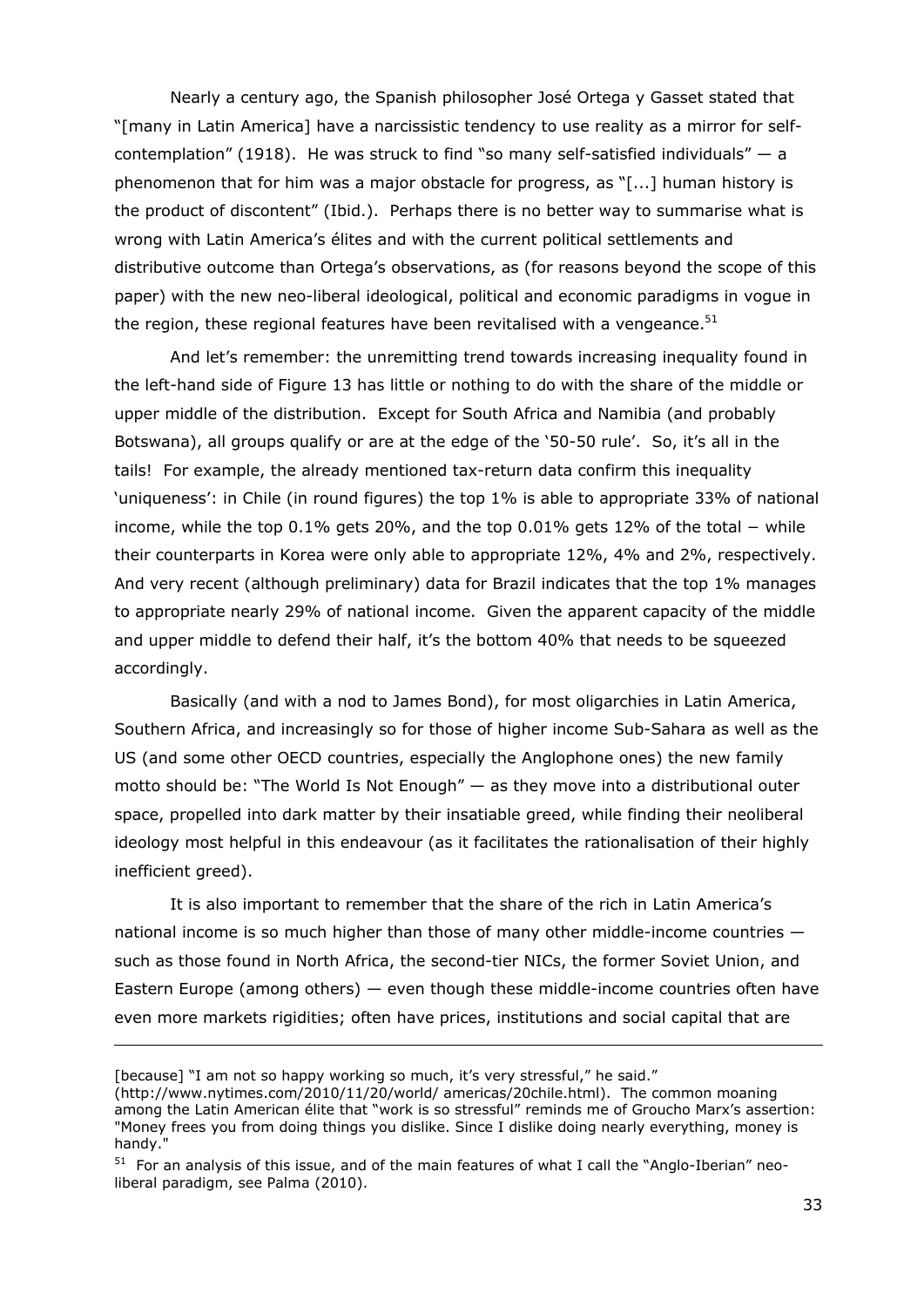Nearly a century ago, the Spanish philosopher José Ortega y Gasset stated that "[many in Latin America] have a narcissistic tendency to use reality as a mirror for self-contemplation" (1918). He was struck to find "so many self-satisfied individuals" — a phenomenon that for him was a major obstacle for progress, as "[...] human history is the product of discontent" (Ibid.). Perhaps there is no better way to summarise what is wrong with Latin America's élites and with the current political settlements and distributive outcome than Ortega's observations, as (for reasons beyond the scope of this paper) with the new neo-liberal ideological, political and economic paradigms in vogue in the region, these regional features have been revitalised with a vengeance.[51]

And let's remember: the unremitting trend towards increasing inequality found in the left-hand side of Figure 13 has little or nothing to do with the share of the middle or upper middle of the distribution. Except for South Africa and Namibia (and probably Botswana), all groups qualify or are at the edge of the '50-50 rule'. So, it's all in the tails! For example, the already mentioned tax-return data confirm this inequality 'uniqueness': in Chile (in round figures) the top 1% is able to appropriate 33% of national income, while the top 0.1% gets 20%, and the top 0.01% gets 12% of the total − while their counterparts in Korea were only able to appropriate 12%, 4% and 2%, respectively. And very recent (although preliminary) data for Brazil indicates that the top 1% manages to appropriate nearly 29% of national income. Given the apparent capacity of the middle and upper middle to defend their half, it's the bottom 40% that needs to be squeezed accordingly.

Basically (and with a nod to James Bond), for most oligarchies in Latin America, Southern Africa, and increasingly so for those of higher income Sub-Sahara as well as the US (and some other OECD countries, especially the Anglophone ones) the new family motto should be: "The World Is Not Enough" — as they move into a distributional outer space, propelled into dark matter by their insatiable greed, while finding their neoliberal ideology most helpful in this endeavour (as it facilitates the rationalisation of their highly inefficient greed).

It is also important to remember that the share of the rich in Latin America's national income is so much higher than those of many other middle-income countries — such as those found in North Africa, the second-tier NICs, the former Soviet Union, and Eastern Europe (among others) — even though these middle-income countries often have even more markets rigidities; often have prices, institutions and social capital that are

---

[because] "I am not so happy working so much, it's very stressful," he said." (http://www.nytimes.com/2010/11/20/world/ americas/20chile.html). The common moaning among the Latin American élite that "work is so stressful" reminds me of Groucho Marx's assertion: "Money frees you from doing things you dislike. Since I dislike doing nearly everything, money is handy."

[51] For an analysis of this issue, and of the main features of what I call the "Anglo-Iberian" neo-liberal paradigm, see Palma (2010).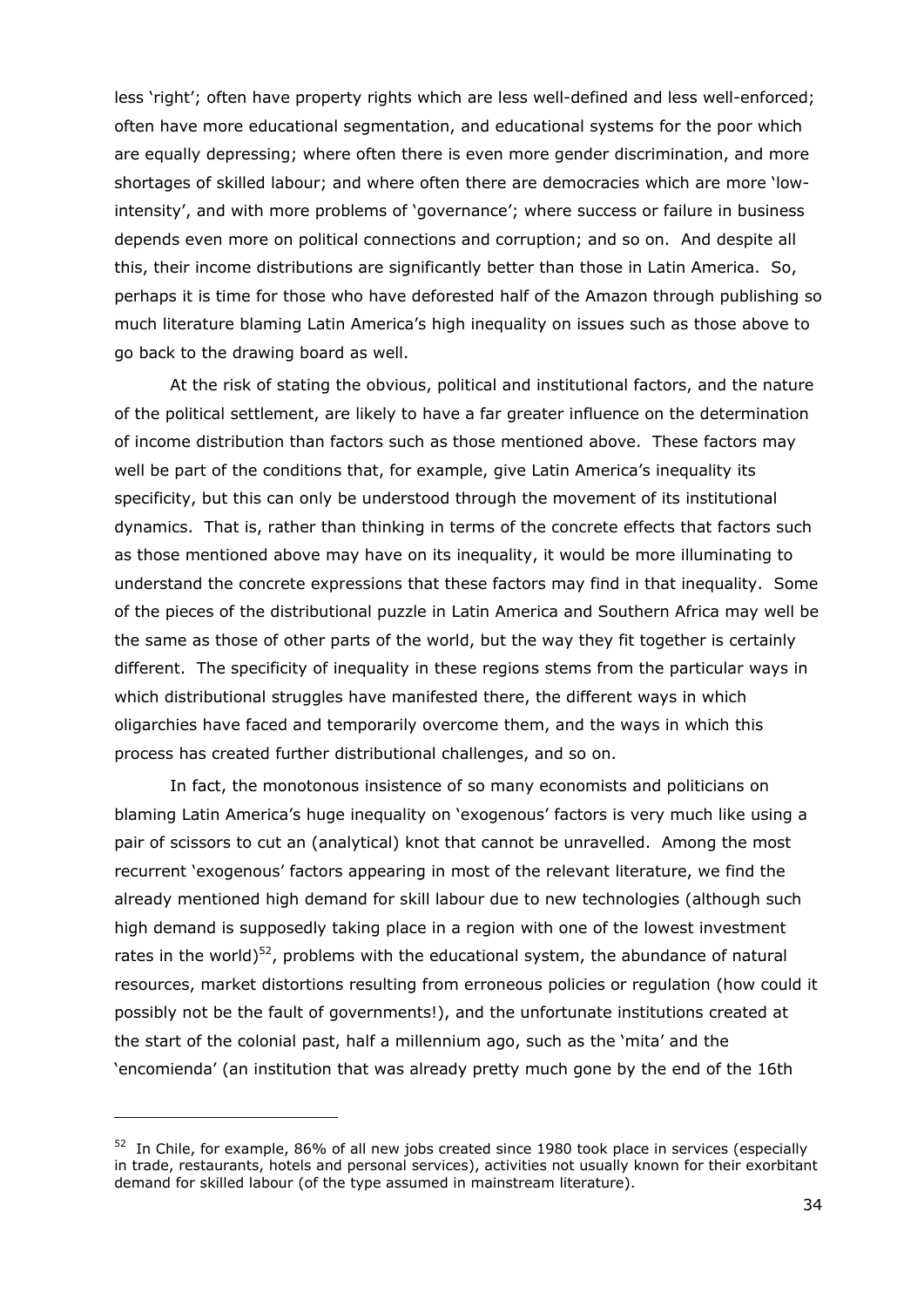less 'right'; often have property rights which are less well-defined and less well-enforced; often have more educational segmentation, and educational systems for the poor which are equally depressing; where often there is even more gender discrimination, and more shortages of skilled labour; and where often there are democracies which are more 'low-intensity', and with more problems of 'governance'; where success or failure in business depends even more on political connections and corruption; and so on. And despite all this, their income distributions are significantly better than those in Latin America. So, perhaps it is time for those who have deforested half of the Amazon through publishing so much literature blaming Latin America's high inequality on issues such as those above to go back to the drawing board as well.

At the risk of stating the obvious, political and institutional factors, and the nature of the political settlement, are likely to have a far greater influence on the determination of income distribution than factors such as those mentioned above. These factors may well be part of the conditions that, for example, give Latin America's inequality its specificity, but this can only be understood through the movement of its institutional dynamics. That is, rather than thinking in terms of the concrete effects that factors such as those mentioned above may have on its inequality, it would be more illuminating to understand the concrete expressions that these factors may find in that inequality. Some of the pieces of the distributional puzzle in Latin America and Southern Africa may well be the same as those of other parts of the world, but the way they fit together is certainly different. The specificity of inequality in these regions stems from the particular ways in which distributional struggles have manifested there, the different ways in which oligarchies have faced and temporarily overcome them, and the ways in which this process has created further distributional challenges, and so on.

In fact, the monotonous insistence of so many economists and politicians on blaming Latin America's huge inequality on 'exogenous' factors is very much like using a pair of scissors to cut an (analytical) knot that cannot be unravelled. Among the most recurrent 'exogenous' factors appearing in most of the relevant literature, we find the already mentioned high demand for skill labour due to new technologies (although such high demand is supposedly taking place in a region with one of the lowest investment rates in the world)[52], problems with the educational system, the abundance of natural resources, market distortions resulting from erroneous policies or regulation (how could it possibly not be the fault of governments!), and the unfortunate institutions created at the start of the colonial past, half a millennium ago, such as the 'mita' and the 'encomienda' (an institution that was already pretty much gone by the end of the 16th

---

[52] In Chile, for example, 86% of all new jobs created since 1980 took place in services (especially in trade, restaurants, hotels and personal services), activities not usually known for their exorbitant demand for skilled labour (of the type assumed in mainstream literature).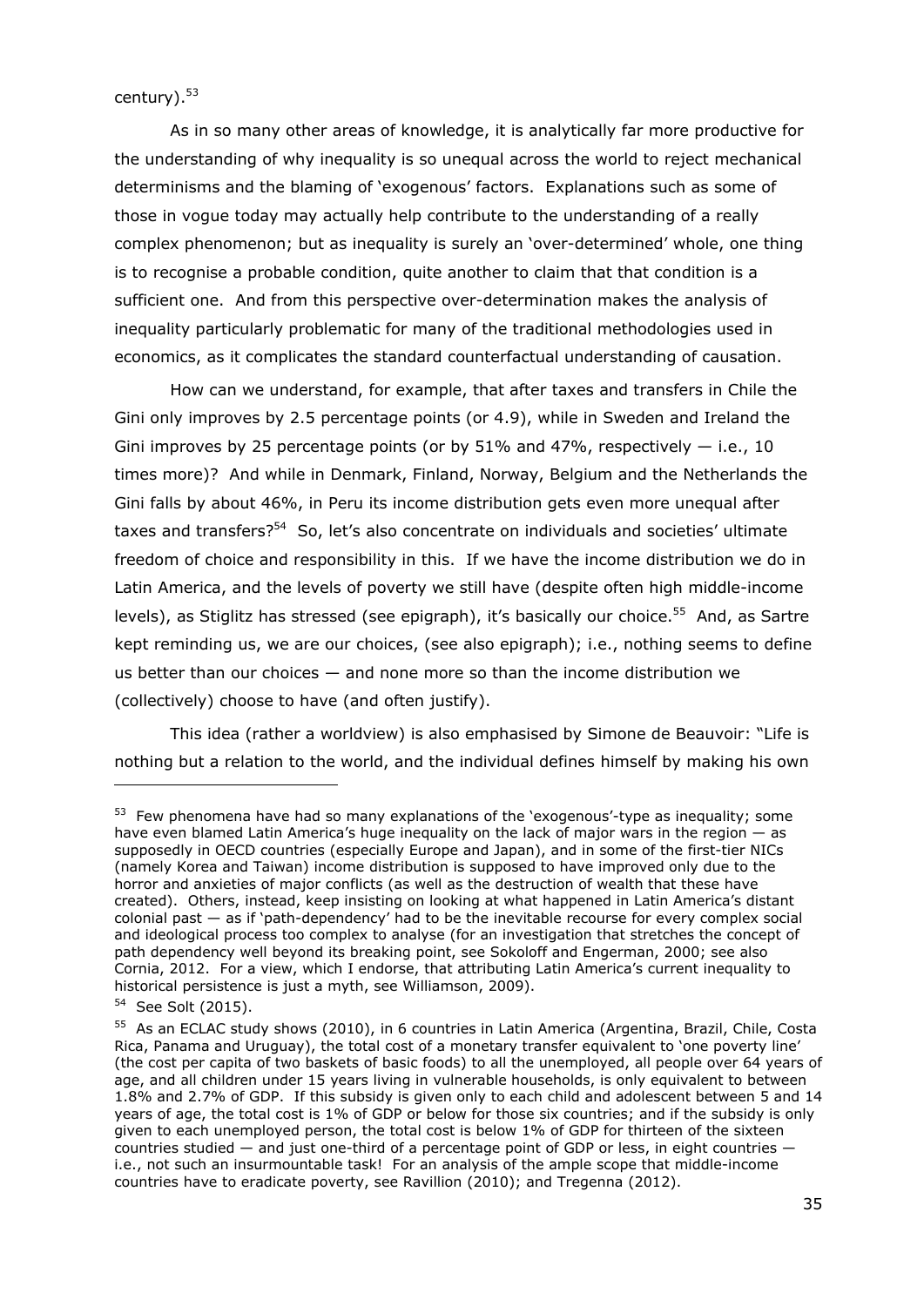century).[53]

As in so many other areas of knowledge, it is analytically far more productive for the understanding of why inequality is so unequal across the world to reject mechanical determinisms and the blaming of 'exogenous' factors. Explanations such as some of those in vogue today may actually help contribute to the understanding of a really complex phenomenon; but as inequality is surely an 'over-determined' whole, one thing is to recognise a probable condition, quite another to claim that that condition is a sufficient one. And from this perspective over-determination makes the analysis of inequality particularly problematic for many of the traditional methodologies used in economics, as it complicates the standard counterfactual understanding of causation.

How can we understand, for example, that after taxes and transfers in Chile the Gini only improves by 2.5 percentage points (or 4.9), while in Sweden and Ireland the Gini improves by 25 percentage points (or by 51% and 47%, respectively — i.e., 10 times more)? And while in Denmark, Finland, Norway, Belgium and the Netherlands the Gini falls by about 46%, in Peru its income distribution gets even more unequal after taxes and transfers?[54] So, let's also concentrate on individuals and societies' ultimate freedom of choice and responsibility in this. If we have the income distribution we do in Latin America, and the levels of poverty we still have (despite often high middle-income levels), as Stiglitz has stressed (see epigraph), it's basically our choice.[55] And, as Sartre kept reminding us, we are our choices, (see also epigraph); i.e., nothing seems to define us better than our choices — and none more so than the income distribution we (collectively) choose to have (and often justify).

This idea (rather a worldview) is also emphasised by Simone de Beauvoir: "Life is nothing but a relation to the world, and the individual defines himself by making his own

---

[53] Few phenomena have had so many explanations of the 'exogenous'-type as inequality; some have even blamed Latin America's huge inequality on the lack of major wars in the region — as supposedly in OECD countries (especially Europe and Japan), and in some of the first-tier NICs (namely Korea and Taiwan) income distribution is supposed to have improved only due to the horror and anxieties of major conflicts (as well as the destruction of wealth that these have created). Others, instead, keep insisting on looking at what happened in Latin America's distant colonial past — as if 'path-dependency' had to be the inevitable recourse for every complex social and ideological process too complex to analyse (for an investigation that stretches the concept of path dependency well beyond its breaking point, see Sokoloff and Engerman, 2000; see also Cornia, 2012. For a view, which I endorse, that attributing Latin America's current inequality to historical persistence is just a myth, see Williamson, 2009).

[54] See Solt (2015).

[55] As an ECLAC study shows (2010), in 6 countries in Latin America (Argentina, Brazil, Chile, Costa Rica, Panama and Uruguay), the total cost of a monetary transfer equivalent to 'one poverty line' (the cost per capita of two baskets of basic foods) to all the unemployed, all people over 64 years of age, and all children under 15 years living in vulnerable households, is only equivalent to between 1.8% and 2.7% of GDP. If this subsidy is given only to each child and adolescent between 5 and 14 years of age, the total cost is 1% of GDP or below for those six countries; and if the subsidy is only given to each unemployed person, the total cost is below 1% of GDP for thirteen of the sixteen countries studied — and just one-third of a percentage point of GDP or less, in eight countries — i.e., not such an insurmountable task! For an analysis of the ample scope that middle-income countries have to eradicate poverty, see Ravillion (2010); and Tregenna (2012).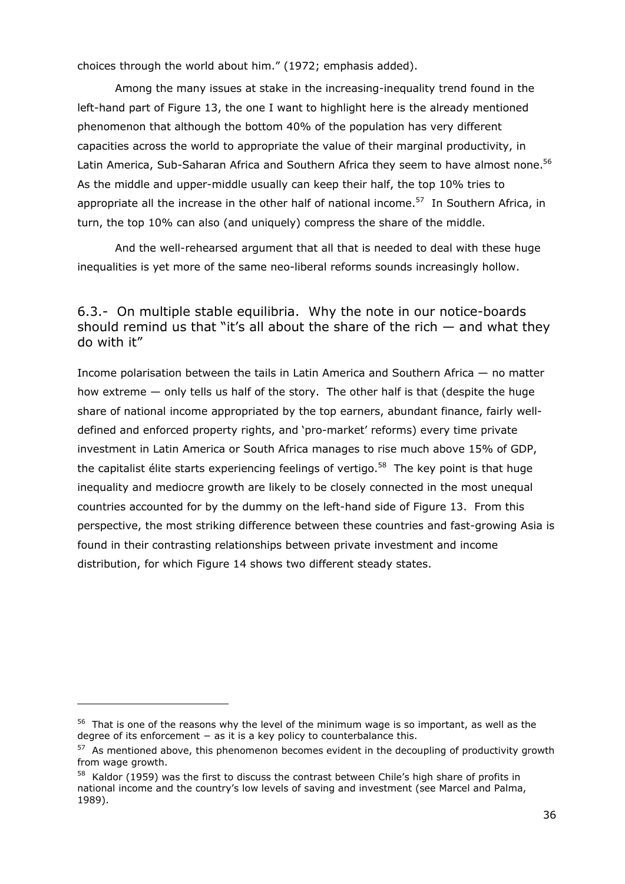choices through the world about him." (1972; emphasis added).

Among the many issues at stake in the increasing-inequality trend found in the left-hand part of Figure 13, the one I want to highlight here is the already mentioned phenomenon that although the bottom 40% of the population has very different capacities across the world to appropriate the value of their marginal productivity, in Latin America, Sub-Saharan Africa and Southern Africa they seem to have almost none.[56] As the middle and upper-middle usually can keep their half, the top 10% tries to appropriate all the increase in the other half of national income.[57] In Southern Africa, in turn, the top 10% can also (and uniquely) compress the share of the middle.

And the well-rehearsed argument that all that is needed to deal with these huge inequalities is yet more of the same neo-liberal reforms sounds increasingly hollow.

## 6.3.- On multiple stable equilibria. Why the note in our notice-boards should remind us that "it's all about the share of the rich — and what they do with it"

Income polarisation between the tails in Latin America and Southern Africa — no matter how extreme — only tells us half of the story. The other half is that (despite the huge share of national income appropriated by the top earners, abundant finance, fairly well-defined and enforced property rights, and 'pro-market' reforms) every time private investment in Latin America or South Africa manages to rise much above 15% of GDP, the capitalist élite starts experiencing feelings of vertigo.[58] The key point is that huge inequality and mediocre growth are likely to be closely connected in the most unequal countries accounted for by the dummy on the left-hand side of Figure 13. From this perspective, the most striking difference between these countries and fast-growing Asia is found in their contrasting relationships between private investment and income distribution, for which Figure 14 shows two different steady states.

---

[56] That is one of the reasons why the level of the minimum wage is so important, as well as the degree of its enforcement − as it is a key policy to counterbalance this.

[57] As mentioned above, this phenomenon becomes evident in the decoupling of productivity growth from wage growth.

[58] Kaldor (1959) was the first to discuss the contrast between Chile's high share of profits in national income and the country's low levels of saving and investment (see Marcel and Palma, 1989).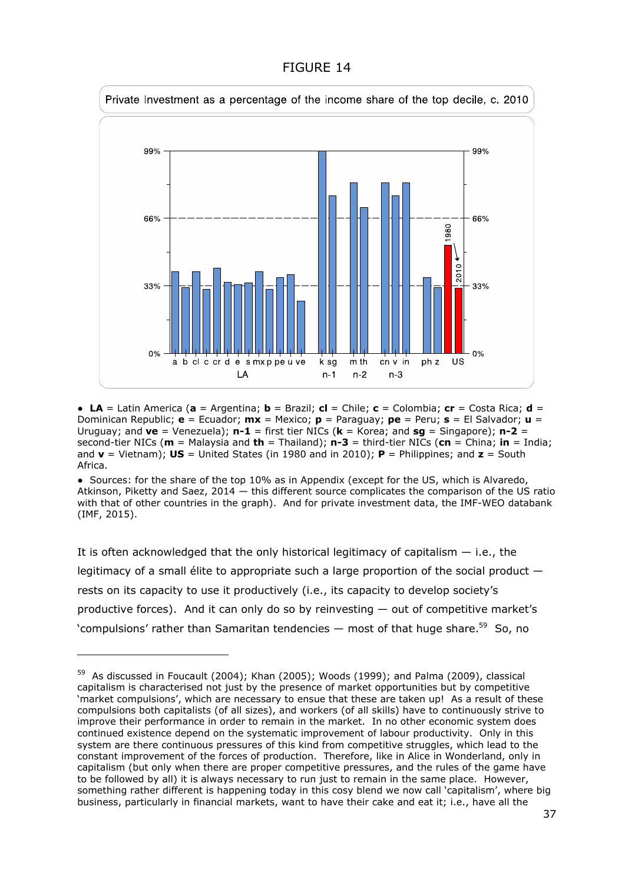FIGURE 14

Private Investment as a percentage of the income share of the top decile, c. 2010

- **LA** = Latin America (**a** = Argentina; **b** = Brazil; **cl** = Chile; **c** = Colombia; **cr** = Costa Rica; **d** = Dominican Republic; **e** = Ecuador; **mx** = Mexico; **p** = Paraguay; **pe** = Peru; **s** = El Salvador; **u** = Uruguay; and **ve** = Venezuela); **n-1** = first tier NICs (**k** = Korea; and **sg** = Singapore); **n-2** = second-tier NICs (**m** = Malaysia and **th** = Thailand); **n-3** = third-tier NICs (**cn** = China; **in** = India; and **v** = Vietnam); **US** = United States (in 1980 and in 2010); **P** = Philippines; and **z** = South Africa.
- Sources: for the share of the top 10% as in Appendix (except for the US, which is Alvaredo, Atkinson, Piketty and Saez, 2014 — this different source complicates the comparison of the US ratio with that of other countries in the graph). And for private investment data, the IMF-WEO databank (IMF, 2015).

It is often acknowledged that the only historical legitimacy of capitalism — i.e., the legitimacy of a small élite to appropriate such a large proportion of the social product — rests on its capacity to use it productively (i.e., its capacity to develop society's productive forces). And it can only do so by reinvesting — out of competitive market's 'compulsions' rather than Samaritan tendencies — most of that huge share.[59] So, no

[59] As discussed in Foucault (2004); Khan (2005); Woods (1999); and Palma (2009), classical capitalism is characterised not just by the presence of market opportunities but by competitive 'market compulsions', which are necessary to ensue that these are taken up! As a result of these compulsions both capitalists (of all sizes), and workers (of all skills) have to continuously strive to improve their performance in order to remain in the market. In no other economic system does continued existence depend on the systematic improvement of labour productivity. Only in this system are there continuous pressures of this kind from competitive struggles, which lead to the constant improvement of the forces of production. Therefore, like in Alice in Wonderland, only in capitalism (but only when there are proper competitive pressures, and the rules of the game have to be followed by all) it is always necessary to run just to remain in the same place. However, something rather different is happening today in this cosy blend we now call 'capitalism', where big business, particularly in financial markets, want to have their cake and eat it; i.e., have all the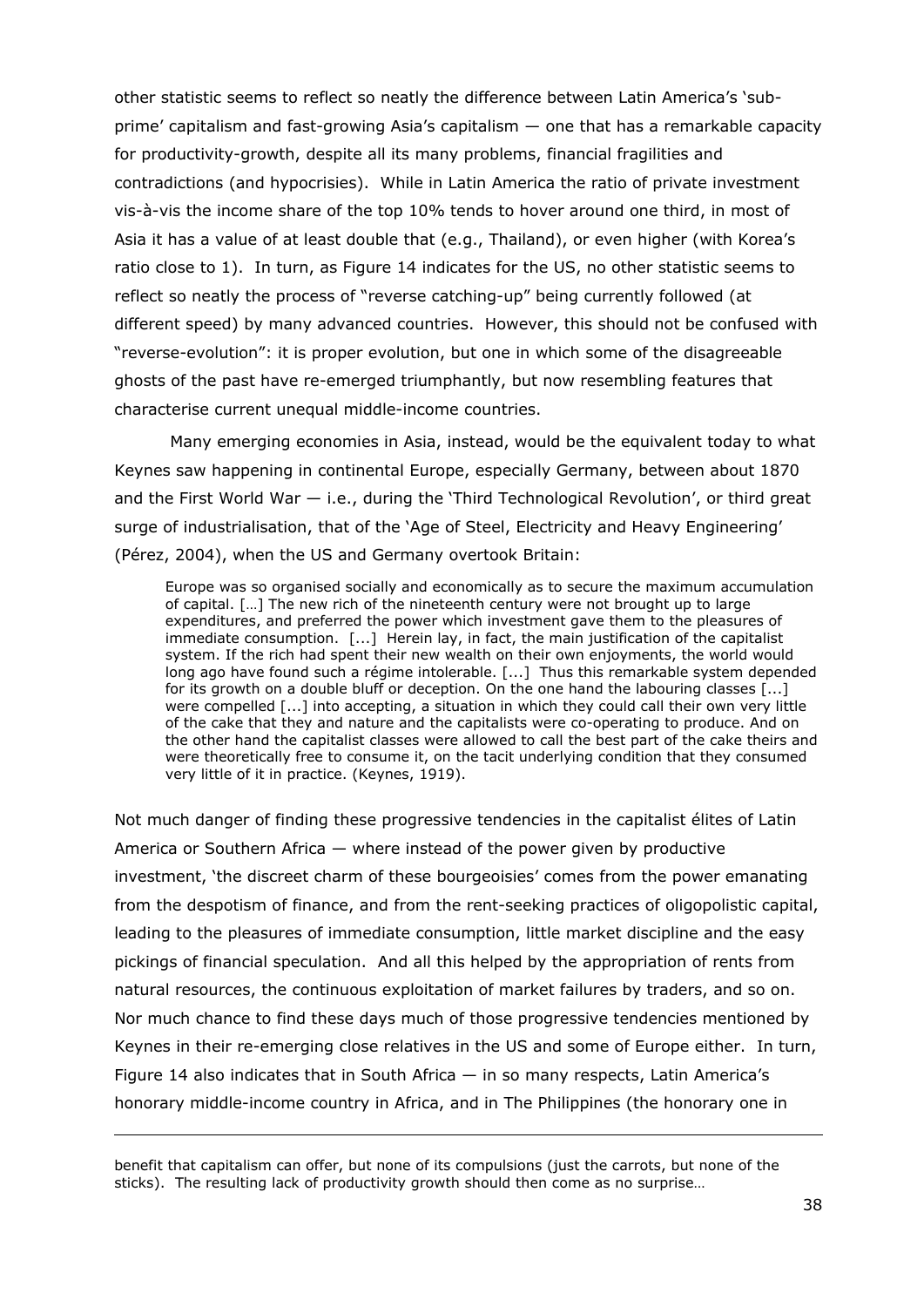other statistic seems to reflect so neatly the difference between Latin America's 'sub-prime' capitalism and fast-growing Asia's capitalism — one that has a remarkable capacity for productivity-growth, despite all its many problems, financial fragilities and contradictions (and hypocrisies). While in Latin America the ratio of private investment vis-à-vis the income share of the top 10% tends to hover around one third, in most of Asia it has a value of at least double that (e.g., Thailand), or even higher (with Korea's ratio close to 1). In turn, as Figure 14 indicates for the US, no other statistic seems to reflect so neatly the process of "reverse catching-up" being currently followed (at different speed) by many advanced countries. However, this should not be confused with "reverse-evolution": it is proper evolution, but one in which some of the disagreeable ghosts of the past have re-emerged triumphantly, but now resembling features that characterise current unequal middle-income countries.

Many emerging economies in Asia, instead, would be the equivalent today to what Keynes saw happening in continental Europe, especially Germany, between about 1870 and the First World War — i.e., during the 'Third Technological Revolution', or third great surge of industrialisation, that of the 'Age of Steel, Electricity and Heavy Engineering' (Pérez, 2004), when the US and Germany overtook Britain:

> Europe was so organised socially and economically as to secure the maximum accumulation of capital. […] The new rich of the nineteenth century were not brought up to large expenditures, and preferred the power which investment gave them to the pleasures of immediate consumption. [...] Herein lay, in fact, the main justification of the capitalist system. If the rich had spent their new wealth on their own enjoyments, the world would long ago have found such a régime intolerable. [...] Thus this remarkable system depended for its growth on a double bluff or deception. On the one hand the labouring classes [...] were compelled [...] into accepting, a situation in which they could call their own very little of the cake that they and nature and the capitalists were co-operating to produce. And on the other hand the capitalist classes were allowed to call the best part of the cake theirs and were theoretically free to consume it, on the tacit underlying condition that they consumed very little of it in practice. (Keynes, 1919).

Not much danger of finding these progressive tendencies in the capitalist élites of Latin America or Southern Africa — where instead of the power given by productive investment, 'the discreet charm of these bourgeoisies' comes from the power emanating from the despotism of finance, and from the rent-seeking practices of oligopolistic capital, leading to the pleasures of immediate consumption, little market discipline and the easy pickings of financial speculation. And all this helped by the appropriation of rents from natural resources, the continuous exploitation of market failures by traders, and so on. Nor much chance to find these days much of those progressive tendencies mentioned by Keynes in their re-emerging close relatives in the US and some of Europe either. In turn, Figure 14 also indicates that in South Africa — in so many respects, Latin America's honorary middle-income country in Africa, and in The Philippines (the honorary one in

---

benefit that capitalism can offer, but none of its compulsions (just the carrots, but none of the sticks). The resulting lack of productivity growth should then come as no surprise…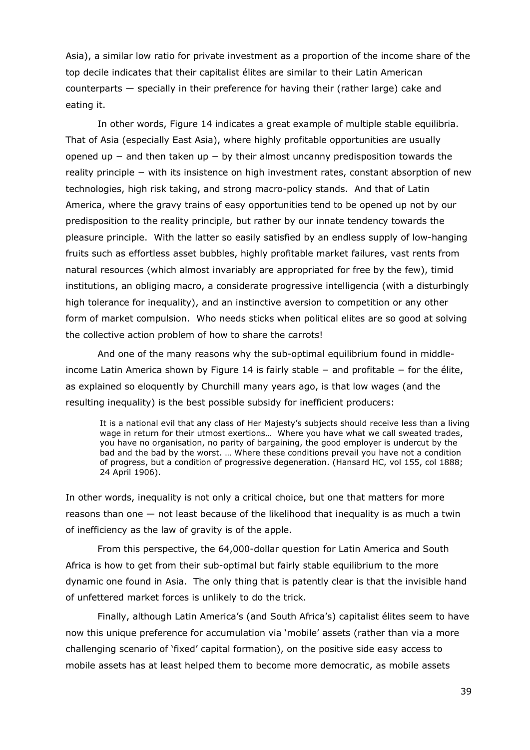Asia), a similar low ratio for private investment as a proportion of the income share of the top decile indicates that their capitalist élites are similar to their Latin American counterparts — specially in their preference for having their (rather large) cake and eating it.

In other words, Figure 14 indicates a great example of multiple stable equilibria. That of Asia (especially East Asia), where highly profitable opportunities are usually opened up − and then taken up − by their almost uncanny predisposition towards the reality principle − with its insistence on high investment rates, constant absorption of new technologies, high risk taking, and strong macro-policy stands. And that of Latin America, where the gravy trains of easy opportunities tend to be opened up not by our predisposition to the reality principle, but rather by our innate tendency towards the pleasure principle. With the latter so easily satisfied by an endless supply of low-hanging fruits such as effortless asset bubbles, highly profitable market failures, vast rents from natural resources (which almost invariably are appropriated for free by the few), timid institutions, an obliging macro, a considerate progressive intelligencia (with a disturbingly high tolerance for inequality), and an instinctive aversion to competition or any other form of market compulsion. Who needs sticks when political elites are so good at solving the collective action problem of how to share the carrots!

And one of the many reasons why the sub-optimal equilibrium found in middle-income Latin America shown by Figure 14 is fairly stable − and profitable − for the élite, as explained so eloquently by Churchill many years ago, is that low wages (and the resulting inequality) is the best possible subsidy for inefficient producers:

> It is a national evil that any class of Her Majesty's subjects should receive less than a living wage in return for their utmost exertions… Where you have what we call sweated trades, you have no organisation, no parity of bargaining, the good employer is undercut by the bad and the bad by the worst. … Where these conditions prevail you have not a condition of progress, but a condition of progressive degeneration. (Hansard HC, vol 155, col 1888; 24 April 1906).

In other words, inequality is not only a critical choice, but one that matters for more reasons than one — not least because of the likelihood that inequality is as much a twin of inefficiency as the law of gravity is of the apple.

From this perspective, the 64,000-dollar question for Latin America and South Africa is how to get from their sub-optimal but fairly stable equilibrium to the more dynamic one found in Asia. The only thing that is patently clear is that the invisible hand of unfettered market forces is unlikely to do the trick.

Finally, although Latin America's (and South Africa's) capitalist élites seem to have now this unique preference for accumulation via 'mobile' assets (rather than via a more challenging scenario of 'fixed' capital formation), on the positive side easy access to mobile assets has at least helped them to become more democratic, as mobile assets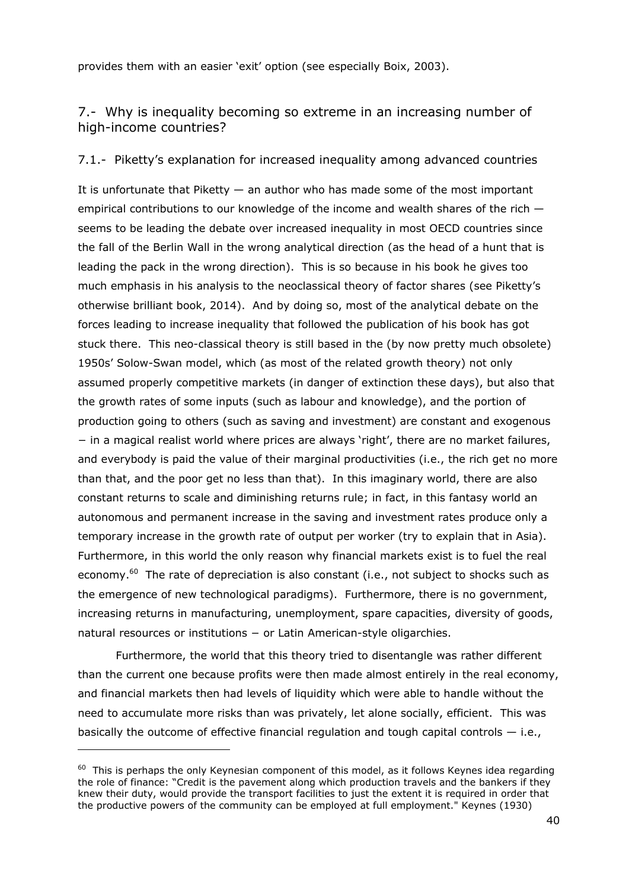provides them with an easier 'exit' option (see especially Boix, 2003).

## 7.- Why is inequality becoming so extreme in an increasing number of high-income countries?

### 7.1.- Piketty's explanation for increased inequality among advanced countries

It is unfortunate that Piketty — an author who has made some of the most important empirical contributions to our knowledge of the income and wealth shares of the rich — seems to be leading the debate over increased inequality in most OECD countries since the fall of the Berlin Wall in the wrong analytical direction (as the head of a hunt that is leading the pack in the wrong direction). This is so because in his book he gives too much emphasis in his analysis to the neoclassical theory of factor shares (see Piketty's otherwise brilliant book, 2014). And by doing so, most of the analytical debate on the forces leading to increase inequality that followed the publication of his book has got stuck there. This neo-classical theory is still based in the (by now pretty much obsolete) 1950s' Solow-Swan model, which (as most of the related growth theory) not only assumed properly competitive markets (in danger of extinction these days), but also that the growth rates of some inputs (such as labour and knowledge), and the portion of production going to others (such as saving and investment) are constant and exogenous − in a magical realist world where prices are always 'right', there are no market failures, and everybody is paid the value of their marginal productivities (i.e., the rich get no more than that, and the poor get no less than that). In this imaginary world, there are also constant returns to scale and diminishing returns rule; in fact, in this fantasy world an autonomous and permanent increase in the saving and investment rates produce only a temporary increase in the growth rate of output per worker (try to explain that in Asia). Furthermore, in this world the only reason why financial markets exist is to fuel the real economy.[60] The rate of depreciation is also constant (i.e., not subject to shocks such as the emergence of new technological paradigms). Furthermore, there is no government, increasing returns in manufacturing, unemployment, spare capacities, diversity of goods, natural resources or institutions − or Latin American-style oligarchies.

Furthermore, the world that this theory tried to disentangle was rather different than the current one because profits were then made almost entirely in the real economy, and financial markets then had levels of liquidity which were able to handle without the need to accumulate more risks than was privately, let alone socially, efficient. This was basically the outcome of effective financial regulation and tough capital controls — i.e.,

---

[60] This is perhaps the only Keynesian component of this model, as it follows Keynes idea regarding the role of finance: "Credit is the pavement along which production travels and the bankers if they knew their duty, would provide the transport facilities to just the extent it is required in order that the productive powers of the community can be employed at full employment." Keynes (1930)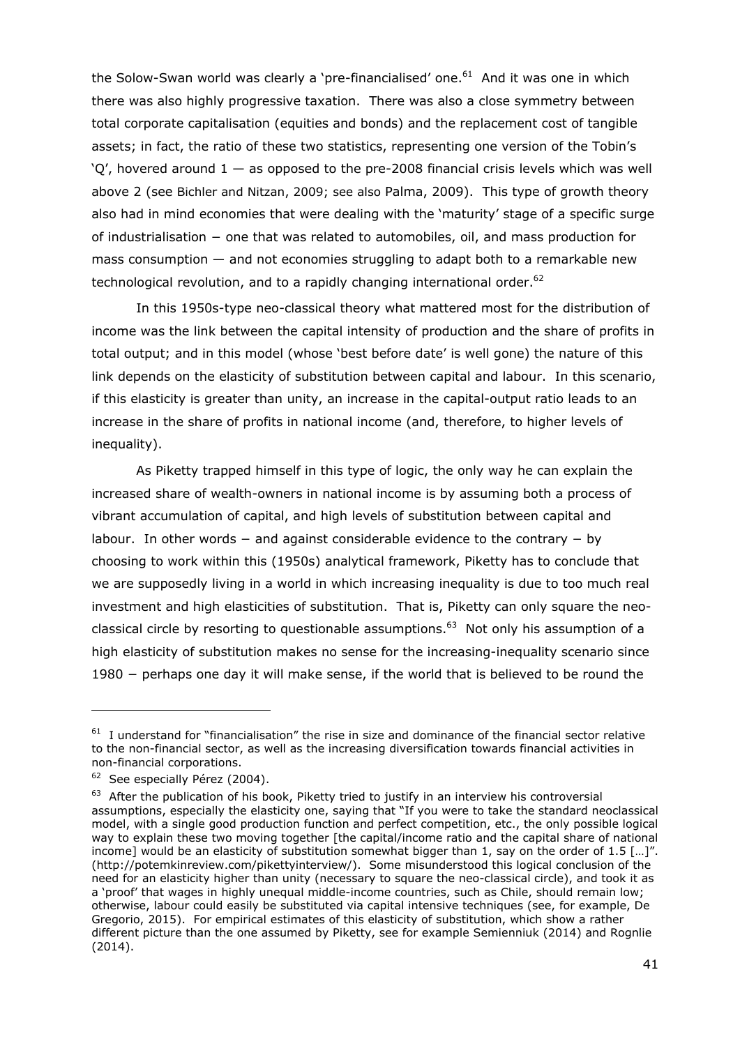the Solow-Swan world was clearly a 'pre-financialised' one.[61] And it was one in which there was also highly progressive taxation. There was also a close symmetry between total corporate capitalisation (equities and bonds) and the replacement cost of tangible assets; in fact, the ratio of these two statistics, representing one version of the Tobin's 'Q', hovered around 1 — as opposed to the pre-2008 financial crisis levels which was well above 2 (see Bichler and Nitzan, 2009; see also Palma, 2009). This type of growth theory also had in mind economies that were dealing with the 'maturity' stage of a specific surge of industrialisation − one that was related to automobiles, oil, and mass production for mass consumption — and not economies struggling to adapt both to a remarkable new technological revolution, and to a rapidly changing international order.[62]

In this 1950s-type neo-classical theory what mattered most for the distribution of income was the link between the capital intensity of production and the share of profits in total output; and in this model (whose 'best before date' is well gone) the nature of this link depends on the elasticity of substitution between capital and labour. In this scenario, if this elasticity is greater than unity, an increase in the capital-output ratio leads to an increase in the share of profits in national income (and, therefore, to higher levels of inequality).

As Piketty trapped himself in this type of logic, the only way he can explain the increased share of wealth-owners in national income is by assuming both a process of vibrant accumulation of capital, and high levels of substitution between capital and labour. In other words − and against considerable evidence to the contrary − by choosing to work within this (1950s) analytical framework, Piketty has to conclude that we are supposedly living in a world in which increasing inequality is due to too much real investment and high elasticities of substitution. That is, Piketty can only square the neo-classical circle by resorting to questionable assumptions.[63] Not only his assumption of a high elasticity of substitution makes no sense for the increasing-inequality scenario since 1980 − perhaps one day it will make sense, if the world that is believed to be round the

---

[61] I understand for "financialisation" the rise in size and dominance of the financial sector relative to the non-financial sector, as well as the increasing diversification towards financial activities in non-financial corporations.

[62] See especially Pérez (2004).

[63] After the publication of his book, Piketty tried to justify in an interview his controversial assumptions, especially the elasticity one, saying that "If you were to take the standard neoclassical model, with a single good production function and perfect competition, etc., the only possible logical way to explain these two moving together [the capital/income ratio and the capital share of national income] would be an elasticity of substitution somewhat bigger than 1, say on the order of 1.5 […]". (http://potemkinreview.com/pikettyinterview/). Some misunderstood this logical conclusion of the need for an elasticity higher than unity (necessary to square the neo-classical circle), and took it as a 'proof' that wages in highly unequal middle-income countries, such as Chile, should remain low; otherwise, labour could easily be substituted via capital intensive techniques (see, for example, De Gregorio, 2015). For empirical estimates of this elasticity of substitution, which show a rather different picture than the one assumed by Piketty, see for example Semienniuk (2014) and Rognlie (2014).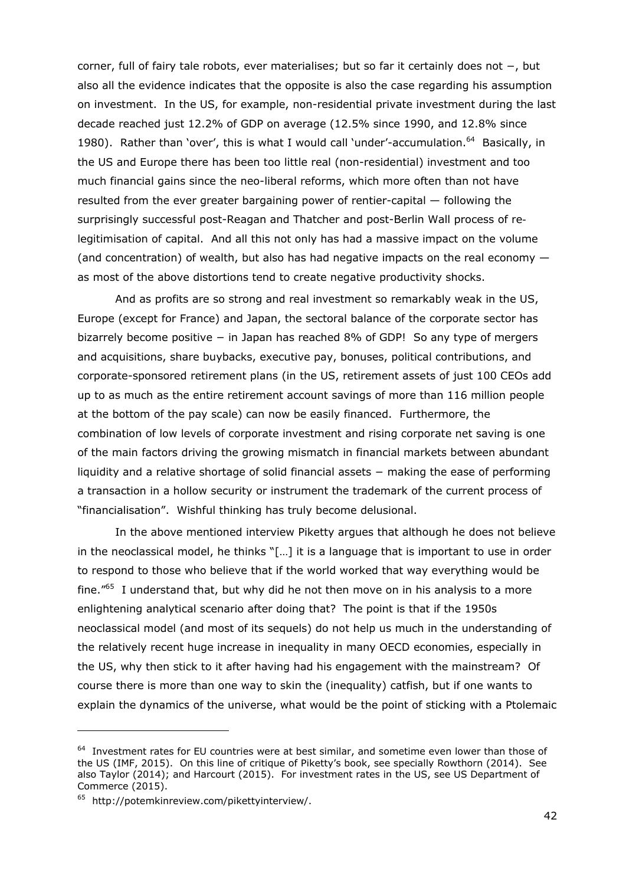corner, full of fairy tale robots, ever materialises; but so far it certainly does not −, but also all the evidence indicates that the opposite is also the case regarding his assumption on investment. In the US, for example, non-residential private investment during the last decade reached just 12.2% of GDP on average (12.5% since 1990, and 12.8% since 1980). Rather than 'over', this is what I would call 'under'-accumulation.[64] Basically, in the US and Europe there has been too little real (non-residential) investment and too much financial gains since the neo-liberal reforms, which more often than not have resulted from the ever greater bargaining power of rentier-capital — following the surprisingly successful post-Reagan and Thatcher and post-Berlin Wall process of re-legitimisation of capital. And all this not only has had a massive impact on the volume (and concentration) of wealth, but also has had negative impacts on the real economy — as most of the above distortions tend to create negative productivity shocks.

And as profits are so strong and real investment so remarkably weak in the US, Europe (except for France) and Japan, the sectoral balance of the corporate sector has bizarrely become positive − in Japan has reached 8% of GDP! So any type of mergers and acquisitions, share buybacks, executive pay, bonuses, political contributions, and corporate-sponsored retirement plans (in the US, retirement assets of just 100 CEOs add up to as much as the entire retirement account savings of more than 116 million people at the bottom of the pay scale) can now be easily financed. Furthermore, the combination of low levels of corporate investment and rising corporate net saving is one of the main factors driving the growing mismatch in financial markets between abundant liquidity and a relative shortage of solid financial assets − making the ease of performing a transaction in a hollow security or instrument the trademark of the current process of "financialisation". Wishful thinking has truly become delusional.

In the above mentioned interview Piketty argues that although he does not believe in the neoclassical model, he thinks "[…] it is a language that is important to use in order to respond to those who believe that if the world worked that way everything would be fine."[65] I understand that, but why did he not then move on in his analysis to a more enlightening analytical scenario after doing that? The point is that if the 1950s neoclassical model (and most of its sequels) do not help us much in the understanding of the relatively recent huge increase in inequality in many OECD economies, especially in the US, why then stick to it after having had his engagement with the mainstream? Of course there is more than one way to skin the (inequality) catfish, but if one wants to explain the dynamics of the universe, what would be the point of sticking with a Ptolemaic

---

[64] Investment rates for EU countries were at best similar, and sometime even lower than those of the US (IMF, 2015). On this line of critique of Piketty's book, see specially Rowthorn (2014). See also Taylor (2014); and Harcourt (2015). For investment rates in the US, see US Department of Commerce (2015).

[65] http://potemkinreview.com/pikettyinterview/.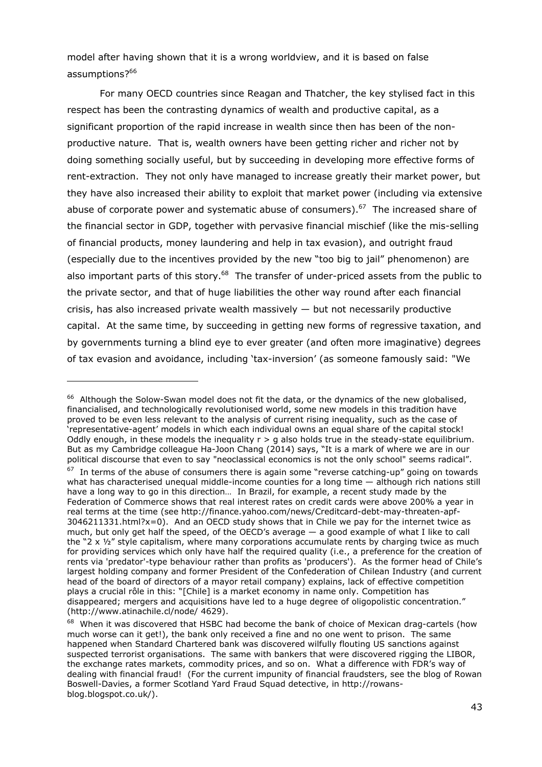model after having shown that it is a wrong worldview, and it is based on false assumptions?[66]

For many OECD countries since Reagan and Thatcher, the key stylised fact in this respect has been the contrasting dynamics of wealth and productive capital, as a significant proportion of the rapid increase in wealth since then has been of the non-productive nature. That is, wealth owners have been getting richer and richer not by doing something socially useful, but by succeeding in developing more effective forms of rent-extraction. They not only have managed to increase greatly their market power, but they have also increased their ability to exploit that market power (including via extensive abuse of corporate power and systematic abuse of consumers).[67] The increased share of the financial sector in GDP, together with pervasive financial mischief (like the mis-selling of financial products, money laundering and help in tax evasion), and outright fraud (especially due to the incentives provided by the new "too big to jail" phenomenon) are also important parts of this story.[68] The transfer of under-priced assets from the public to the private sector, and that of huge liabilities the other way round after each financial crisis, has also increased private wealth massively — but not necessarily productive capital. At the same time, by succeeding in getting new forms of regressive taxation, and by governments turning a blind eye to ever greater (and often more imaginative) degrees of tax evasion and avoidance, including 'tax-inversion' (as someone famously said: "We

---

[66] Although the Solow-Swan model does not fit the data, or the dynamics of the new globalised, financialised, and technologically revolutionised world, some new models in this tradition have proved to be even less relevant to the analysis of current rising inequality, such as the case of 'representative-agent' models in which each individual owns an equal share of the capital stock! Oddly enough, in these models the inequality $r > g$ also holds true in the steady-state equilibrium. But as my Cambridge colleague Ha-Joon Chang (2014) says, "It is a mark of where we are in our political discourse that even to say "neoclassical economics is not the only school" seems radical".

[67] In terms of the abuse of consumers there is again some "reverse catching-up" going on towards what has characterised unequal middle-income counties for a long time — although rich nations still have a long way to go in this direction… In Brazil, for example, a recent study made by the Federation of Commerce shows that real interest rates on credit cards were above 200% a year in real terms at the time (see http://finance.yahoo.com/news/Creditcard-debt-may-threaten-apf-3046211331.html?x=0). And an OECD study shows that in Chile we pay for the internet twice as much, but only get half the speed, of the OECD's average — a good example of what I like to call the "2 x ½" style capitalism, where many corporations accumulate rents by charging twice as much for providing services which only have half the required quality (i.e., a preference for the creation of rents via 'predator'-type behaviour rather than profits as 'producers'). As the former head of Chile's largest holding company and former President of the Confederation of Chilean Industry (and current head of the board of directors of a mayor retail company) explains, lack of effective competition plays a crucial rôle in this: "[Chile] is a market economy in name only. Competition has disappeared; mergers and acquisitions have led to a huge degree of oligopolistic concentration." (http://www.atinachile.cl/node/ 4629).

[68] When it was discovered that HSBC had become the bank of choice of Mexican drag-cartels (how much worse can it get!), the bank only received a fine and no one went to prison. The same happened when Standard Chartered bank was discovered wilfully flouting US sanctions against suspected terrorist organisations. The same with bankers that were discovered rigging the LIBOR, the exchange rates markets, commodity prices, and so on. What a difference with FDR's way of dealing with financial fraud! (For the current impunity of financial fraudsters, see the blog of Rowan Boswell-Davies, a former Scotland Yard Fraud Squad detective, in http://rowans-blog.blogspot.co.uk/).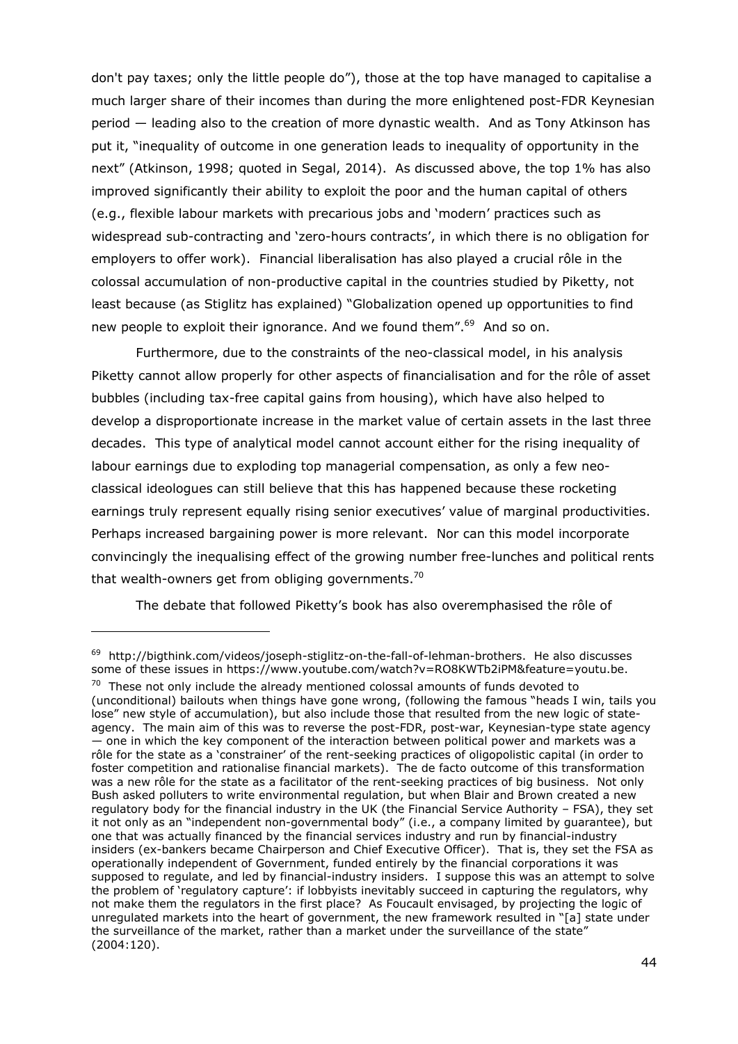don't pay taxes; only the little people do"), those at the top have managed to capitalise a much larger share of their incomes than during the more enlightened post-FDR Keynesian period — leading also to the creation of more dynastic wealth. And as Tony Atkinson has put it, "inequality of outcome in one generation leads to inequality of opportunity in the next" (Atkinson, 1998; quoted in Segal, 2014). As discussed above, the top 1% has also improved significantly their ability to exploit the poor and the human capital of others (e.g., flexible labour markets with precarious jobs and 'modern' practices such as widespread sub-contracting and 'zero-hours contracts', in which there is no obligation for employers to offer work). Financial liberalisation has also played a crucial rôle in the colossal accumulation of non-productive capital in the countries studied by Piketty, not least because (as Stiglitz has explained) "Globalization opened up opportunities to find new people to exploit their ignorance. And we found them".[69] And so on.

Furthermore, due to the constraints of the neo-classical model, in his analysis Piketty cannot allow properly for other aspects of financialisation and for the rôle of asset bubbles (including tax-free capital gains from housing), which have also helped to develop a disproportionate increase in the market value of certain assets in the last three decades. This type of analytical model cannot account either for the rising inequality of labour earnings due to exploding top managerial compensation, as only a few neo-classical ideologues can still believe that this has happened because these rocketing earnings truly represent equally rising senior executives' value of marginal productivities. Perhaps increased bargaining power is more relevant. Nor can this model incorporate convincingly the inequalising effect of the growing number free-lunches and political rents that wealth-owners get from obliging governments.[70]

The debate that followed Piketty's book has also overemphasised the rôle of

---

[69] http://bigthink.com/videos/joseph-stiglitz-on-the-fall-of-lehman-brothers. He also discusses some of these issues in https://www.youtube.com/watch?v=RO8KWTb2iPM&feature=youtu.be.

[70] These not only include the already mentioned colossal amounts of funds devoted to (unconditional) bailouts when things have gone wrong, (following the famous "heads I win, tails you lose" new style of accumulation), but also include those that resulted from the new logic of state-agency. The main aim of this was to reverse the post-FDR, post-war, Keynesian-type state agency — one in which the key component of the interaction between political power and markets was a rôle for the state as a 'constrainer' of the rent-seeking practices of oligopolistic capital (in order to foster competition and rationalise financial markets). The de facto outcome of this transformation was a new rôle for the state as a facilitator of the rent-seeking practices of big business. Not only Bush asked polluters to write environmental regulation, but when Blair and Brown created a new regulatory body for the financial industry in the UK (the Financial Service Authority – FSA), they set it not only as an "independent non-governmental body" (i.e., a company limited by guarantee), but one that was actually financed by the financial services industry and run by financial-industry insiders (ex-bankers became Chairperson and Chief Executive Officer). That is, they set the FSA as operationally independent of Government, funded entirely by the financial corporations it was supposed to regulate, and led by financial-industry insiders. I suppose this was an attempt to solve the problem of 'regulatory capture': if lobbyists inevitably succeed in capturing the regulators, why not make them the regulators in the first place? As Foucault envisaged, by projecting the logic of unregulated markets into the heart of government, the new framework resulted in "[a] state under the surveillance of the market, rather than a market under the surveillance of the state" (2004:120).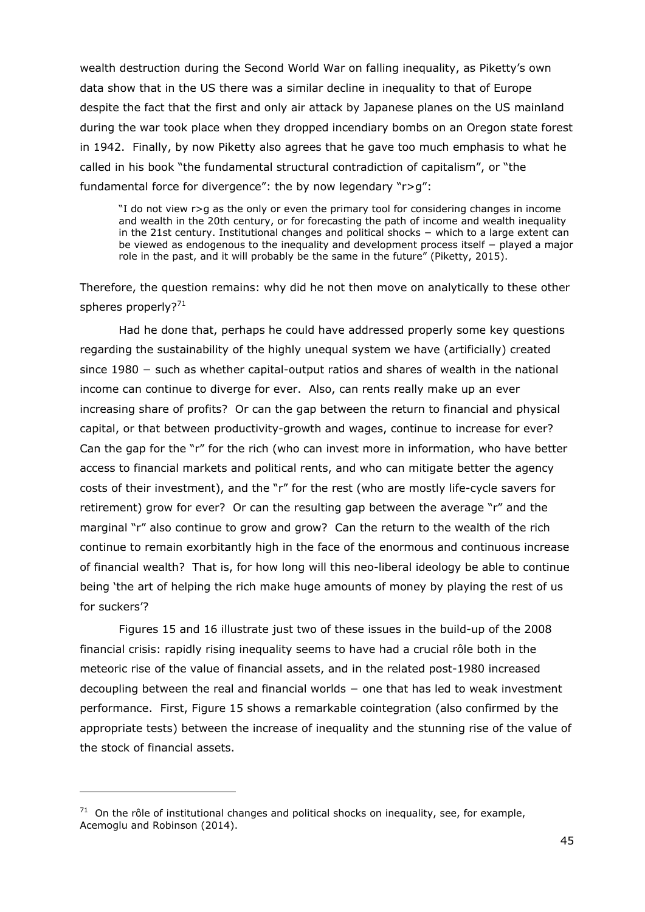wealth destruction during the Second World War on falling inequality, as Piketty's own data show that in the US there was a similar decline in inequality to that of Europe despite the fact that the first and only air attack by Japanese planes on the US mainland during the war took place when they dropped incendiary bombs on an Oregon state forest in 1942. Finally, by now Piketty also agrees that he gave too much emphasis to what he called in his book "the fundamental structural contradiction of capitalism", or "the fundamental force for divergence": the by now legendary "r>g":

> "I do not view r>g as the only or even the primary tool for considering changes in income and wealth in the 20th century, or for forecasting the path of income and wealth inequality in the 21st century. Institutional changes and political shocks − which to a large extent can be viewed as endogenous to the inequality and development process itself − played a major role in the past, and it will probably be the same in the future" (Piketty, 2015).

Therefore, the question remains: why did he not then move on analytically to these other spheres properly?[71]

Had he done that, perhaps he could have addressed properly some key questions regarding the sustainability of the highly unequal system we have (artificially) created since 1980 − such as whether capital-output ratios and shares of wealth in the national income can continue to diverge for ever. Also, can rents really make up an ever increasing share of profits? Or can the gap between the return to financial and physical capital, or that between productivity-growth and wages, continue to increase for ever? Can the gap for the "r" for the rich (who can invest more in information, who have better access to financial markets and political rents, and who can mitigate better the agency costs of their investment), and the "r" for the rest (who are mostly life-cycle savers for retirement) grow for ever? Or can the resulting gap between the average "r" and the marginal "r" also continue to grow and grow? Can the return to the wealth of the rich continue to remain exorbitantly high in the face of the enormous and continuous increase of financial wealth? That is, for how long will this neo-liberal ideology be able to continue being 'the art of helping the rich make huge amounts of money by playing the rest of us for suckers'?

Figures 15 and 16 illustrate just two of these issues in the build-up of the 2008 financial crisis: rapidly rising inequality seems to have had a crucial rôle both in the meteoric rise of the value of financial assets, and in the related post-1980 increased decoupling between the real and financial worlds − one that has led to weak investment performance. First, Figure 15 shows a remarkable cointegration (also confirmed by the appropriate tests) between the increase of inequality and the stunning rise of the value of the stock of financial assets.

[71] On the rôle of institutional changes and political shocks on inequality, see, for example, Acemoglu and Robinson (2014).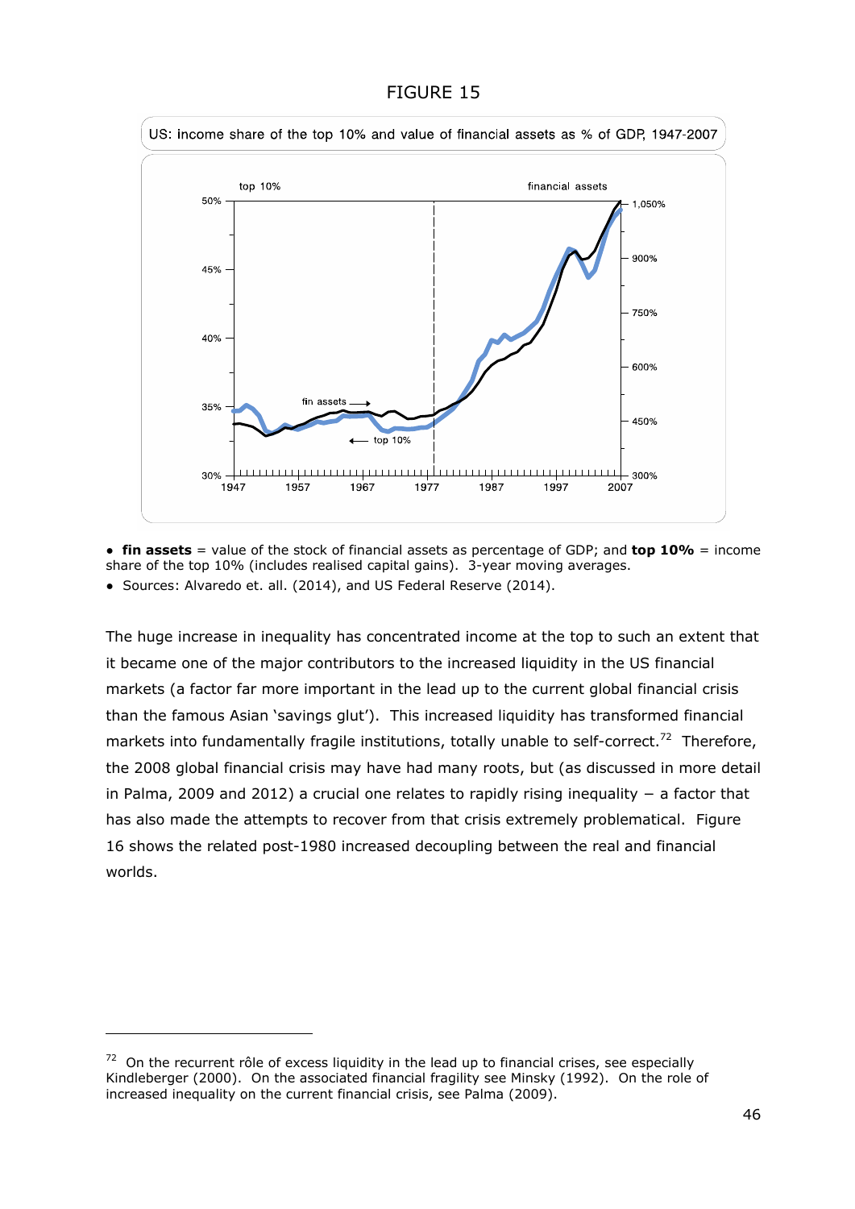FIGURE 15

US: income share of the top 10% and value of financial assets as % of GDP, 1947-2007

- **fin assets** = value of the stock of financial assets as percentage of GDP; and **top 10%** = income share of the top 10% (includes realised capital gains). 3-year moving averages.
- Sources: Alvaredo et. all. (2014), and US Federal Reserve (2014).

The huge increase in inequality has concentrated income at the top to such an extent that it became one of the major contributors to the increased liquidity in the US financial markets (a factor far more important in the lead up to the current global financial crisis than the famous Asian 'savings glut'). This increased liquidity has transformed financial markets into fundamentally fragile institutions, totally unable to self-correct.[72] Therefore, the 2008 global financial crisis may have had many roots, but (as discussed in more detail in Palma, 2009 and 2012) a crucial one relates to rapidly rising inequality – a factor that has also made the attempts to recover from that crisis extremely problematical. Figure 16 shows the related post-1980 increased decoupling between the real and financial worlds.

[72] On the recurrent rôle of excess liquidity in the lead up to financial crises, see especially Kindleberger (2000). On the associated financial fragility see Minsky (1992). On the role of increased inequality on the current financial crisis, see Palma (2009).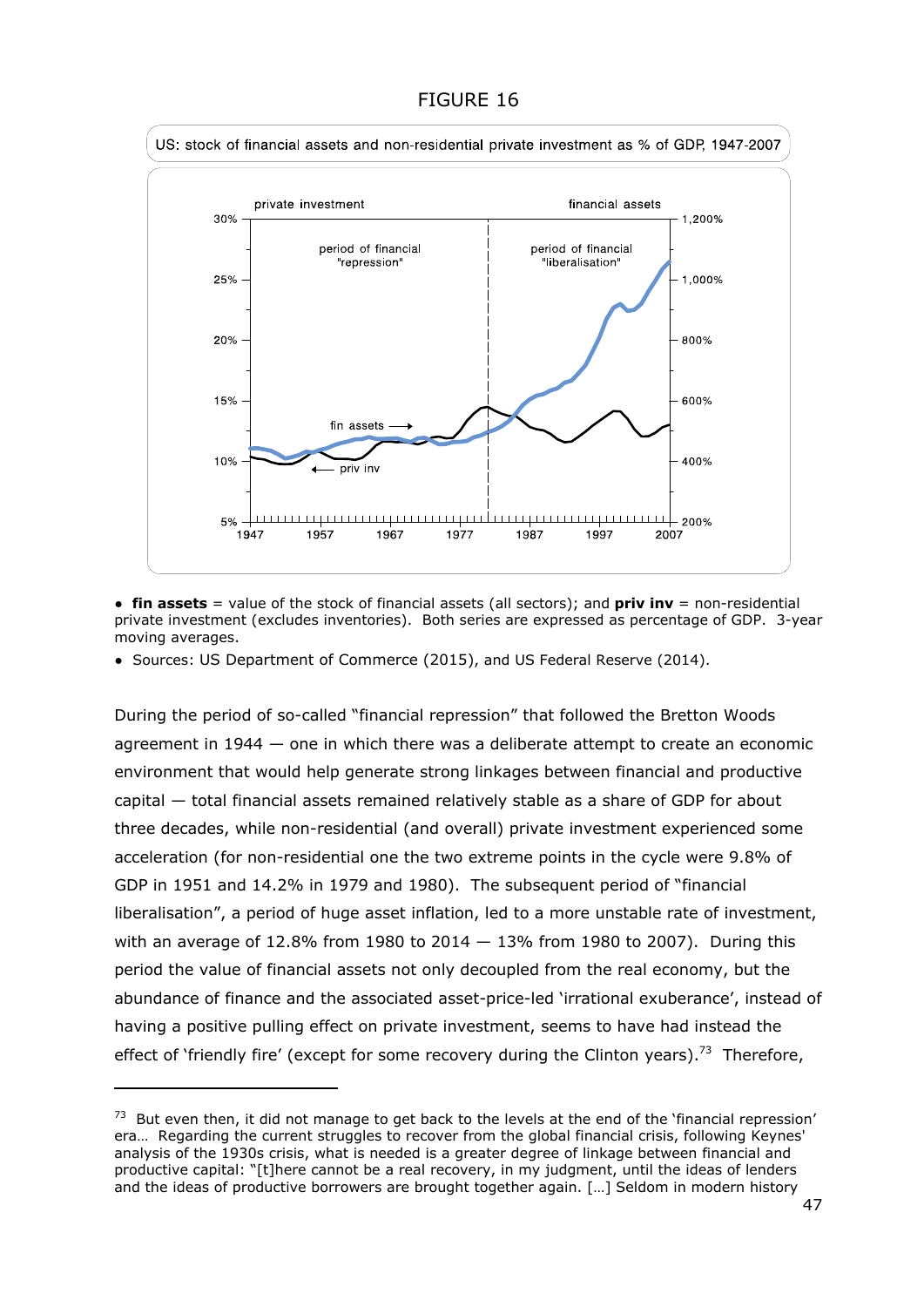FIGURE 16

US: stock of financial assets and non-residential private investment as % of GDP, 1947-2007

- **fin assets** = value of the stock of financial assets (all sectors); and **priv inv** = non-residential private investment (excludes inventories). Both series are expressed as percentage of GDP. 3-year moving averages.
- Sources: US Department of Commerce (2015), and US Federal Reserve (2014).

During the period of so-called "financial repression" that followed the Bretton Woods agreement in 1944 — one in which there was a deliberate attempt to create an economic environment that would help generate strong linkages between financial and productive capital — total financial assets remained relatively stable as a share of GDP for about three decades, while non-residential (and overall) private investment experienced some acceleration (for non-residential one the two extreme points in the cycle were 9.8% of GDP in 1951 and 14.2% in 1979 and 1980). The subsequent period of "financial liberalisation", a period of huge asset inflation, led to a more unstable rate of investment, with an average of 12.8% from 1980 to 2014 — 13% from 1980 to 2007). During this period the value of financial assets not only decoupled from the real economy, but the abundance of finance and the associated asset-price-led 'irrational exuberance', instead of having a positive pulling effect on private investment, seems to have had instead the effect of 'friendly fire' (except for some recovery during the Clinton years).[73] Therefore,

[73] But even then, it did not manage to get back to the levels at the end of the 'financial repression' era… Regarding the current struggles to recover from the global financial crisis, following Keynes' analysis of the 1930s crisis, what is needed is a greater degree of linkage between financial and productive capital: "[t]here cannot be a real recovery, in my judgment, until the ideas of lenders and the ideas of productive borrowers are brought together again. […] Seldom in modern history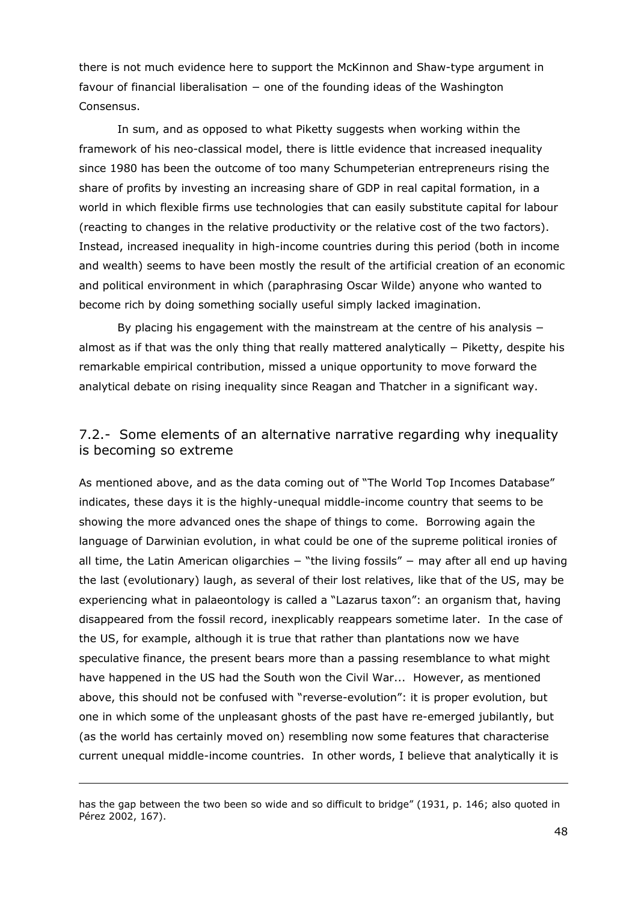there is not much evidence here to support the McKinnon and Shaw-type argument in favour of financial liberalisation − one of the founding ideas of the Washington Consensus.

In sum, and as opposed to what Piketty suggests when working within the framework of his neo-classical model, there is little evidence that increased inequality since 1980 has been the outcome of too many Schumpeterian entrepreneurs rising the share of profits by investing an increasing share of GDP in real capital formation, in a world in which flexible firms use technologies that can easily substitute capital for labour (reacting to changes in the relative productivity or the relative cost of the two factors). Instead, increased inequality in high-income countries during this period (both in income and wealth) seems to have been mostly the result of the artificial creation of an economic and political environment in which (paraphrasing Oscar Wilde) anyone who wanted to become rich by doing something socially useful simply lacked imagination.

By placing his engagement with the mainstream at the centre of his analysis − almost as if that was the only thing that really mattered analytically − Piketty, despite his remarkable empirical contribution, missed a unique opportunity to move forward the analytical debate on rising inequality since Reagan and Thatcher in a significant way.

## 7.2.- Some elements of an alternative narrative regarding why inequality is becoming so extreme

As mentioned above, and as the data coming out of "The World Top Incomes Database" indicates, these days it is the highly-unequal middle-income country that seems to be showing the more advanced ones the shape of things to come. Borrowing again the language of Darwinian evolution, in what could be one of the supreme political ironies of all time, the Latin American oligarchies − "the living fossils" − may after all end up having the last (evolutionary) laugh, as several of their lost relatives, like that of the US, may be experiencing what in palaeontology is called a "Lazarus taxon": an organism that, having disappeared from the fossil record, inexplicably reappears sometime later. In the case of the US, for example, although it is true that rather than plantations now we have speculative finance, the present bears more than a passing resemblance to what might have happened in the US had the South won the Civil War... However, as mentioned above, this should not be confused with "reverse-evolution": it is proper evolution, but one in which some of the unpleasant ghosts of the past have re-emerged jubilantly, but (as the world has certainly moved on) resembling now some features that characterise current unequal middle-income countries. In other words, I believe that analytically it is

---

has the gap between the two been so wide and so difficult to bridge" (1931, p. 146; also quoted in Pérez 2002, 167).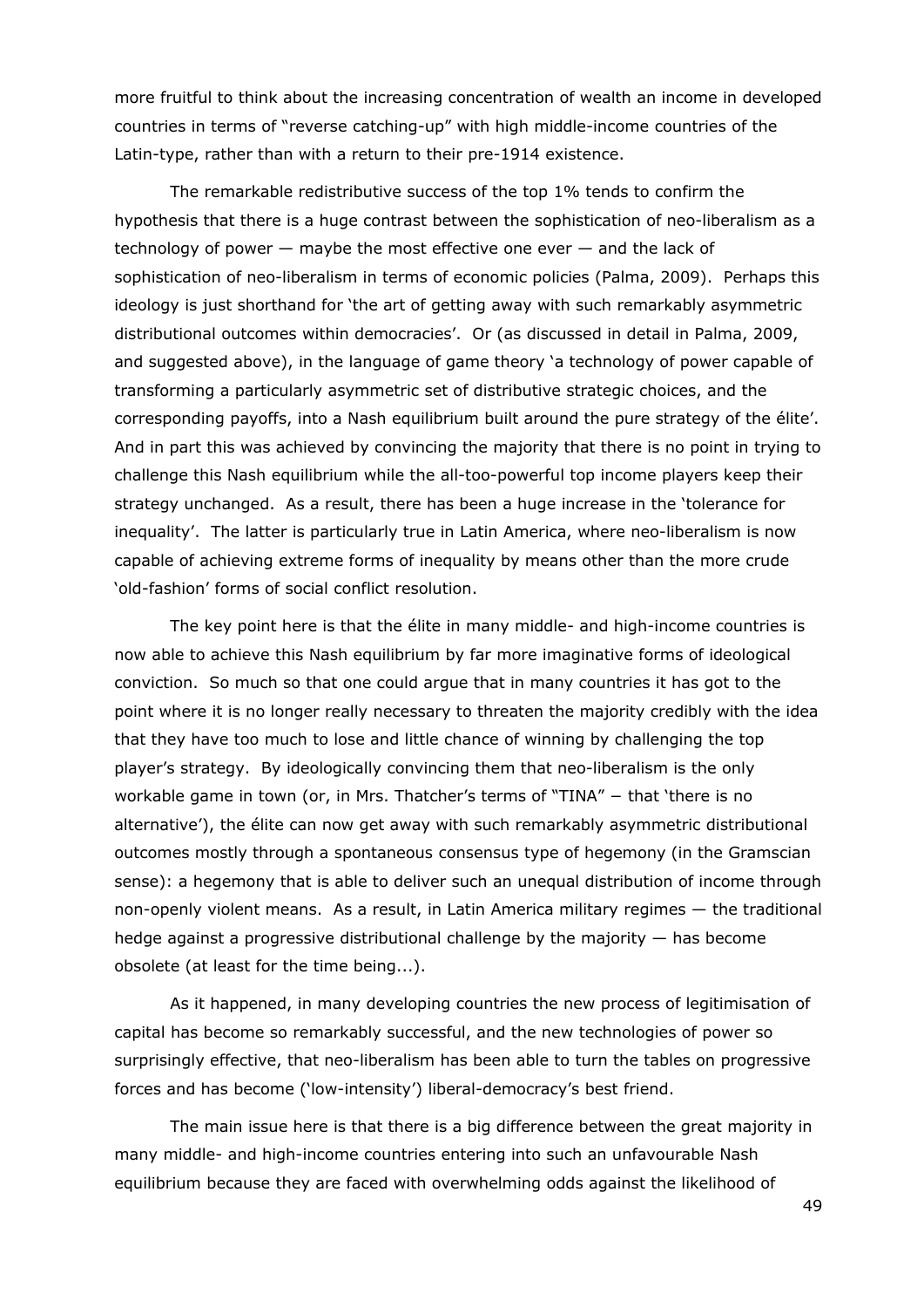more fruitful to think about the increasing concentration of wealth an income in developed countries in terms of "reverse catching-up" with high middle-income countries of the Latin-type, rather than with a return to their pre-1914 existence.

The remarkable redistributive success of the top 1% tends to confirm the hypothesis that there is a huge contrast between the sophistication of neo-liberalism as a technology of power — maybe the most effective one ever — and the lack of sophistication of neo-liberalism in terms of economic policies (Palma, 2009). Perhaps this ideology is just shorthand for 'the art of getting away with such remarkably asymmetric distributional outcomes within democracies'. Or (as discussed in detail in Palma, 2009, and suggested above), in the language of game theory 'a technology of power capable of transforming a particularly asymmetric set of distributive strategic choices, and the corresponding payoffs, into a Nash equilibrium built around the pure strategy of the élite'. And in part this was achieved by convincing the majority that there is no point in trying to challenge this Nash equilibrium while the all-too-powerful top income players keep their strategy unchanged. As a result, there has been a huge increase in the 'tolerance for inequality'. The latter is particularly true in Latin America, where neo-liberalism is now capable of achieving extreme forms of inequality by means other than the more crude 'old-fashion' forms of social conflict resolution.

The key point here is that the élite in many middle- and high-income countries is now able to achieve this Nash equilibrium by far more imaginative forms of ideological conviction. So much so that one could argue that in many countries it has got to the point where it is no longer really necessary to threaten the majority credibly with the idea that they have too much to lose and little chance of winning by challenging the top player's strategy. By ideologically convincing them that neo-liberalism is the only workable game in town (or, in Mrs. Thatcher's terms of "TINA" – that 'there is no alternative'), the élite can now get away with such remarkably asymmetric distributional outcomes mostly through a spontaneous consensus type of hegemony (in the Gramscian sense): a hegemony that is able to deliver such an unequal distribution of income through non-openly violent means. As a result, in Latin America military regimes — the traditional hedge against a progressive distributional challenge by the majority — has become obsolete (at least for the time being...).

As it happened, in many developing countries the new process of legitimisation of capital has become so remarkably successful, and the new technologies of power so surprisingly effective, that neo-liberalism has been able to turn the tables on progressive forces and has become ('low-intensity') liberal-democracy's best friend.

The main issue here is that there is a big difference between the great majority in many middle- and high-income countries entering into such an unfavourable Nash equilibrium because they are faced with overwhelming odds against the likelihood of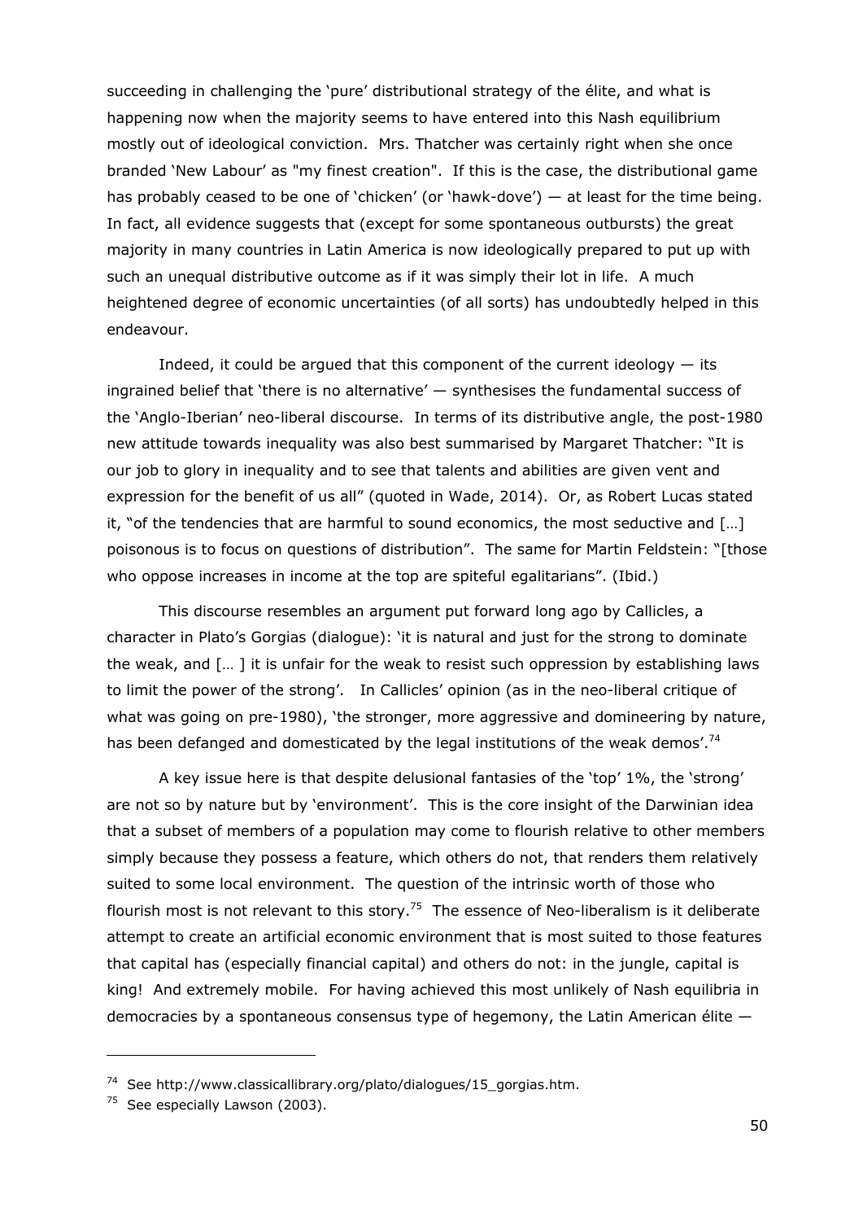succeeding in challenging the 'pure' distributional strategy of the élite, and what is happening now when the majority seems to have entered into this Nash equilibrium mostly out of ideological conviction. Mrs. Thatcher was certainly right when she once branded 'New Labour' as "my finest creation". If this is the case, the distributional game has probably ceased to be one of 'chicken' (or 'hawk-dove') — at least for the time being. In fact, all evidence suggests that (except for some spontaneous outbursts) the great majority in many countries in Latin America is now ideologically prepared to put up with such an unequal distributive outcome as if it was simply their lot in life. A much heightened degree of economic uncertainties (of all sorts) has undoubtedly helped in this endeavour.

Indeed, it could be argued that this component of the current ideology — its ingrained belief that 'there is no alternative' — synthesises the fundamental success of the 'Anglo-Iberian' neo-liberal discourse. In terms of its distributive angle, the post-1980 new attitude towards inequality was also best summarised by Margaret Thatcher: "It is our job to glory in inequality and to see that talents and abilities are given vent and expression for the benefit of us all" (quoted in Wade, 2014). Or, as Robert Lucas stated it, "of the tendencies that are harmful to sound economics, the most seductive and […] poisonous is to focus on questions of distribution". The same for Martin Feldstein: "[those who oppose increases in income at the top are spiteful egalitarians". (Ibid.)

This discourse resembles an argument put forward long ago by Callicles, a character in Plato's Gorgias (dialogue): 'it is natural and just for the strong to dominate the weak, and [… ] it is unfair for the weak to resist such oppression by establishing laws to limit the power of the strong'. In Callicles' opinion (as in the neo-liberal critique of what was going on pre-1980), 'the stronger, more aggressive and domineering by nature, has been defanged and domesticated by the legal institutions of the weak demos'.[74]

A key issue here is that despite delusional fantasies of the 'top' 1%, the 'strong' are not so by nature but by 'environment'. This is the core insight of the Darwinian idea that a subset of members of a population may come to flourish relative to other members simply because they possess a feature, which others do not, that renders them relatively suited to some local environment. The question of the intrinsic worth of those who flourish most is not relevant to this story.[75] The essence of Neo-liberalism is it deliberate attempt to create an artificial economic environment that is most suited to those features that capital has (especially financial capital) and others do not: in the jungle, capital is king! And extremely mobile. For having achieved this most unlikely of Nash equilibria in democracies by a spontaneous consensus type of hegemony, the Latin American élite —

---

[74] See http://www.classicallibrary.org/plato/dialogues/15_gorgias.htm.

[75] See especially Lawson (2003).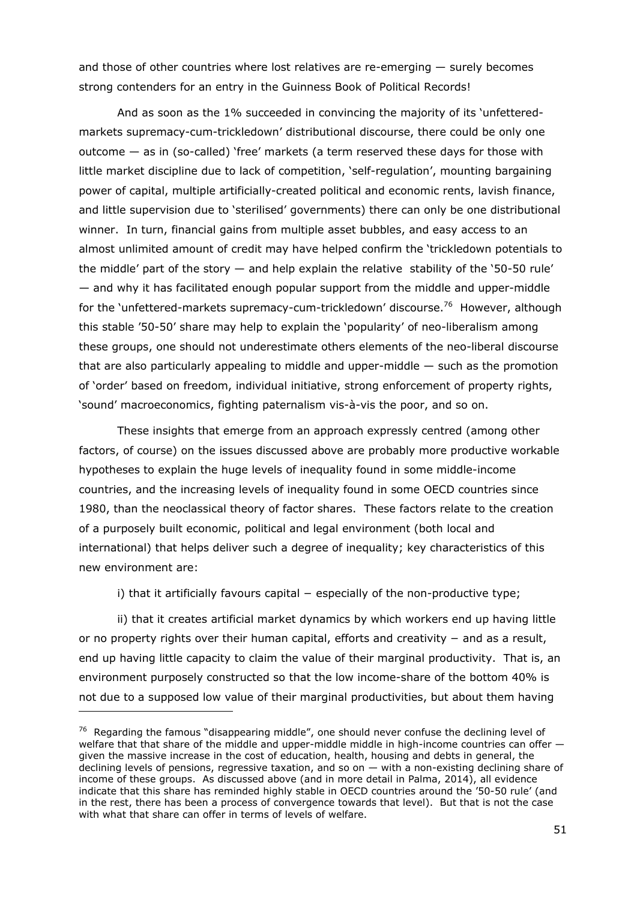and those of other countries where lost relatives are re-emerging — surely becomes strong contenders for an entry in the Guinness Book of Political Records!

And as soon as the 1% succeeded in convincing the majority of its 'unfettered-markets supremacy-cum-trickledown' distributional discourse, there could be only one outcome — as in (so-called) 'free' markets (a term reserved these days for those with little market discipline due to lack of competition, 'self-regulation', mounting bargaining power of capital, multiple artificially-created political and economic rents, lavish finance, and little supervision due to 'sterilised' governments) there can only be one distributional winner. In turn, financial gains from multiple asset bubbles, and easy access to an almost unlimited amount of credit may have helped confirm the 'trickledown potentials to the middle' part of the story — and help explain the relative stability of the '50-50 rule' — and why it has facilitated enough popular support from the middle and upper-middle for the 'unfettered-markets supremacy-cum-trickledown' discourse.[76] However, although this stable '50-50' share may help to explain the 'popularity' of neo-liberalism among these groups, one should not underestimate others elements of the neo-liberal discourse that are also particularly appealing to middle and upper-middle — such as the promotion of 'order' based on freedom, individual initiative, strong enforcement of property rights, 'sound' macroeconomics, fighting paternalism vis-à-vis the poor, and so on.

These insights that emerge from an approach expressly centred (among other factors, of course) on the issues discussed above are probably more productive workable hypotheses to explain the huge levels of inequality found in some middle-income countries, and the increasing levels of inequality found in some OECD countries since 1980, than the neoclassical theory of factor shares. These factors relate to the creation of a purposely built economic, political and legal environment (both local and international) that helps deliver such a degree of inequality; key characteristics of this new environment are:

i) that it artificially favours capital − especially of the non-productive type;

ii) that it creates artificial market dynamics by which workers end up having little or no property rights over their human capital, efforts and creativity − and as a result, end up having little capacity to claim the value of their marginal productivity. That is, an environment purposely constructed so that the low income-share of the bottom 40% is not due to a supposed low value of their marginal productivities, but about them having

---

[76] Regarding the famous "disappearing middle", one should never confuse the declining level of welfare that that share of the middle and upper-middle middle in high-income countries can offer — given the massive increase in the cost of education, health, housing and debts in general, the declining levels of pensions, regressive taxation, and so on — with a non-existing declining share of income of these groups. As discussed above (and in more detail in Palma, 2014), all evidence indicate that this share has reminded highly stable in OECD countries around the '50-50 rule' (and in the rest, there has been a process of convergence towards that level). But that is not the case with what that share can offer in terms of levels of welfare.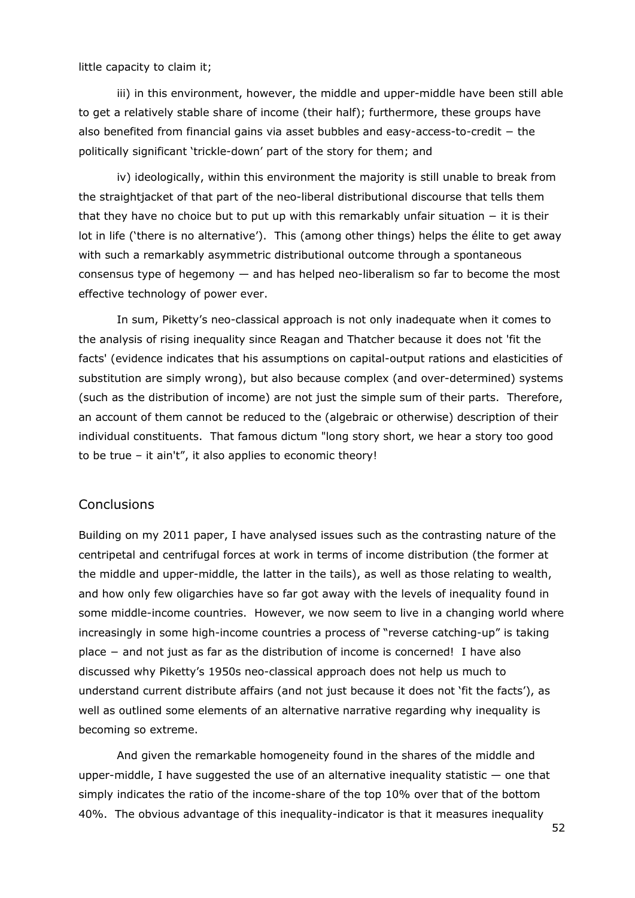little capacity to claim it;

iii) in this environment, however, the middle and upper-middle have been still able to get a relatively stable share of income (their half); furthermore, these groups have also benefited from financial gains via asset bubbles and easy-access-to-credit − the politically significant 'trickle-down' part of the story for them; and

iv) ideologically, within this environment the majority is still unable to break from the straightjacket of that part of the neo-liberal distributional discourse that tells them that they have no choice but to put up with this remarkably unfair situation − it is their lot in life ('there is no alternative'). This (among other things) helps the élite to get away with such a remarkably asymmetric distributional outcome through a spontaneous consensus type of hegemony — and has helped neo-liberalism so far to become the most effective technology of power ever.

In sum, Piketty's neo-classical approach is not only inadequate when it comes to the analysis of rising inequality since Reagan and Thatcher because it does not 'fit the facts' (evidence indicates that his assumptions on capital-output rations and elasticities of substitution are simply wrong), but also because complex (and over-determined) systems (such as the distribution of income) are not just the simple sum of their parts. Therefore, an account of them cannot be reduced to the (algebraic or otherwise) description of their individual constituents. That famous dictum "long story short, we hear a story too good to be true – it ain't", it also applies to economic theory!

## Conclusions

Building on my 2011 paper, I have analysed issues such as the contrasting nature of the centripetal and centrifugal forces at work in terms of income distribution (the former at the middle and upper-middle, the latter in the tails), as well as those relating to wealth, and how only few oligarchies have so far got away with the levels of inequality found in some middle-income countries. However, we now seem to live in a changing world where increasingly in some high-income countries a process of "reverse catching-up" is taking place − and not just as far as the distribution of income is concerned! I have also discussed why Piketty's 1950s neo-classical approach does not help us much to understand current distribute affairs (and not just because it does not 'fit the facts'), as well as outlined some elements of an alternative narrative regarding why inequality is becoming so extreme.

And given the remarkable homogeneity found in the shares of the middle and upper-middle, I have suggested the use of an alternative inequality statistic — one that simply indicates the ratio of the income-share of the top 10% over that of the bottom 40%. The obvious advantage of this inequality-indicator is that it measures inequality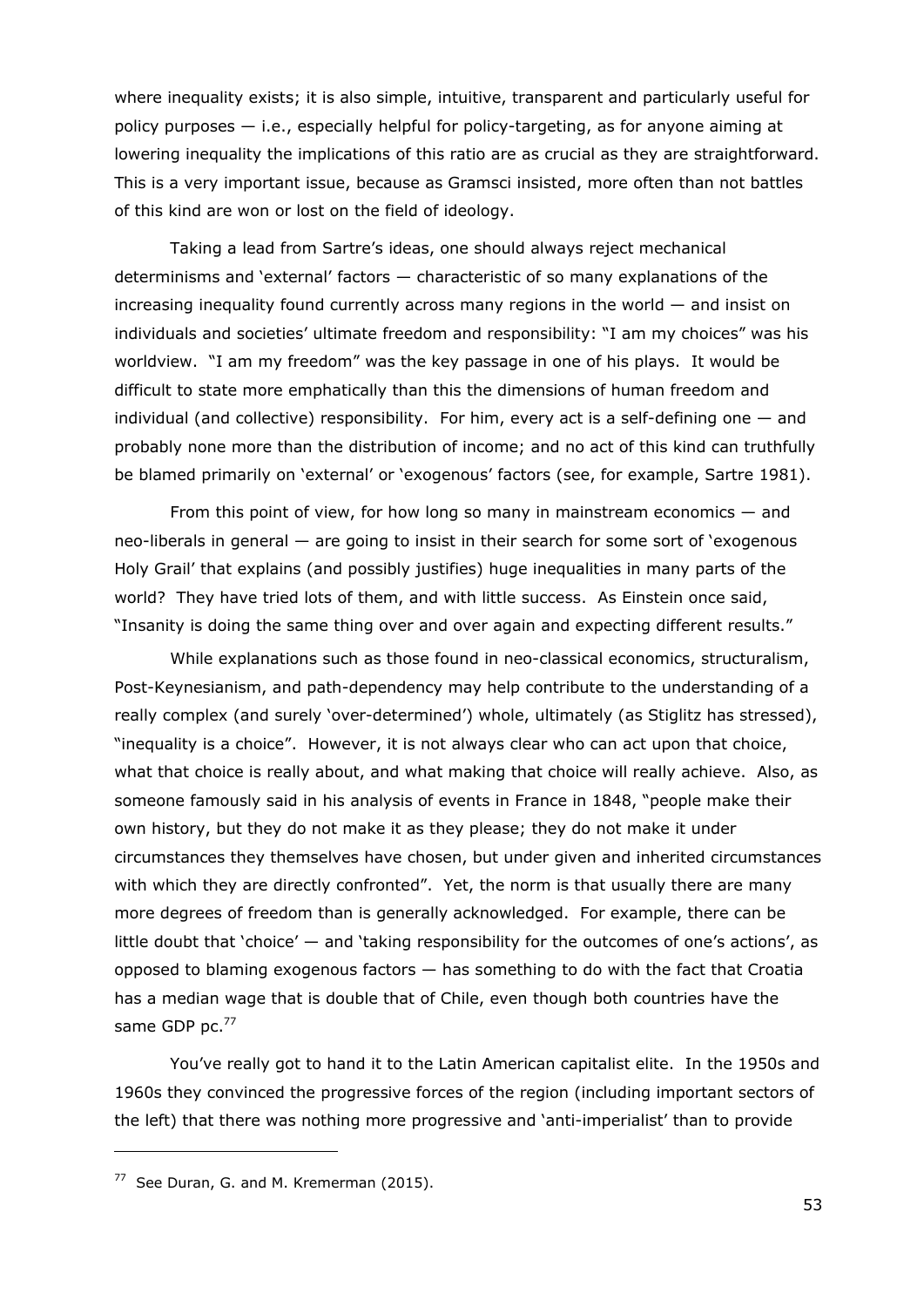where inequality exists; it is also simple, intuitive, transparent and particularly useful for policy purposes — i.e., especially helpful for policy-targeting, as for anyone aiming at lowering inequality the implications of this ratio are as crucial as they are straightforward. This is a very important issue, because as Gramsci insisted, more often than not battles of this kind are won or lost on the field of ideology.

Taking a lead from Sartre's ideas, one should always reject mechanical determinisms and 'external' factors — characteristic of so many explanations of the increasing inequality found currently across many regions in the world — and insist on individuals and societies' ultimate freedom and responsibility: "I am my choices" was his worldview. "I am my freedom" was the key passage in one of his plays. It would be difficult to state more emphatically than this the dimensions of human freedom and individual (and collective) responsibility. For him, every act is a self-defining one — and probably none more than the distribution of income; and no act of this kind can truthfully be blamed primarily on 'external' or 'exogenous' factors (see, for example, Sartre 1981).

From this point of view, for how long so many in mainstream economics — and neo-liberals in general — are going to insist in their search for some sort of 'exogenous Holy Grail' that explains (and possibly justifies) huge inequalities in many parts of the world? They have tried lots of them, and with little success. As Einstein once said, "Insanity is doing the same thing over and over again and expecting different results."

While explanations such as those found in neo-classical economics, structuralism, Post-Keynesianism, and path-dependency may help contribute to the understanding of a really complex (and surely 'over-determined') whole, ultimately (as Stiglitz has stressed), "inequality is a choice". However, it is not always clear who can act upon that choice, what that choice is really about, and what making that choice will really achieve. Also, as someone famously said in his analysis of events in France in 1848, "people make their own history, but they do not make it as they please; they do not make it under circumstances they themselves have chosen, but under given and inherited circumstances with which they are directly confronted". Yet, the norm is that usually there are many more degrees of freedom than is generally acknowledged. For example, there can be little doubt that 'choice' — and 'taking responsibility for the outcomes of one's actions', as opposed to blaming exogenous factors — has something to do with the fact that Croatia has a median wage that is double that of Chile, even though both countries have the same GDP pc.[77]

You've really got to hand it to the Latin American capitalist elite. In the 1950s and 1960s they convinced the progressive forces of the region (including important sectors of the left) that there was nothing more progressive and 'anti-imperialist' than to provide

---

[77] See Duran, G. and M. Kremerman (2015).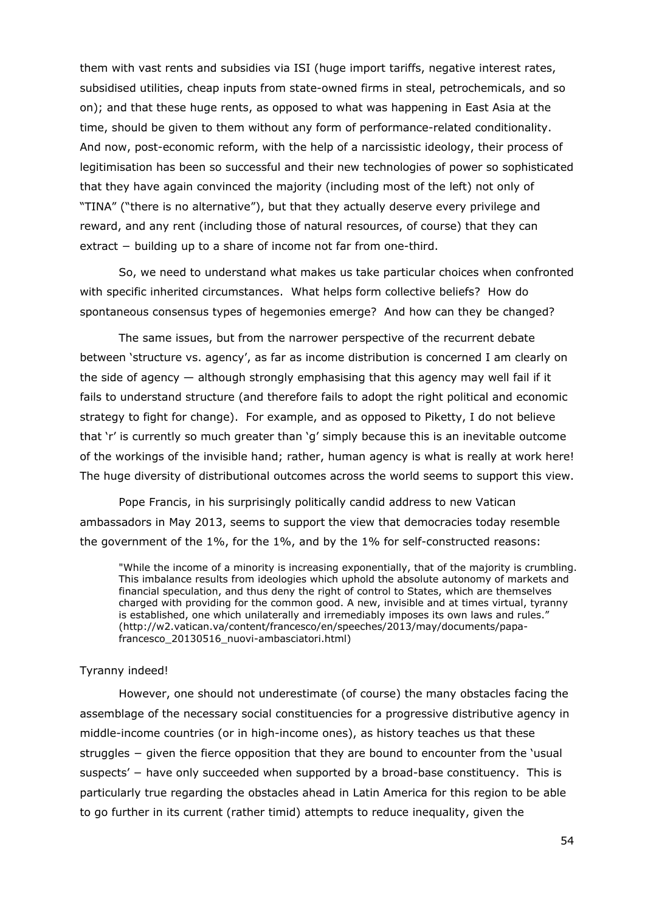them with vast rents and subsidies via ISI (huge import tariffs, negative interest rates, subsidised utilities, cheap inputs from state-owned firms in steal, petrochemicals, and so on); and that these huge rents, as opposed to what was happening in East Asia at the time, should be given to them without any form of performance-related conditionality. And now, post-economic reform, with the help of a narcissistic ideology, their process of legitimisation has been so successful and their new technologies of power so sophisticated that they have again convinced the majority (including most of the left) not only of "TINA" ("there is no alternative"), but that they actually deserve every privilege and reward, and any rent (including those of natural resources, of course) that they can extract − building up to a share of income not far from one-third.

So, we need to understand what makes us take particular choices when confronted with specific inherited circumstances. What helps form collective beliefs? How do spontaneous consensus types of hegemonies emerge? And how can they be changed?

The same issues, but from the narrower perspective of the recurrent debate between 'structure vs. agency', as far as income distribution is concerned I am clearly on the side of agency — although strongly emphasising that this agency may well fail if it fails to understand structure (and therefore fails to adopt the right political and economic strategy to fight for change). For example, and as opposed to Piketty, I do not believe that 'r' is currently so much greater than 'g' simply because this is an inevitable outcome of the workings of the invisible hand; rather, human agency is what is really at work here! The huge diversity of distributional outcomes across the world seems to support this view.

Pope Francis, in his surprisingly politically candid address to new Vatican ambassadors in May 2013, seems to support the view that democracies today resemble the government of the 1%, for the 1%, and by the 1% for self-constructed reasons:

> "While the income of a minority is increasing exponentially, that of the majority is crumbling. This imbalance results from ideologies which uphold the absolute autonomy of markets and financial speculation, and thus deny the right of control to States, which are themselves charged with providing for the common good. A new, invisible and at times virtual, tyranny is established, one which unilaterally and irremediably imposes its own laws and rules." (http://w2.vatican.va/content/francesco/en/speeches/2013/may/documents/papa-francesco_20130516_nuovi-ambasciatori.html)

Tyranny indeed!

However, one should not underestimate (of course) the many obstacles facing the assemblage of the necessary social constituencies for a progressive distributive agency in middle-income countries (or in high-income ones), as history teaches us that these struggles − given the fierce opposition that they are bound to encounter from the 'usual suspects' − have only succeeded when supported by a broad-base constituency. This is particularly true regarding the obstacles ahead in Latin America for this region to be able to go further in its current (rather timid) attempts to reduce inequality, given the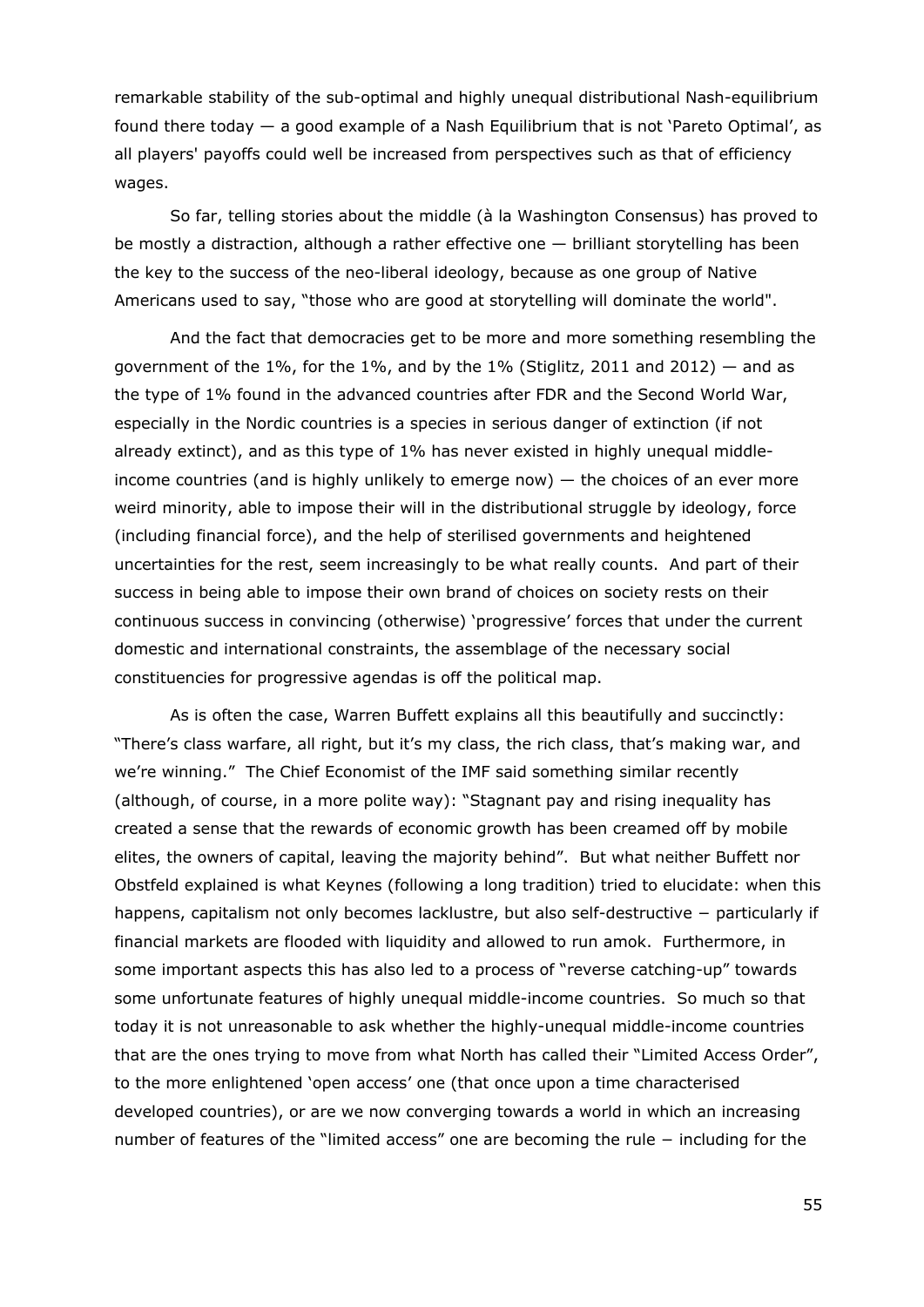remarkable stability of the sub-optimal and highly unequal distributional Nash-equilibrium found there today — a good example of a Nash Equilibrium that is not 'Pareto Optimal', as all players' payoffs could well be increased from perspectives such as that of efficiency wages.

So far, telling stories about the middle (à la Washington Consensus) has proved to be mostly a distraction, although a rather effective one — brilliant storytelling has been the key to the success of the neo-liberal ideology, because as one group of Native Americans used to say, "those who are good at storytelling will dominate the world".

And the fact that democracies get to be more and more something resembling the government of the 1%, for the 1%, and by the 1% (Stiglitz, 2011 and 2012) — and as the type of 1% found in the advanced countries after FDR and the Second World War, especially in the Nordic countries is a species in serious danger of extinction (if not already extinct), and as this type of 1% has never existed in highly unequal middle-income countries (and is highly unlikely to emerge now) — the choices of an ever more weird minority, able to impose their will in the distributional struggle by ideology, force (including financial force), and the help of sterilised governments and heightened uncertainties for the rest, seem increasingly to be what really counts. And part of their success in being able to impose their own brand of choices on society rests on their continuous success in convincing (otherwise) 'progressive' forces that under the current domestic and international constraints, the assemblage of the necessary social constituencies for progressive agendas is off the political map.

As is often the case, Warren Buffett explains all this beautifully and succinctly: "There's class warfare, all right, but it's my class, the rich class, that's making war, and we're winning." The Chief Economist of the IMF said something similar recently (although, of course, in a more polite way): "Stagnant pay and rising inequality has created a sense that the rewards of economic growth has been creamed off by mobile elites, the owners of capital, leaving the majority behind". But what neither Buffett nor Obstfeld explained is what Keynes (following a long tradition) tried to elucidate: when this happens, capitalism not only becomes lacklustre, but also self-destructive − particularly if financial markets are flooded with liquidity and allowed to run amok. Furthermore, in some important aspects this has also led to a process of "reverse catching-up" towards some unfortunate features of highly unequal middle-income countries. So much so that today it is not unreasonable to ask whether the highly-unequal middle-income countries that are the ones trying to move from what North has called their "Limited Access Order", to the more enlightened 'open access' one (that once upon a time characterised developed countries), or are we now converging towards a world in which an increasing number of features of the "limited access" one are becoming the rule − including for the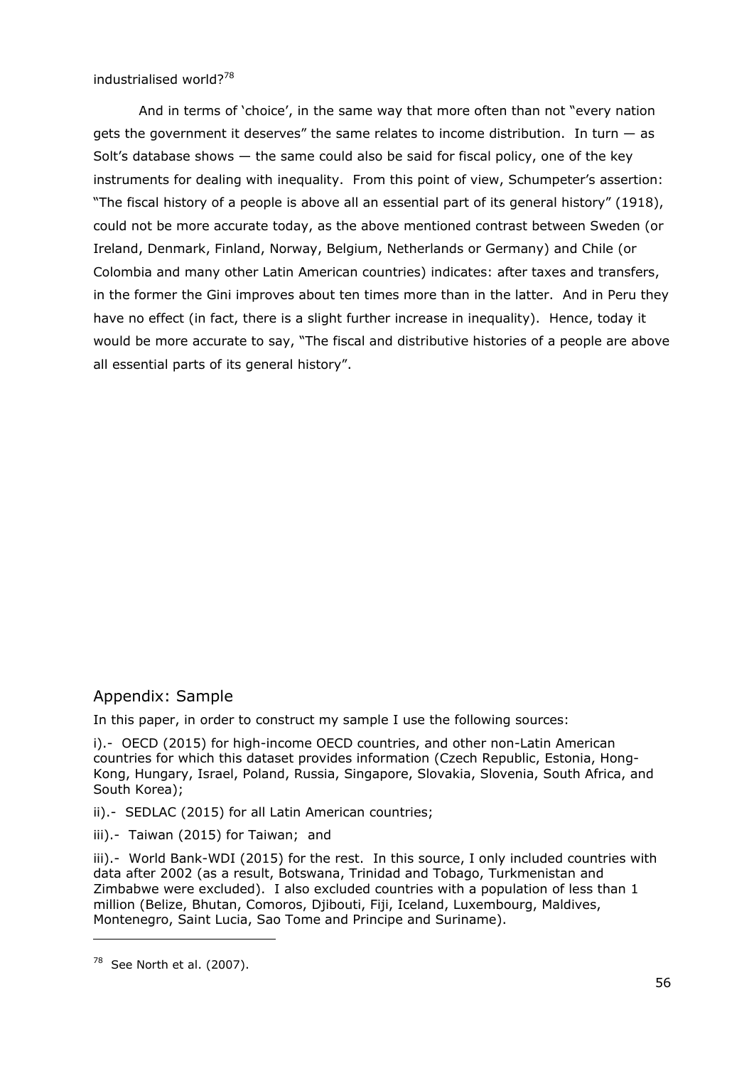industrialised world?[78]

And in terms of 'choice', in the same way that more often than not "every nation gets the government it deserves" the same relates to income distribution. In turn — as Solt's database shows — the same could also be said for fiscal policy, one of the key instruments for dealing with inequality. From this point of view, Schumpeter's assertion: "The fiscal history of a people is above all an essential part of its general history" (1918), could not be more accurate today, as the above mentioned contrast between Sweden (or Ireland, Denmark, Finland, Norway, Belgium, Netherlands or Germany) and Chile (or Colombia and many other Latin American countries) indicates: after taxes and transfers, in the former the Gini improves about ten times more than in the latter. And in Peru they have no effect (in fact, there is a slight further increase in inequality). Hence, today it would be more accurate to say, "The fiscal and distributive histories of a people are above all essential parts of its general history".

## Appendix: Sample

In this paper, in order to construct my sample I use the following sources:

i).- OECD (2015) for high-income OECD countries, and other non-Latin American countries for which this dataset provides information (Czech Republic, Estonia, Hong-Kong, Hungary, Israel, Poland, Russia, Singapore, Slovakia, Slovenia, South Africa, and South Korea);

ii).- SEDLAC (2015) for all Latin American countries;

iii).- Taiwan (2015) for Taiwan; and

iii).- World Bank-WDI (2015) for the rest. In this source, I only included countries with data after 2002 (as a result, Botswana, Trinidad and Tobago, Turkmenistan and Zimbabwe were excluded). I also excluded countries with a population of less than 1 million (Belize, Bhutan, Comoros, Djibouti, Fiji, Iceland, Luxembourg, Maldives, Montenegro, Saint Lucia, Sao Tome and Principe and Suriname).

[78] See North et al. (2007).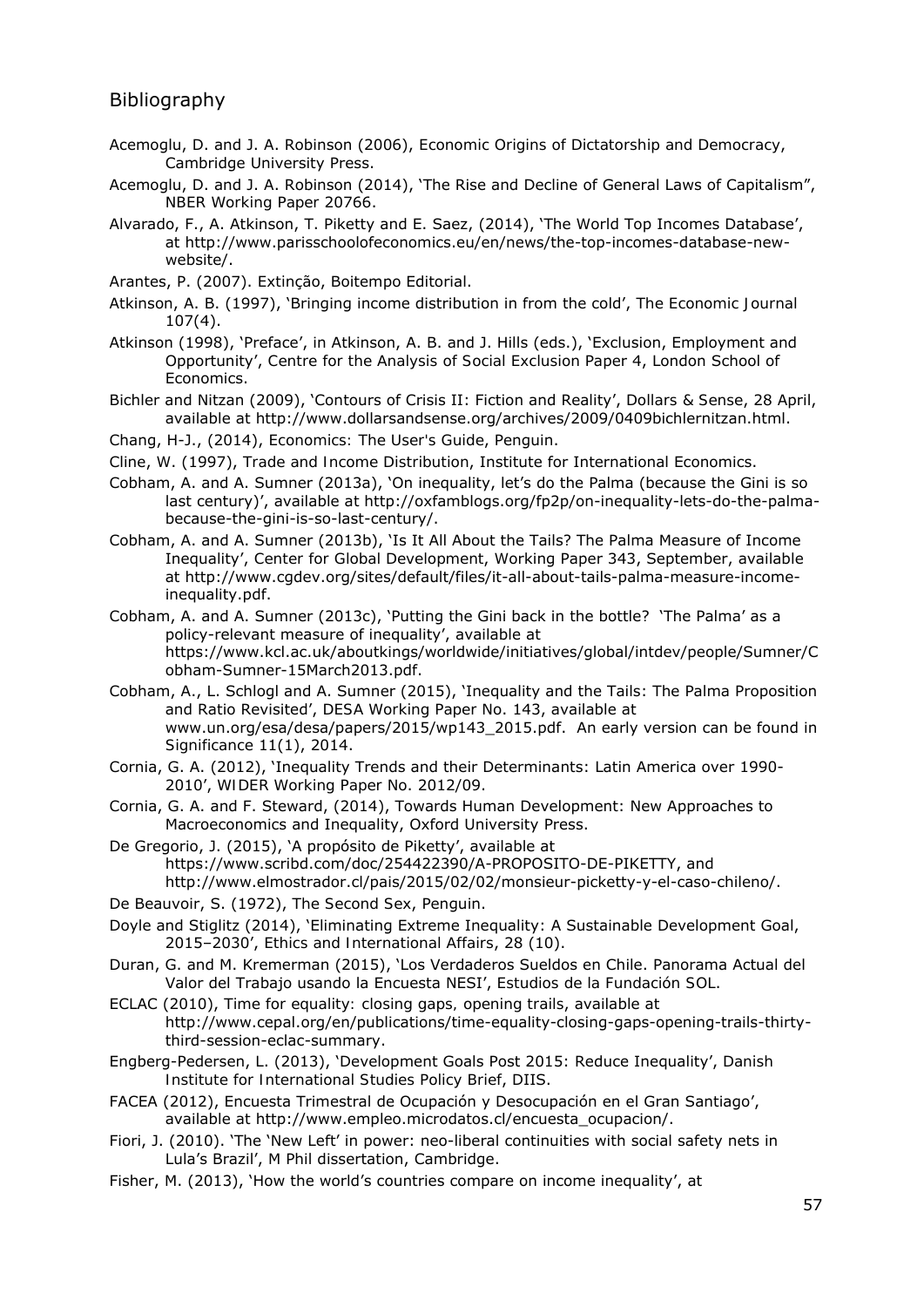## Bibliography

Acemoglu, D. and J. A. Robinson (2006), Economic Origins of Dictatorship and Democracy, Cambridge University Press.

Acemoglu, D. and J. A. Robinson (2014), 'The Rise and Decline of General Laws of Capitalism", NBER Working Paper 20766.

Alvarado, F., A. Atkinson, T. Piketty and E. Saez, (2014), 'The World Top Incomes Database', at http://www.parisschoolofeconomics.eu/en/news/the-top-incomes-database-new-website/.

Arantes, P. (2007). Extinção, Boitempo Editorial.

Atkinson, A. B. (1997), 'Bringing income distribution in from the cold', The Economic Journal 107(4).

Atkinson (1998), 'Preface', in Atkinson, A. B. and J. Hills (eds.), 'Exclusion, Employment and Opportunity', Centre for the Analysis of Social Exclusion Paper 4, London School of Economics.

Bichler and Nitzan (2009), 'Contours of Crisis II: Fiction and Reality', Dollars & Sense, 28 April, available at http://www.dollarsandsense.org/archives/2009/0409bichlernitzan.html.

Chang, H-J., (2014), Economics: The User's Guide, Penguin.

Cline, W. (1997), Trade and Income Distribution, Institute for International Economics.

Cobham, A. and A. Sumner (2013a), 'On inequality, let's do the Palma (because the Gini is so last century)', available at http://oxfamblogs.org/fp2p/on-inequality-lets-do-the-palma-because-the-gini-is-so-last-century/.

Cobham, A. and A. Sumner (2013b), 'Is It All About the Tails? The Palma Measure of Income Inequality', Center for Global Development, Working Paper 343, September, available at http://www.cgdev.org/sites/default/files/it-all-about-tails-palma-measure-income-inequality.pdf.

Cobham, A. and A. Sumner (2013c), 'Putting the Gini back in the bottle? 'The Palma' as a policy-relevant measure of inequality', available at https://www.kcl.ac.uk/aboutkings/worldwide/initiatives/global/intdev/people/Sumner/Cobham-Sumner-15March2013.pdf.

Cobham, A., L. Schlogl and A. Sumner (2015), 'Inequality and the Tails: The Palma Proposition and Ratio Revisited', DESA Working Paper No. 143, available at www.un.org/esa/desa/papers/2015/wp143_2015.pdf. An early version can be found in Significance 11(1), 2014.

Cornia, G. A. (2012), 'Inequality Trends and their Determinants: Latin America over 1990-2010', WIDER Working Paper No. 2012/09.

Cornia, G. A. and F. Steward, (2014), Towards Human Development: New Approaches to Macroeconomics and Inequality, Oxford University Press.

De Gregorio, J. (2015), 'A propósito de Piketty', available at https://www.scribd.com/doc/254422390/A-PROPOSITO-DE-PIKETTY, and http://www.elmostrador.cl/pais/2015/02/02/monsieur-picketty-y-el-caso-chileno/.

De Beauvoir, S. (1972), The Second Sex, Penguin.

Doyle and Stiglitz (2014), 'Eliminating Extreme Inequality: A Sustainable Development Goal, 2015–2030', Ethics and International Affairs, 28 (10).

Duran, G. and M. Kremerman (2015), 'Los Verdaderos Sueldos en Chile. Panorama Actual del Valor del Trabajo usando la Encuesta NESI', Estudios de la Fundación SOL.

ECLAC (2010), Time for equality: closing gaps, opening trails, available at http://www.cepal.org/en/publications/time-equality-closing-gaps-opening-trails-thirty-third-session-eclac-summary.

Engberg-Pedersen, L. (2013), 'Development Goals Post 2015: Reduce Inequality', Danish Institute for International Studies Policy Brief, DIIS.

FACEA (2012), Encuesta Trimestral de Ocupación y Desocupación en el Gran Santiago', available at http://www.empleo.microdatos.cl/encuesta_ocupacion/.

Fiori, J. (2010). 'The 'New Left' in power: neo-liberal continuities with social safety nets in Lula's Brazil', M Phil dissertation, Cambridge.

Fisher, M. (2013), 'How the world's countries compare on income inequality', at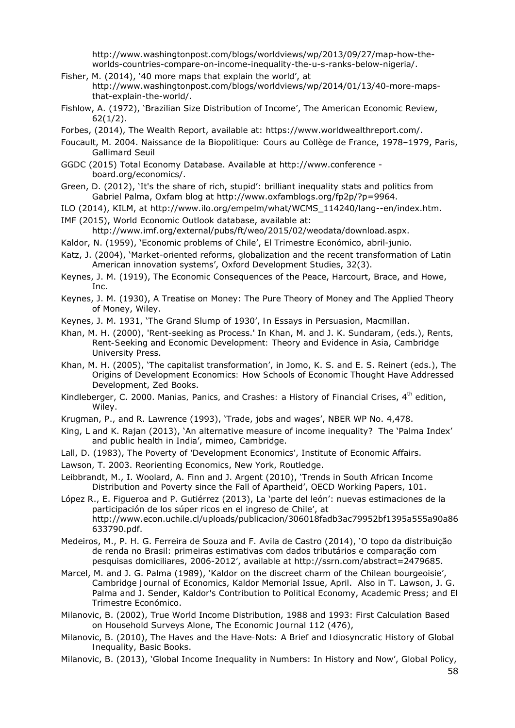http://www.washingtonpost.com/blogs/worldviews/wp/2013/09/27/map-how-the-worlds-countries-compare-on-income-inequality-the-u-s-ranks-below-nigeria/.

Fisher, M. (2014), '40 more maps that explain the world', at http://www.washingtonpost.com/blogs/worldviews/wp/2014/01/13/40-more-maps-that-explain-the-world/.

Fishlow, A. (1972), 'Brazilian Size Distribution of Income', The American Economic Review, 62(1/2).

Forbes, (2014), The Wealth Report, available at: https://www.worldwealthreport.com/.

Foucault, M. 2004. *Naissance de la Biopolitique: Cours au Collège de France, 1978–1979*, Paris, Gallimard Seuil

GGDC (2015) Total Economy Database. Available at http://www.conference - board.org/economics/.

Green, D. (2012), 'It's the share of rich, stupid': brilliant inequality stats and politics from Gabriel Palma, Oxfam blog at http://www.oxfamblogs.org/fp2p/?p=9964.

ILO (2014), KILM, at http://www.ilo.org/empelm/what/WCMS_114240/lang--en/index.htm.

IMF (2015), World Economic Outlook database, available at: http://www.imf.org/external/pubs/ft/weo/2015/02/weodata/download.aspx.

Kaldor, N. (1959), 'Economic problems of Chile', *El Trimestre Económico*, abril-junio.

Katz, J. (2004), 'Market-oriented reforms, globalization and the recent transformation of Latin American innovation systems', *Oxford Development Studies*, 32(3).

Keynes, J. M. (1919), *The Economic Consequences of the Peace*, Harcourt, Brace, and Howe, Inc.

Keynes, J. M. (1930), *A Treatise on Money: The Pure Theory of Money and The Applied Theory of Money*, Wiley.

Keynes, J. M. 1931, 'The Grand Slump of 1930', In *Essays in Persuasion*, Macmillan.

Khan, M. H. (2000), 'Rent-seeking as Process.' In Khan, M. and J. K. Sundaram, (eds.), *Rents, Rent-Seeking and Economic Development: Theory and Evidence in Asia*, Cambridge University Press.

Khan, M. H. (2005), 'The capitalist transformation', in Jomo, K. S. and E. S. Reinert (eds.), *The Origins of Development Economics: How Schools of Economic Thought Have Addressed Development*, Zed Books.

Kindleberger, C. 2000. *Manias, Panics, and Crashes: a History of Financial Crises*, 4th edition, Wiley.

Krugman, P., and R. Lawrence (1993), 'Trade, jobs and wages', NBER WP No. 4,478.

King, L and K. Rajan (2013), 'An alternative measure of income inequality? The 'Palma Index' and public health in India', mimeo, Cambridge.

Lall, D. (1983), *The Poverty of 'Development Economics'*, Institute of Economic Affairs.

Lawson, T. 2003. *Reorienting Economics*, New York, Routledge.

Leibbrandt, M., I. Woolard, A. Finn and J. Argent (2010), 'Trends in South African Income Distribution and Poverty since the Fall of Apartheid', OECD Working Papers, 101.

López R., E. Figueroa and P. Gutiérrez (2013), La 'parte del león': nuevas estimaciones de la participación de los súper ricos en el ingreso de Chile', at http://www.econ.uchile.cl/uploads/publicacion/306018fadb3ac79952bf1395a555a90a86633790.pdf.

Medeiros, M., P. H. G. Ferreira de Souza and F. Avila de Castro (2014), 'O topo da distribuição de renda no Brasil: primeiras estimativas com dados tributários e comparação com pesquisas domiciliares, 2006-2012', available at http://ssrn.com/abstract=2479685.

Marcel, M. and J. G. Palma (1989), 'Kaldor on the discreet charm of the Chilean bourgeoisie', *Cambridge Journal of Economics*, Kaldor Memorial Issue, April. Also in T. Lawson, J. G. Palma and J. Sender, *Kaldor's Contribution to Political Economy*, Academic Press; and *El Trimestre Económico*.

Milanovic, B. (2002), True World Income Distribution, 1988 and 1993: First Calculation Based on Household Surveys Alone, *The Economic Journal* 112 (476),

Milanovic, B. (2010), *The Haves and the Have-Nots: A Brief and Idiosyncratic History of Global Inequality*, Basic Books.

Milanovic, B. (2013), 'Global Income Inequality in Numbers: In History and Now', *Global Policy*,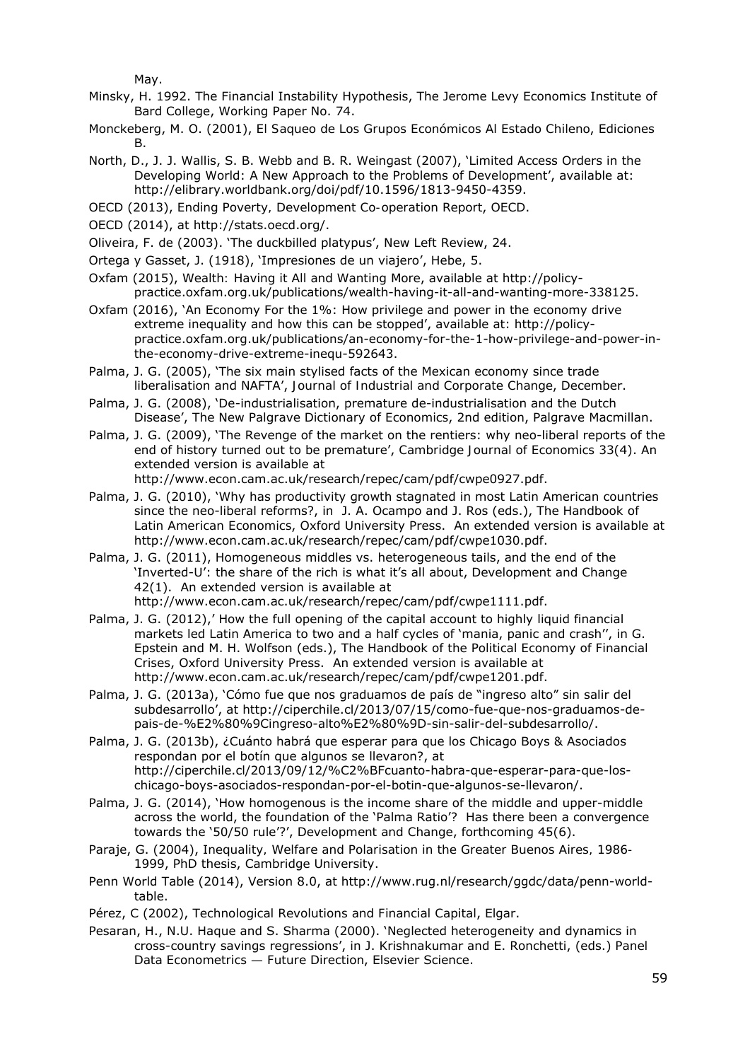May.

Minsky, H. 1992. The Financial Instability Hypothesis, The Jerome Levy Economics Institute of Bard College, Working Paper No. 74.

Monckeberg, M. O. (2001), El Saqueo de Los Grupos Económicos Al Estado Chileno, Ediciones B.

North, D., J. J. Wallis, S. B. Webb and B. R. Weingast (2007), 'Limited Access Orders in the Developing World: A New Approach to the Problems of Development', available at: http://elibrary.worldbank.org/doi/pdf/10.1596/1813-9450-4359.

OECD (2013), Ending Poverty, Development Co-operation Report, OECD.

OECD (2014), at http://stats.oecd.org/.

Oliveira, F. de (2003). 'The duckbilled platypus', New Left Review, 24.

Ortega y Gasset, J. (1918), 'Impresiones de un viajero', Hebe, 5.

Oxfam (2015), Wealth: Having it All and Wanting More, available at http://policy-practice.oxfam.org.uk/publications/wealth-having-it-all-and-wanting-more-338125.

Oxfam (2016), 'An Economy For the 1%: How privilege and power in the economy drive extreme inequality and how this can be stopped', available at: http://policy-practice.oxfam.org.uk/publications/an-economy-for-the-1-how-privilege-and-power-in-the-economy-drive-extreme-inequ-592643.

Palma, J. G. (2005), 'The six main stylised facts of the Mexican economy since trade liberalisation and NAFTA', Journal of Industrial and Corporate Change, December.

Palma, J. G. (2008), 'De-industrialisation, premature de-industrialisation and the Dutch Disease', The New Palgrave Dictionary of Economics, 2nd edition, Palgrave Macmillan.

Palma, J. G. (2009), 'The Revenge of the market on the rentiers: why neo-liberal reports of the end of history turned out to be premature', Cambridge Journal of Economics 33(4). An extended version is available at http://www.econ.cam.ac.uk/research/repec/cam/pdf/cwpe0927.pdf.

Palma, J. G. (2010), 'Why has productivity growth stagnated in most Latin American countries since the neo-liberal reforms?, in J. A. Ocampo and J. Ros (eds.), The Handbook of Latin American Economics, Oxford University Press. An extended version is available at http://www.econ.cam.ac.uk/research/repec/cam/pdf/cwpe1030.pdf.

Palma, J. G. (2011), Homogeneous middles vs. heterogeneous tails, and the end of the 'Inverted-U': the share of the rich is what it's all about, Development and Change 42(1). An extended version is available at http://www.econ.cam.ac.uk/research/repec/cam/pdf/cwpe1111.pdf.

Palma, J. G. (2012),' How the full opening of the capital account to highly liquid financial markets led Latin America to two and a half cycles of 'mania, panic and crash'', in G. Epstein and M. H. Wolfson (eds.), The Handbook of the Political Economy of Financial Crises, Oxford University Press. An extended version is available at http://www.econ.cam.ac.uk/research/repec/cam/pdf/cwpe1201.pdf.

Palma, J. G. (2013a), 'Cómo fue que nos graduamos de país de "ingreso alto" sin salir del subdesarrollo', at http://ciperchile.cl/2013/07/15/como-fue-que-nos-graduamos-de-pais-de-%E2%80%9Cingreso-alto%E2%80%9D-sin-salir-del-subdesarrollo/.

Palma, J. G. (2013b), ¿Cuánto habrá que esperar para que los Chicago Boys & Asociados respondan por el botín que algunos se llevaron?, at http://ciperchile.cl/2013/09/12/%C2%BFcuanto-habra-que-esperar-para-que-los-chicago-boys-asociados-respondan-por-el-botin-que-algunos-se-llevaron/.

Palma, J. G. (2014), 'How homogenous is the income share of the middle and upper-middle across the world, the foundation of the 'Palma Ratio'? Has there been a convergence towards the '50/50 rule'?', Development and Change, forthcoming 45(6).

Paraje, G. (2004), Inequality, Welfare and Polarisation in the Greater Buenos Aires, 1986-1999, PhD thesis, Cambridge University.

Penn World Table (2014), Version 8.0, at http://www.rug.nl/research/ggdc/data/penn-world-table.

Pérez, C (2002), Technological Revolutions and Financial Capital, Elgar.

Pesaran, H., N.U. Haque and S. Sharma (2000). 'Neglected heterogeneity and dynamics in cross-country savings regressions', in J. Krishnakumar and E. Ronchetti, (eds.) Panel Data Econometrics — Future Direction, Elsevier Science.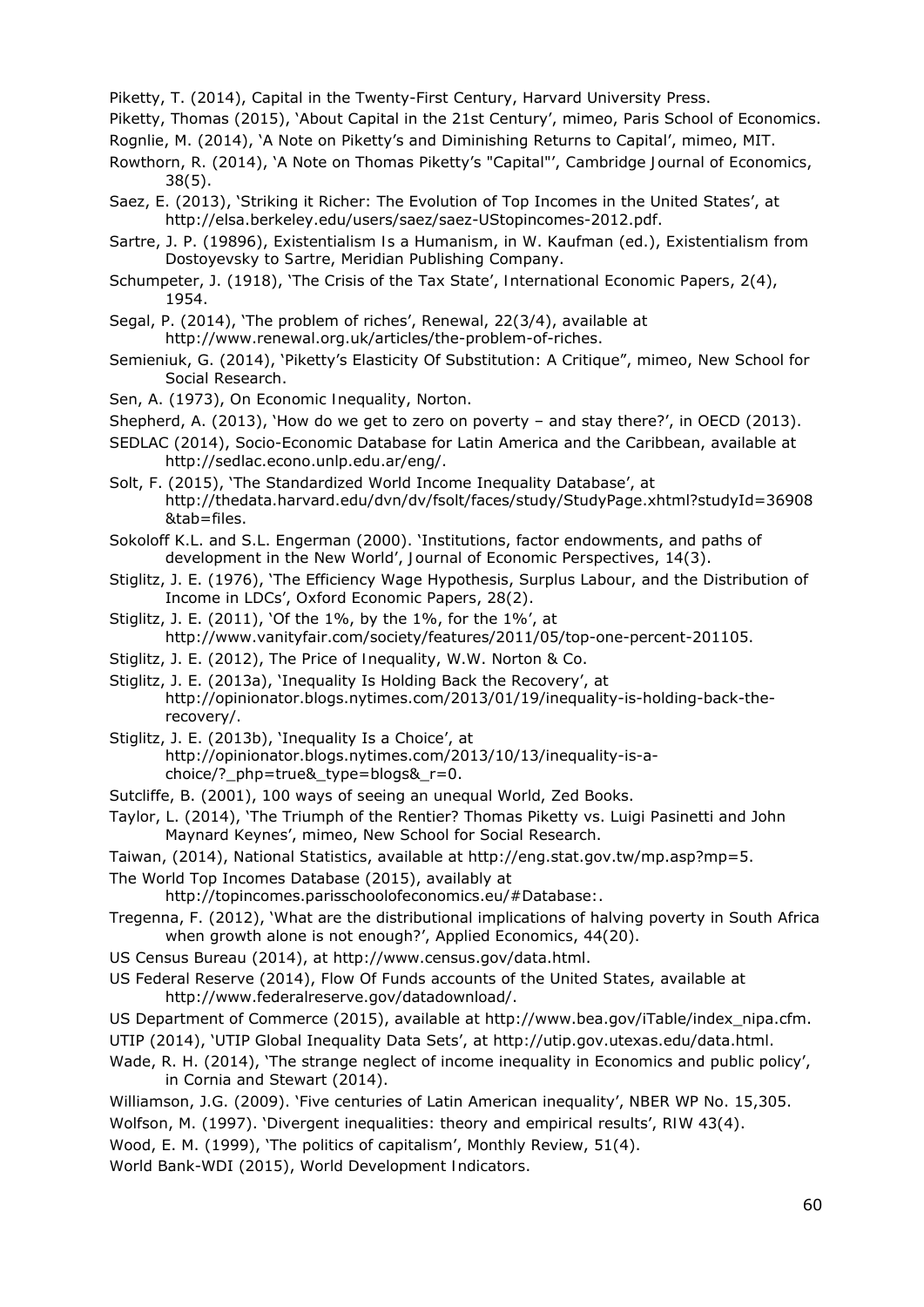Piketty, T. (2014), Capital in the Twenty-First Century, Harvard University Press.

Piketty, Thomas (2015), 'About Capital in the 21st Century', mimeo, Paris School of Economics.

Rognlie, M. (2014), 'A Note on Piketty's and Diminishing Returns to Capital', mimeo, MIT.

Rowthorn, R. (2014), 'A Note on Thomas Piketty's "Capital"', Cambridge Journal of Economics, 38(5).

Saez, E. (2013), 'Striking it Richer: The Evolution of Top Incomes in the United States', at http://elsa.berkeley.edu/users/saez/saez-UStopincomes-2012.pdf.

Sartre, J. P. (19896), Existentialism Is a Humanism, in W. Kaufman (ed.), Existentialism from Dostoyevsky to Sartre, Meridian Publishing Company.

Schumpeter, J. (1918), 'The Crisis of the Tax State', International Economic Papers, 2(4), 1954.

Segal, P. (2014), 'The problem of riches', Renewal, 22(3/4), available at http://www.renewal.org.uk/articles/the-problem-of-riches.

Semieniuk, G. (2014), 'Piketty's Elasticity Of Substitution: A Critique", mimeo, New School for Social Research.

Sen, A. (1973), On Economic Inequality, Norton.

Shepherd, A. (2013), 'How do we get to zero on poverty – and stay there?', in OECD (2013).

SEDLAC (2014), Socio-Economic Database for Latin America and the Caribbean, available at http://sedlac.econo.unlp.edu.ar/eng/.

Solt, F. (2015), 'The Standardized World Income Inequality Database', at http://thedata.harvard.edu/dvn/dv/fsolt/faces/study/StudyPage.xhtml?studyId=36908&tab=files.

Sokoloff K.L. and S.L. Engerman (2000). 'Institutions, factor endowments, and paths of development in the New World', Journal of Economic Perspectives, 14(3).

Stiglitz, J. E. (1976), 'The Efficiency Wage Hypothesis, Surplus Labour, and the Distribution of Income in LDCs', Oxford Economic Papers, 28(2).

Stiglitz, J. E. (2011), 'Of the 1%, by the 1%, for the 1%', at http://www.vanityfair.com/society/features/2011/05/top-one-percent-201105.

Stiglitz, J. E. (2012), The Price of Inequality, W.W. Norton & Co.

Stiglitz, J. E. (2013a), 'Inequality Is Holding Back the Recovery', at http://opinionator.blogs.nytimes.com/2013/01/19/inequality-is-holding-back-the-recovery/.

Stiglitz, J. E. (2013b), 'Inequality Is a Choice', at http://opinionator.blogs.nytimes.com/2013/10/13/inequality-is-a-choice/?_php=true&_type=blogs&_r=0.

Sutcliffe, B. (2001), 100 ways of seeing an unequal World, Zed Books.

Taylor, L. (2014), 'The Triumph of the Rentier? Thomas Piketty vs. Luigi Pasinetti and John Maynard Keynes', mimeo, New School for Social Research.

Taiwan, (2014), National Statistics, available at http://eng.stat.gov.tw/mp.asp?mp=5.

The World Top Incomes Database (2015), availably at http://topincomes.parisschoolofeconomics.eu/#Database:.

Tregenna, F. (2012), 'What are the distributional implications of halving poverty in South Africa when growth alone is not enough?', Applied Economics, 44(20).

US Census Bureau (2014), at http://www.census.gov/data.html.

US Federal Reserve (2014), Flow Of Funds accounts of the United States, available at http://www.federalreserve.gov/datadownload/.

US Department of Commerce (2015), available at http://www.bea.gov/iTable/index_nipa.cfm.

UTIP (2014), 'UTIP Global Inequality Data Sets', at http://utip.gov.utexas.edu/data.html.

Wade, R. H. (2014), 'The strange neglect of income inequality in Economics and public policy', in Cornia and Stewart (2014).

Williamson, J.G. (2009). 'Five centuries of Latin American inequality', NBER WP No. 15,305.

Wolfson, M. (1997). 'Divergent inequalities: theory and empirical results', RIW 43(4).

Wood, E. M. (1999), 'The politics of capitalism', Monthly Review, 51(4).

World Bank-WDI (2015), World Development Indicators.